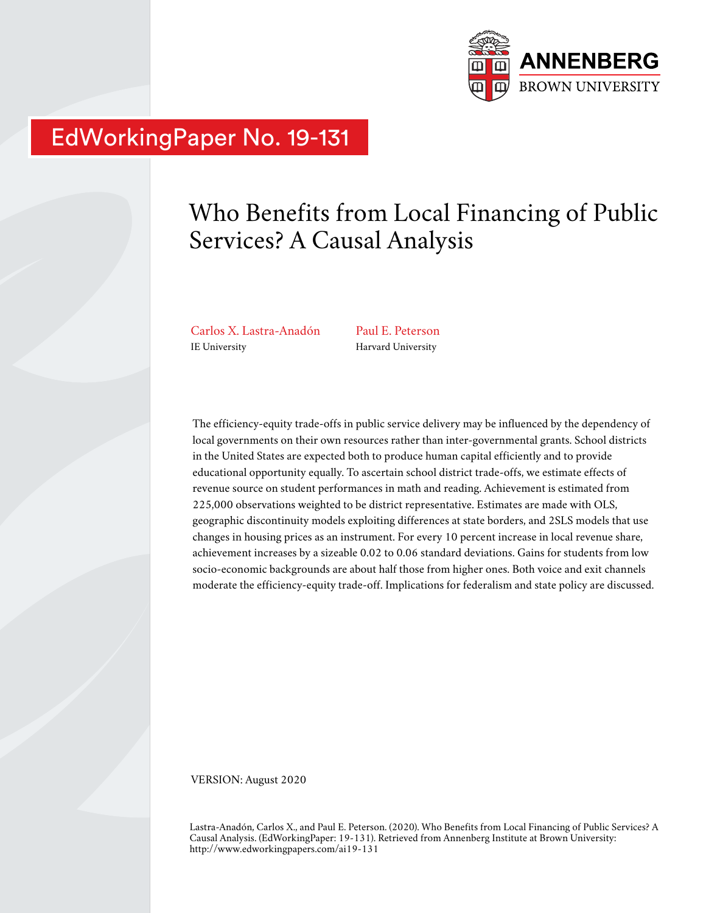ANNENBERG
BROWN UNIVERSITY

EdWorkingPaper No. 19-131

# Who Benefits from Local Financing of Public Services? A Causal Analysis

Carlos X. Lastra-Anadón
IE University

Paul E. Peterson
Harvard University

The efficiency-equity trade-offs in public service delivery may be influenced by the dependency of local governments on their own resources rather than inter-governmental grants. School districts in the United States are expected both to produce human capital efficiently and to provide educational opportunity equally. To ascertain school district trade-offs, we estimate effects of revenue source on student performances in math and reading. Achievement is estimated from 225,000 observations weighted to be district representative. Estimates are made with OLS, geographic discontinuity models exploiting differences at state borders, and 2SLS models that use changes in housing prices as an instrument. For every 10 percent increase in local revenue share, achievement increases by a sizeable 0.02 to 0.06 standard deviations. Gains for students from low socio-economic backgrounds are about half those from higher ones. Both voice and exit channels moderate the efficiency-equity trade-off. Implications for federalism and state policy are discussed.

VERSION: August 2020

Lastra-Anadón, Carlos X., and Paul E. Peterson. (2020). Who Benefits from Local Financing of Public Services? A Causal Analysis. (EdWorkingPaper: 19-131). Retrieved from Annenberg Institute at Brown University: http://www.edworkingpapers.com/ai19-131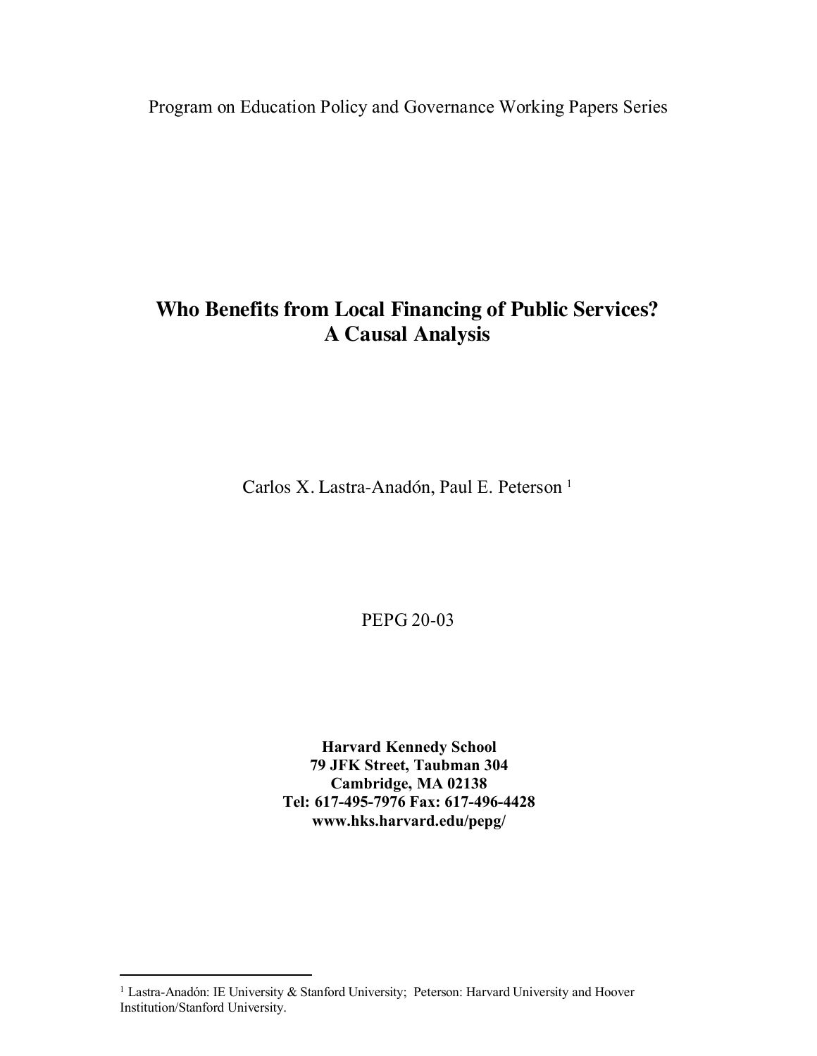Program on Education Policy and Governance Working Papers Series

# Who Benefits from Local Financing of Public Services? A Causal Analysis

Carlos X. Lastra-Anadón, Paul E. Peterson [1]

PEPG 20-03

**Harvard Kennedy School**
**79 JFK Street, Taubman 304**
**Cambridge, MA 02138**
**Tel: 617-495-7976 Fax: 617-496-4428**
**www.hks.harvard.edu/pepg/**

[1] Lastra-Anadón: IE University & Stanford University; Peterson: Harvard University and Hoover Institution/Stanford University.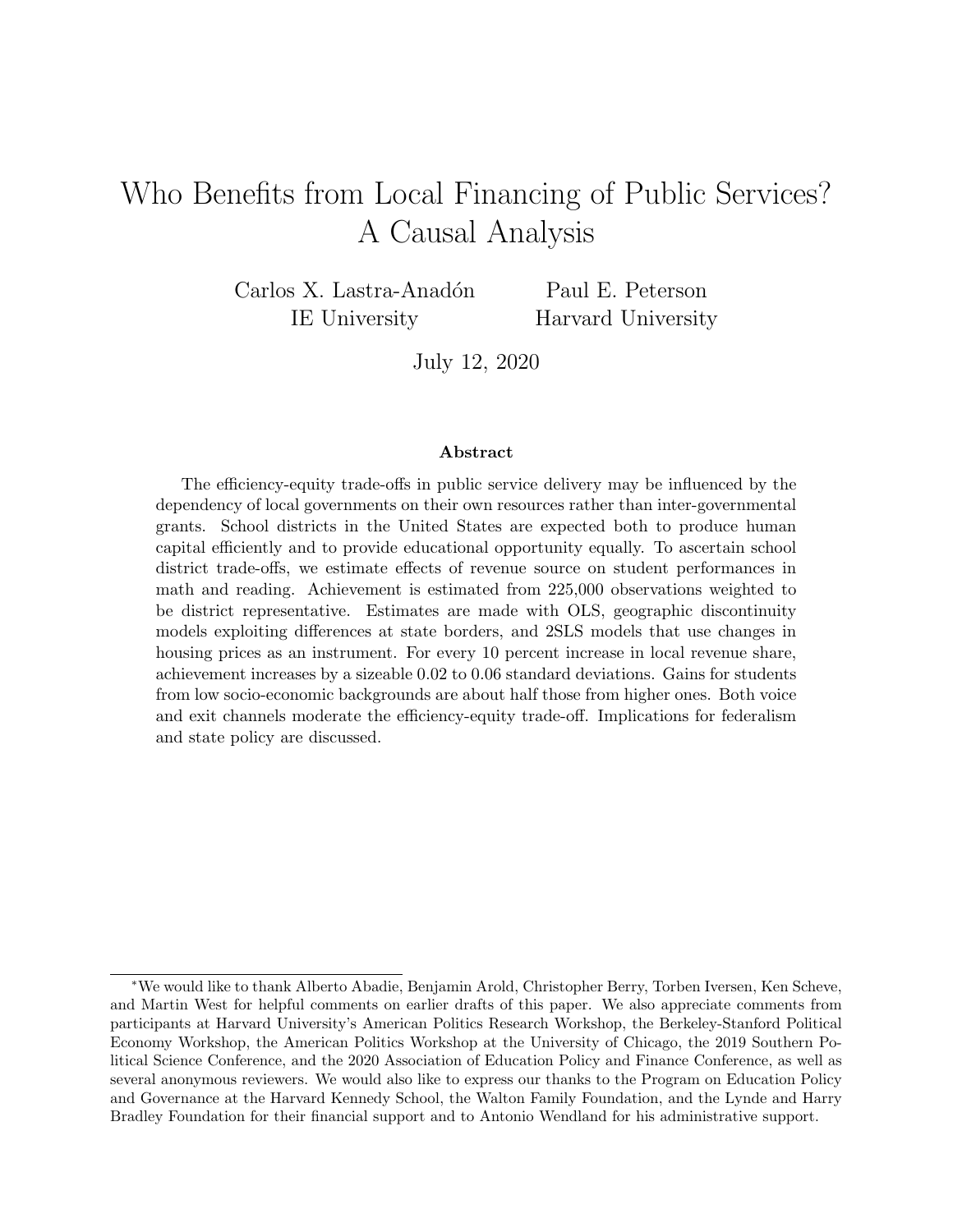# Who Benefits from Local Financing of Public Services? A Causal Analysis

Carlos X. Lastra-Anadón
IE University

Paul E. Peterson
Harvard University

July 12, 2020

### Abstract

The efficiency-equity trade-offs in public service delivery may be influenced by the dependency of local governments on their own resources rather than inter-governmental grants. School districts in the United States are expected both to produce human capital efficiently and to provide educational opportunity equally. To ascertain school district trade-offs, we estimate effects of revenue source on student performances in math and reading. Achievement is estimated from 225,000 observations weighted to be district representative. Estimates are made with OLS, geographic discontinuity models exploiting differences at state borders, and 2SLS models that use changes in housing prices as an instrument. For every 10 percent increase in local revenue share, achievement increases by a sizeable 0.02 to 0.06 standard deviations. Gains for students from low socio-economic backgrounds are about half those from higher ones. Both voice and exit channels moderate the efficiency-equity trade-off. Implications for federalism and state policy are discussed.

---

*We would like to thank Alberto Abadie, Benjamin Arold, Christopher Berry, Torben Iversen, Ken Scheve, and Martin West for helpful comments on earlier drafts of this paper. We also appreciate comments from participants at Harvard University's American Politics Research Workshop, the Berkeley-Stanford Political Economy Workshop, the American Politics Workshop at the University of Chicago, the 2019 Southern Political Science Conference, and the 2020 Association of Education Policy and Finance Conference, as well as several anonymous reviewers. We would also like to express our thanks to the Program on Education Policy and Governance at the Harvard Kennedy School, the Walton Family Foundation, and the Lynde and Harry Bradley Foundation for their financial support and to Antonio Wendland for his administrative support.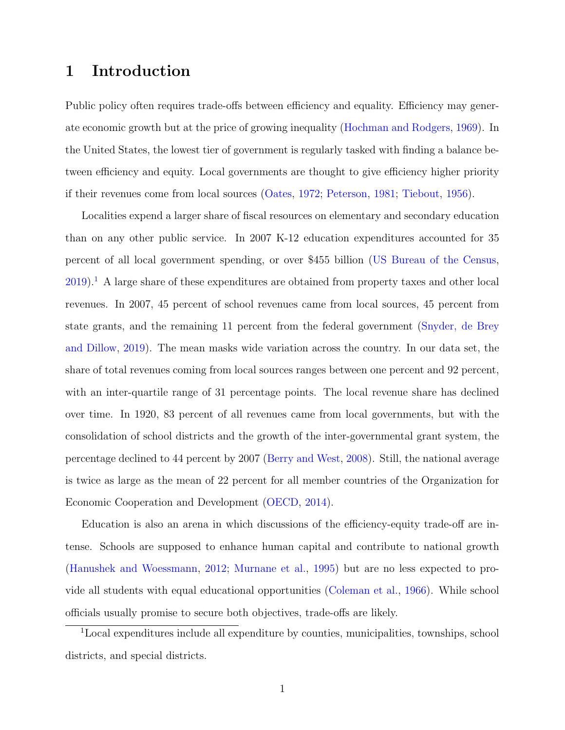# 1 Introduction

Public policy often requires trade-offs between efficiency and equality. Efficiency may generate economic growth but at the price of growing inequality (Hochman and Rodgers, 1969). In the United States, the lowest tier of government is regularly tasked with finding a balance between efficiency and equity. Local governments are thought to give efficiency higher priority if their revenues come from local sources (Oates, 1972; Peterson, 1981; Tiebout, 1956).

Localities expend a larger share of fiscal resources on elementary and secondary education than on any other public service. In 2007 K-12 education expenditures accounted for 35 percent of all local government spending, or over $455 billion (US Bureau of the Census, 2019).[1] A large share of these expenditures are obtained from property taxes and other local revenues. In 2007, 45 percent of school revenues came from local sources, 45 percent from state grants, and the remaining 11 percent from the federal government (Snyder, de Brey and Dillow, 2019). The mean masks wide variation across the country. In our data set, the share of total revenues coming from local sources ranges between one percent and 92 percent, with an inter-quartile range of 31 percentage points. The local revenue share has declined over time. In 1920, 83 percent of all revenues came from local governments, but with the consolidation of school districts and the growth of the inter-governmental grant system, the percentage declined to 44 percent by 2007 (Berry and West, 2008). Still, the national average is twice as large as the mean of 22 percent for all member countries of the Organization for Economic Cooperation and Development (OECD, 2014).

Education is also an arena in which discussions of the efficiency-equity trade-off are intense. Schools are supposed to enhance human capital and contribute to national growth (Hanushek and Woessmann, 2012; Murnane et al., 1995) but are no less expected to provide all students with equal educational opportunities (Coleman et al., 1966). While school officials usually promise to secure both objectives, trade-offs are likely.

[1] Local expenditures include all expenditure by counties, municipalities, townships, school districts, and special districts.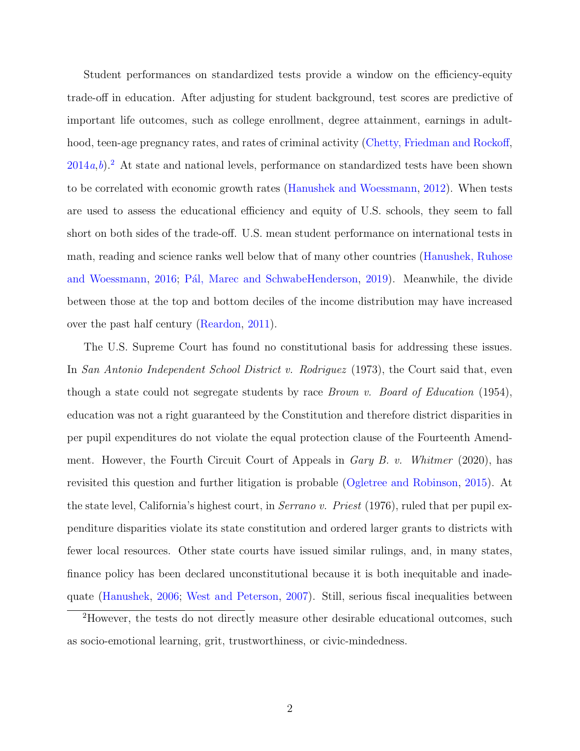Student performances on standardized tests provide a window on the efficiency-equity trade-off in education. After adjusting for student background, test scores are predictive of important life outcomes, such as college enrollment, degree attainment, earnings in adulthood, teen-age pregnancy rates, and rates of criminal activity (Chetty, Friedman and Rockoff, 2014*a*,*b*).[2] At state and national levels, performance on standardized tests have been shown to be correlated with economic growth rates (Hanushek and Woessmann, 2012). When tests are used to assess the educational efficiency and equity of U.S. schools, they seem to fall short on both sides of the trade-off. U.S. mean student performance on international tests in math, reading and science ranks well below that of many other countries (Hanushek, Ruhose and Woessmann, 2016; Pál, Marec and SchwabeHenderson, 2019). Meanwhile, the divide between those at the top and bottom deciles of the income distribution may have increased over the past half century (Reardon, 2011).

The U.S. Supreme Court has found no constitutional basis for addressing these issues. In *San Antonio Independent School District v. Rodriguez* (1973), the Court said that, even though a state could not segregate students by race *Brown v. Board of Education* (1954), education was not a right guaranteed by the Constitution and therefore district disparities in per pupil expenditures do not violate the equal protection clause of the Fourteenth Amendment. However, the Fourth Circuit Court of Appeals in *Gary B. v. Whitmer* (2020), has revisited this question and further litigation is probable (Ogletree and Robinson, 2015). At the state level, California's highest court, in *Serrano v. Priest* (1976), ruled that per pupil expenditure disparities violate its state constitution and ordered larger grants to districts with fewer local resources. Other state courts have issued similar rulings, and, in many states, finance policy has been declared unconstitutional because it is both inequitable and inadequate (Hanushek, 2006; West and Peterson, 2007). Still, serious fiscal inequalities between

[2]However, the tests do not directly measure other desirable educational outcomes, such as socio-emotional learning, grit, trustworthiness, or civic-mindedness.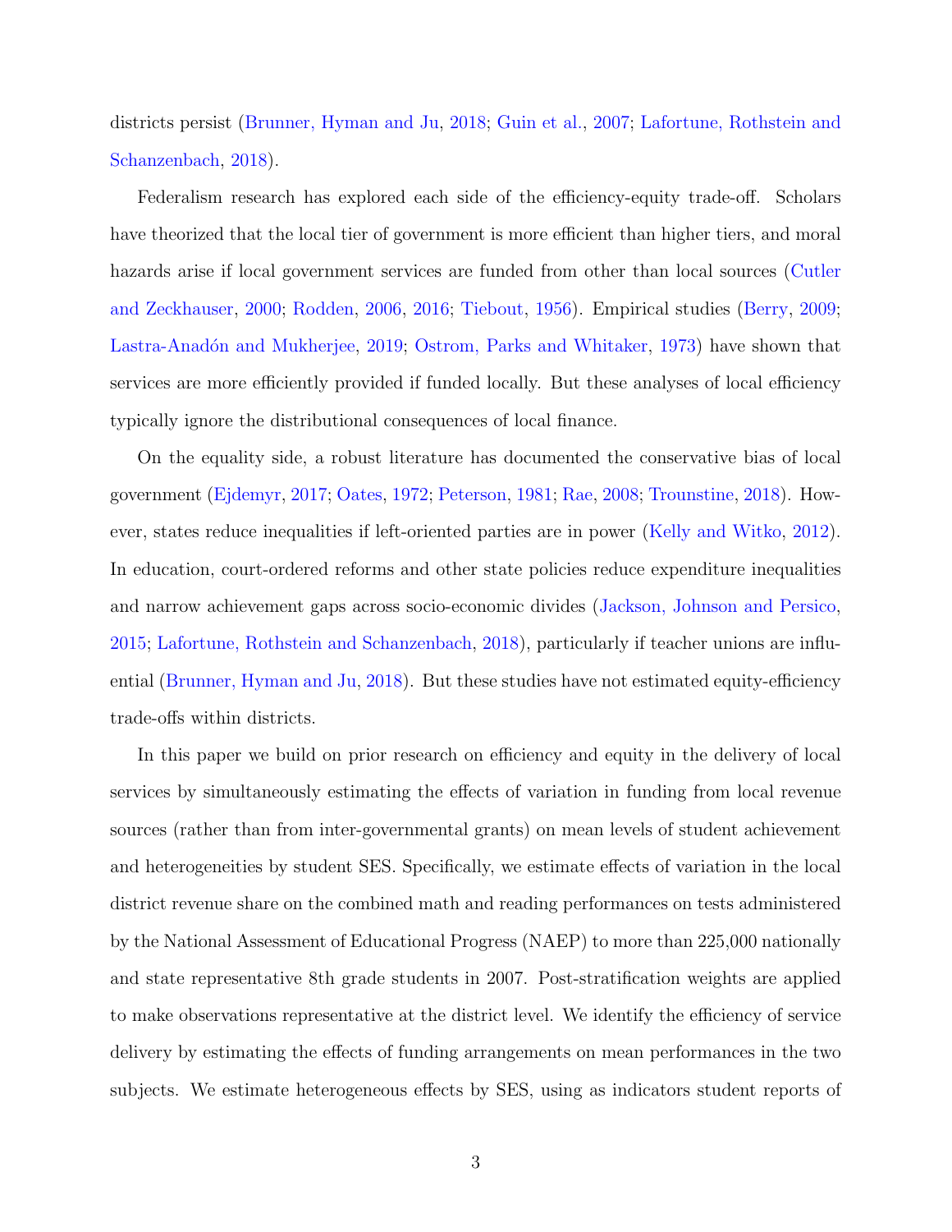districts persist (Brunner, Hyman and Ju, 2018; Guin et al., 2007; Lafortune, Rothstein and Schanzenbach, 2018).

Federalism research has explored each side of the efficiency-equity trade-off. Scholars have theorized that the local tier of government is more efficient than higher tiers, and moral hazards arise if local government services are funded from other than local sources (Cutler and Zeckhauser, 2000; Rodden, 2006, 2016; Tiebout, 1956). Empirical studies (Berry, 2009; Lastra-Anadón and Mukherjee, 2019; Ostrom, Parks and Whitaker, 1973) have shown that services are more efficiently provided if funded locally. But these analyses of local efficiency typically ignore the distributional consequences of local finance.

On the equality side, a robust literature has documented the conservative bias of local government (Ejdemyr, 2017; Oates, 1972; Peterson, 1981; Rae, 2008; Trounstine, 2018). However, states reduce inequalities if left-oriented parties are in power (Kelly and Witko, 2012). In education, court-ordered reforms and other state policies reduce expenditure inequalities and narrow achievement gaps across socio-economic divides (Jackson, Johnson and Persico, 2015; Lafortune, Rothstein and Schanzenbach, 2018), particularly if teacher unions are influential (Brunner, Hyman and Ju, 2018). But these studies have not estimated equity-efficiency trade-offs within districts.

In this paper we build on prior research on efficiency and equity in the delivery of local services by simultaneously estimating the effects of variation in funding from local revenue sources (rather than from inter-governmental grants) on mean levels of student achievement and heterogeneities by student SES. Specifically, we estimate effects of variation in the local district revenue share on the combined math and reading performances on tests administered by the National Assessment of Educational Progress (NAEP) to more than 225,000 nationally and state representative 8th grade students in 2007. Post-stratification weights are applied to make observations representative at the district level. We identify the efficiency of service delivery by estimating the effects of funding arrangements on mean performances in the two subjects. We estimate heterogeneous effects by SES, using as indicators student reports of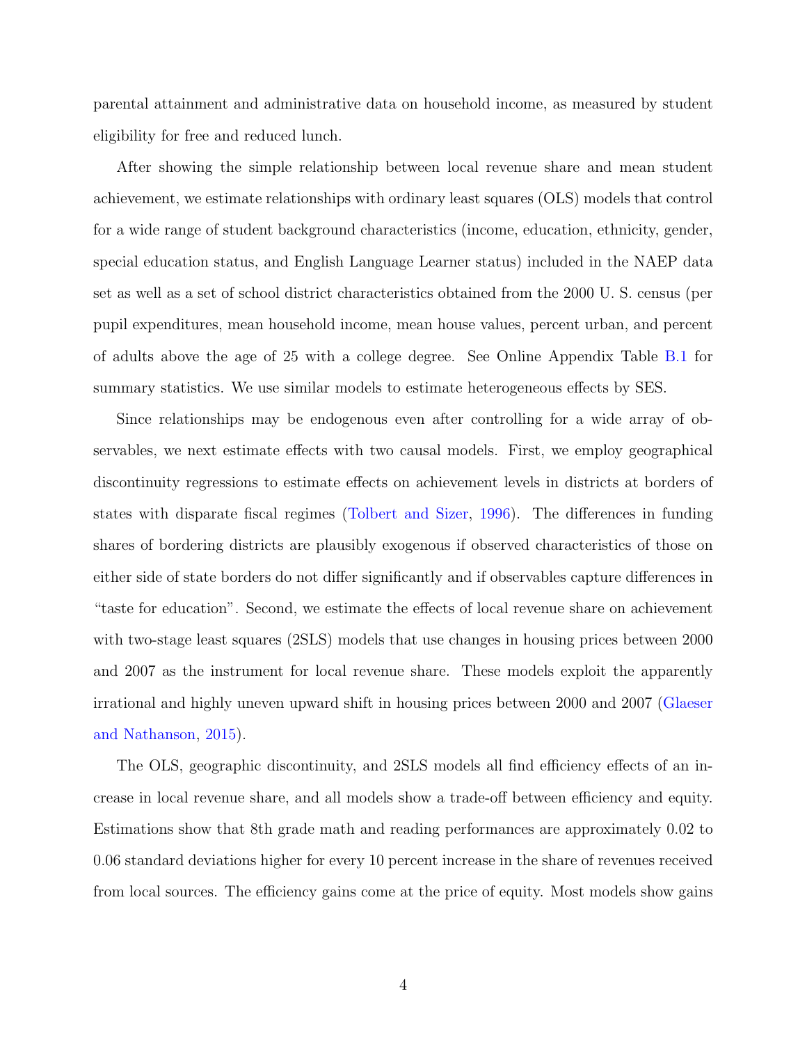parental attainment and administrative data on household income, as measured by student eligibility for free and reduced lunch.

After showing the simple relationship between local revenue share and mean student achievement, we estimate relationships with ordinary least squares (OLS) models that control for a wide range of student background characteristics (income, education, ethnicity, gender, special education status, and English Language Learner status) included in the NAEP data set as well as a set of school district characteristics obtained from the 2000 U. S. census (per pupil expenditures, mean household income, mean house values, percent urban, and percent of adults above the age of 25 with a college degree. See Online Appendix Table B.1 for summary statistics. We use similar models to estimate heterogeneous effects by SES.

Since relationships may be endogenous even after controlling for a wide array of observables, we next estimate effects with two causal models. First, we employ geographical discontinuity regressions to estimate effects on achievement levels in districts at borders of states with disparate fiscal regimes (Tolbert and Sizer, 1996). The differences in funding shares of bordering districts are plausibly exogenous if observed characteristics of those on either side of state borders do not differ significantly and if observables capture differences in "taste for education". Second, we estimate the effects of local revenue share on achievement with two-stage least squares (2SLS) models that use changes in housing prices between 2000 and 2007 as the instrument for local revenue share. These models exploit the apparently irrational and highly uneven upward shift in housing prices between 2000 and 2007 (Glaeser and Nathanson, 2015).

The OLS, geographic discontinuity, and 2SLS models all find efficiency effects of an increase in local revenue share, and all models show a trade-off between efficiency and equity. Estimations show that 8th grade math and reading performances are approximately 0.02 to 0.06 standard deviations higher for every 10 percent increase in the share of revenues received from local sources. The efficiency gains come at the price of equity. Most models show gains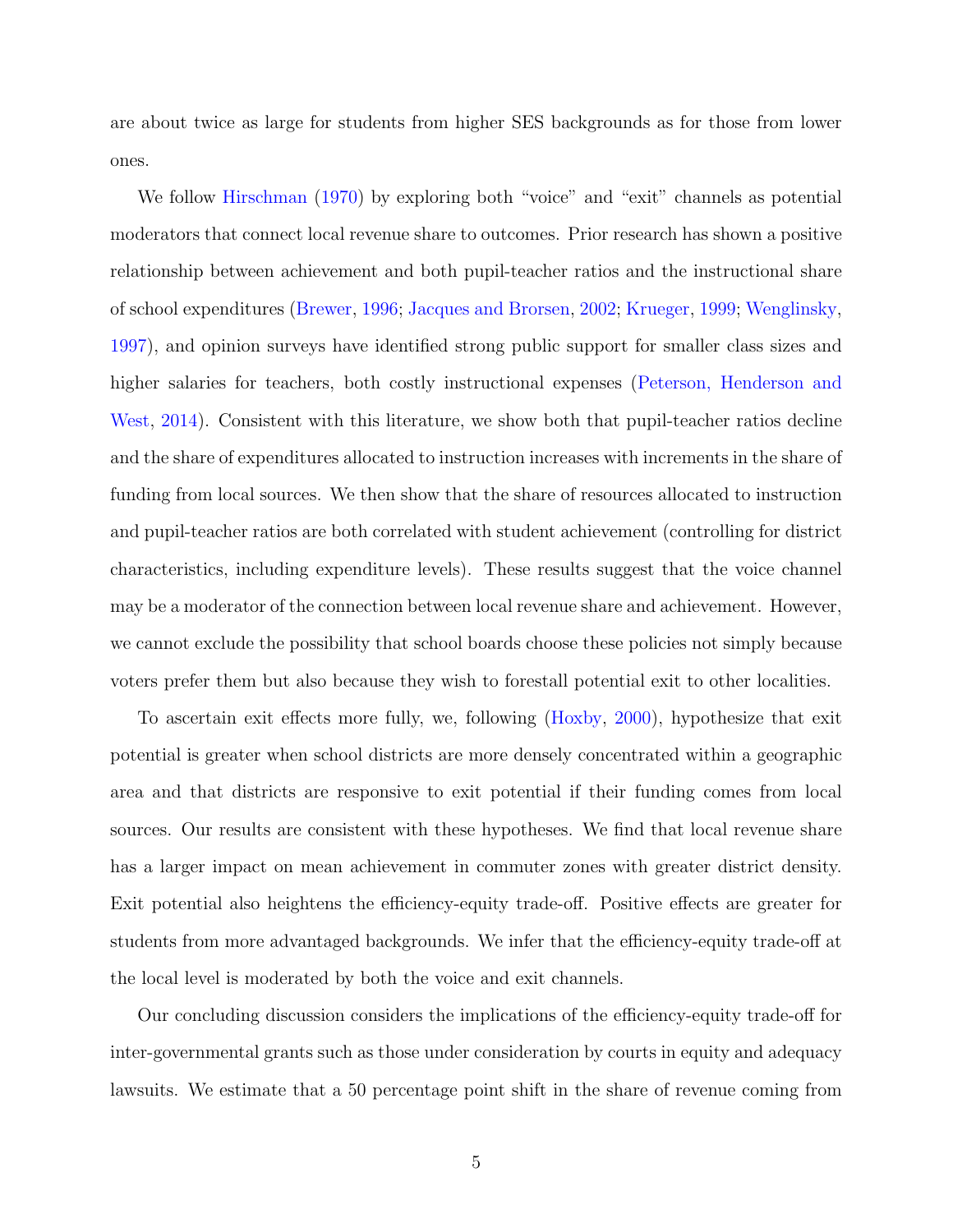are about twice as large for students from higher SES backgrounds as for those from lower ones.

We follow Hirschman (1970) by exploring both "voice" and "exit" channels as potential moderators that connect local revenue share to outcomes. Prior research has shown a positive relationship between achievement and both pupil-teacher ratios and the instructional share of school expenditures (Brewer, 1996; Jacques and Brorsen, 2002; Krueger, 1999; Wenglinsky, 1997), and opinion surveys have identified strong public support for smaller class sizes and higher salaries for teachers, both costly instructional expenses (Peterson, Henderson and West, 2014). Consistent with this literature, we show both that pupil-teacher ratios decline and the share of expenditures allocated to instruction increases with increments in the share of funding from local sources. We then show that the share of resources allocated to instruction and pupil-teacher ratios are both correlated with student achievement (controlling for district characteristics, including expenditure levels). These results suggest that the voice channel may be a moderator of the connection between local revenue share and achievement. However, we cannot exclude the possibility that school boards choose these policies not simply because voters prefer them but also because they wish to forestall potential exit to other localities.

To ascertain exit effects more fully, we, following (Hoxby, 2000), hypothesize that exit potential is greater when school districts are more densely concentrated within a geographic area and that districts are responsive to exit potential if their funding comes from local sources. Our results are consistent with these hypotheses. We find that local revenue share has a larger impact on mean achievement in commuter zones with greater district density. Exit potential also heightens the efficiency-equity trade-off. Positive effects are greater for students from more advantaged backgrounds. We infer that the efficiency-equity trade-off at the local level is moderated by both the voice and exit channels.

Our concluding discussion considers the implications of the efficiency-equity trade-off for inter-governmental grants such as those under consideration by courts in equity and adequacy lawsuits. We estimate that a 50 percentage point shift in the share of revenue coming from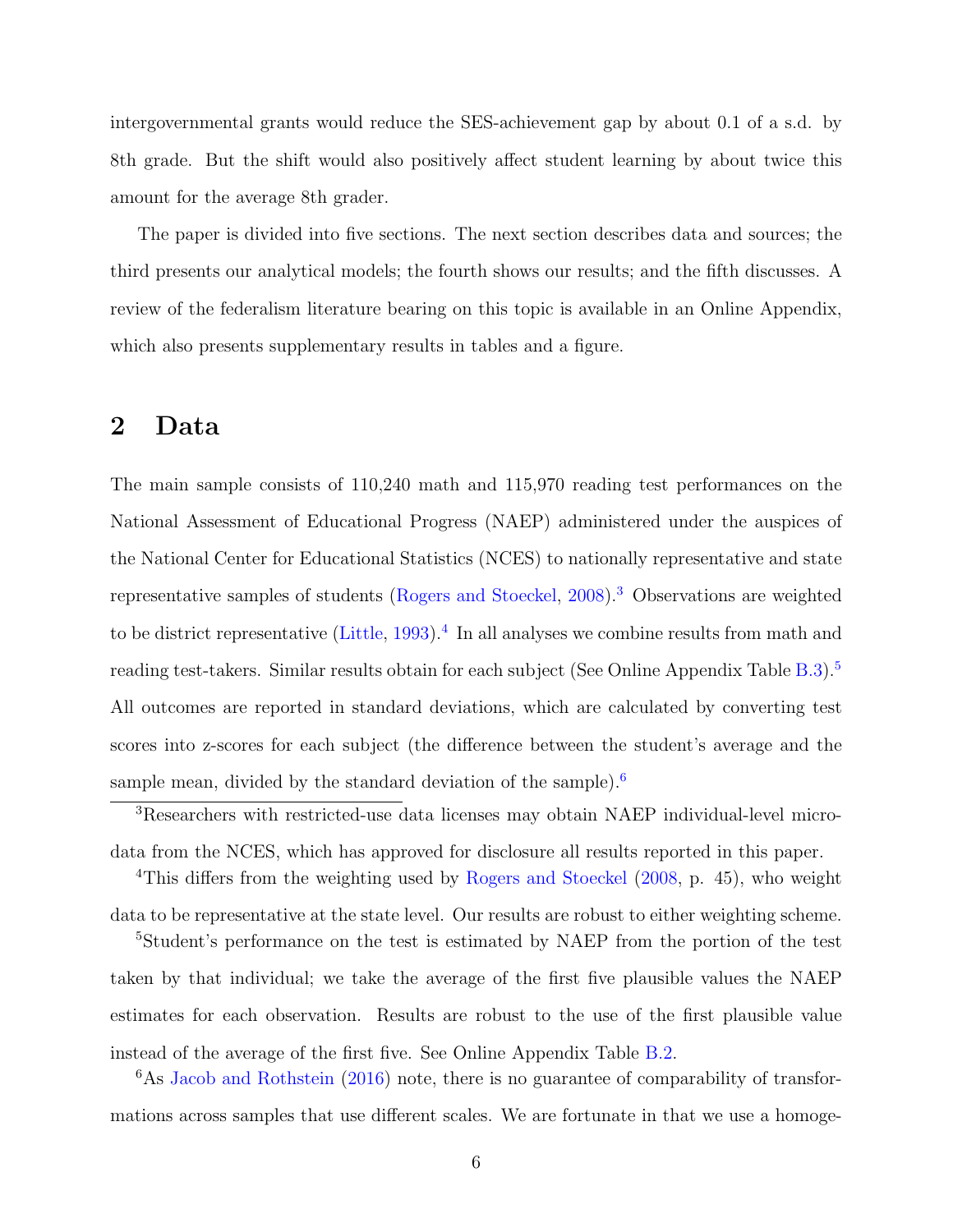intergovernmental grants would reduce the SES-achievement gap by about 0.1 of a s.d. by 8th grade. But the shift would also positively affect student learning by about twice this amount for the average 8th grader.

The paper is divided into five sections. The next section describes data and sources; the third presents our analytical models; the fourth shows our results; and the fifth discusses. A review of the federalism literature bearing on this topic is available in an Online Appendix, which also presents supplementary results in tables and a figure.

## 2 Data

The main sample consists of 110,240 math and 115,970 reading test performances on the National Assessment of Educational Progress (NAEP) administered under the auspices of the National Center for Educational Statistics (NCES) to nationally representative and state representative samples of students (Rogers and Stoeckel, 2008).[3] Observations are weighted to be district representative (Little, 1993).[4] In all analyses we combine results from math and reading test-takers. Similar results obtain for each subject (See Online Appendix Table B.3).[5] All outcomes are reported in standard deviations, which are calculated by converting test scores into z-scores for each subject (the difference between the student's average and the sample mean, divided by the standard deviation of the sample).[6]

---

[3]Researchers with restricted-use data licenses may obtain NAEP individual-level microdata from the NCES, which has approved for disclosure all results reported in this paper.

[4]This differs from the weighting used by Rogers and Stoeckel (2008, p. 45), who weight data to be representative at the state level. Our results are robust to either weighting scheme.

[5]Student's performance on the test is estimated by NAEP from the portion of the test taken by that individual; we take the average of the first five plausible values the NAEP estimates for each observation. Results are robust to the use of the first plausible value instead of the average of the first five. See Online Appendix Table B.2.

[6]As Jacob and Rothstein (2016) note, there is no guarantee of comparability of transformations across samples that use different scales. We are fortunate in that we use a homoge-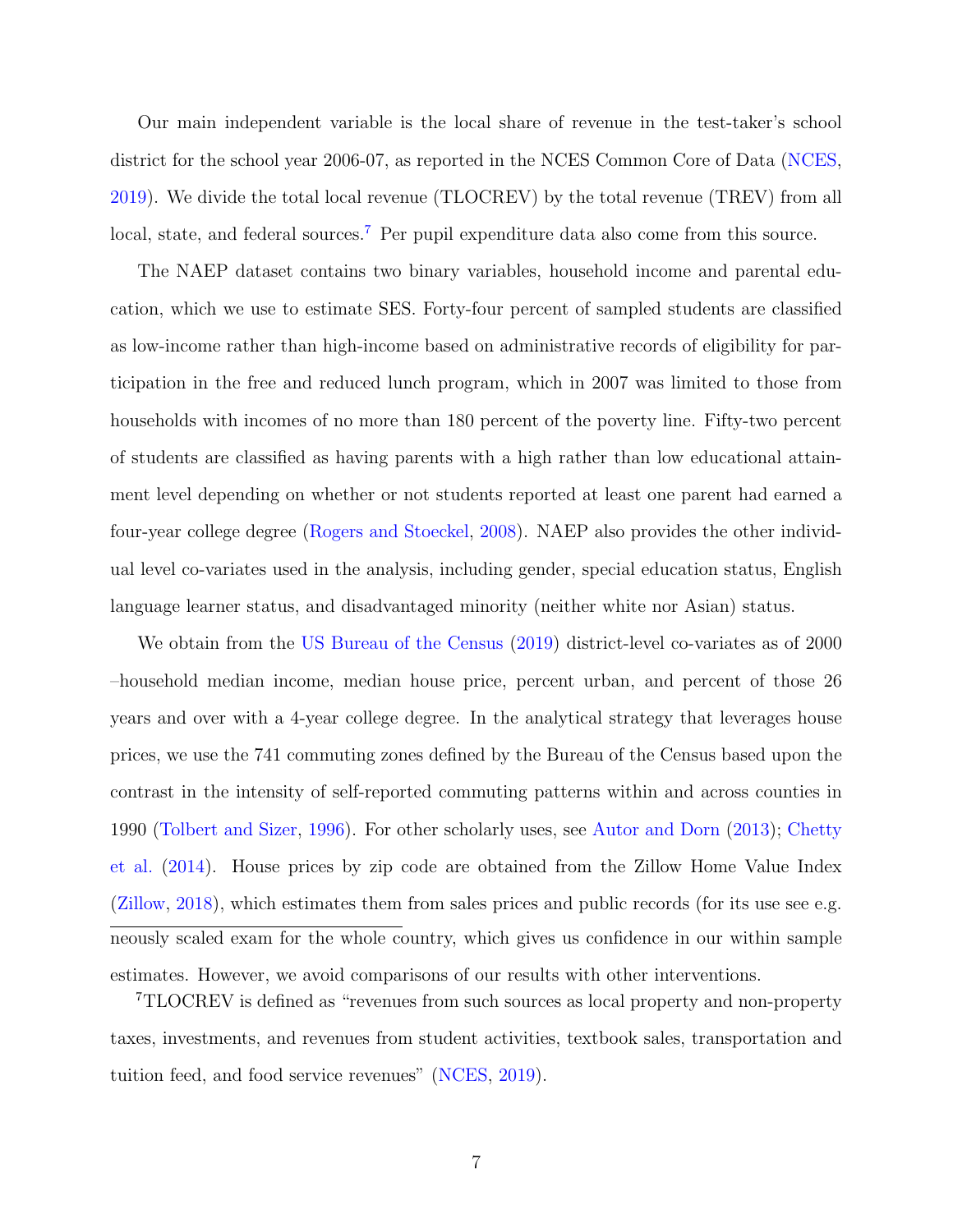Our main independent variable is the local share of revenue in the test-taker's school district for the school year 2006-07, as reported in the NCES Common Core of Data (NCES, 2019). We divide the total local revenue (TLOCREV) by the total revenue (TREV) from all local, state, and federal sources.[7] Per pupil expenditure data also come from this source.

The NAEP dataset contains two binary variables, household income and parental education, which we use to estimate SES. Forty-four percent of sampled students are classified as low-income rather than high-income based on administrative records of eligibility for participation in the free and reduced lunch program, which in 2007 was limited to those from households with incomes of no more than 180 percent of the poverty line. Fifty-two percent of students are classified as having parents with a high rather than low educational attainment level depending on whether or not students reported at least one parent had earned a four-year college degree (Rogers and Stoeckel, 2008). NAEP also provides the other individual level co-variates used in the analysis, including gender, special education status, English language learner status, and disadvantaged minority (neither white nor Asian) status.

We obtain from the US Bureau of the Census (2019) district-level co-variates as of 2000 –household median income, median house price, percent urban, and percent of those 26 years and over with a 4-year college degree. In the analytical strategy that leverages house prices, we use the 741 commuting zones defined by the Bureau of the Census based upon the contrast in the intensity of self-reported commuting patterns within and across counties in 1990 (Tolbert and Sizer, 1996). For other scholarly uses, see Autor and Dorn (2013); Chetty et al. (2014). House prices by zip code are obtained from the Zillow Home Value Index (Zillow, 2018), which estimates them from sales prices and public records (for its use see e.g.

---

neously scaled exam for the whole country, which gives us confidence in our within sample estimates. However, we avoid comparisons of our results with other interventions.

[7] TLOCREV is defined as "revenues from such sources as local property and non-property taxes, investments, and revenues from student activities, textbook sales, transportation and tuition feed, and food service revenues" (NCES, 2019).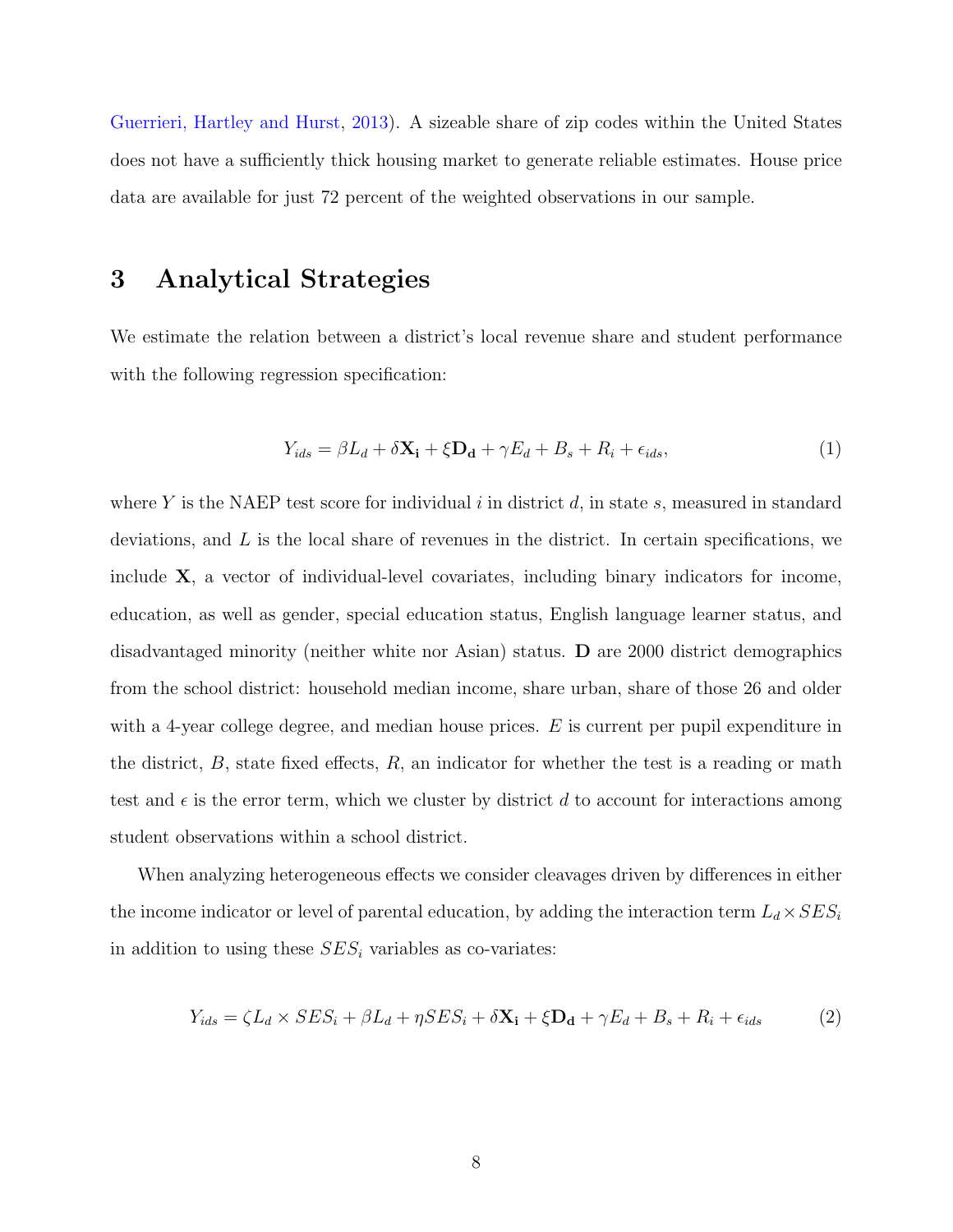Guerrieri, Hartley and Hurst, 2013). A sizeable share of zip codes within the United States does not have a sufficiently thick housing market to generate reliable estimates. House price data are available for just 72 percent of the weighted observations in our sample.

# 3 Analytical Strategies

We estimate the relation between a district's local revenue share and student performance with the following regression specification:

$$Y_{ids} = \beta L_d + \delta \mathbf{X_i} + \xi \mathbf{D_d} + \gamma E_d + B_s + R_i + \epsilon_{ids}, \tag{1}$$

where $Y$ is the NAEP test score for individual $i$ in district $d$, in state $s$, measured in standard deviations, and $L$ is the local share of revenues in the district. In certain specifications, we include $\mathbf{X}$, a vector of individual-level covariates, including binary indicators for income, education, as well as gender, special education status, English language learner status, and disadvantaged minority (neither white nor Asian) status. $\mathbf{D}$ are 2000 district demographics from the school district: household median income, share urban, share of those 26 and older with a 4-year college degree, and median house prices. $E$ is current per pupil expenditure in the district, $B$, state fixed effects, $R$, an indicator for whether the test is a reading or math test and $\epsilon$ is the error term, which we cluster by district $d$ to account for interactions among student observations within a school district.

When analyzing heterogeneous effects we consider cleavages driven by differences in either the income indicator or level of parental education, by adding the interaction term $L_d \times SES_i$ in addition to using these $SES_i$ variables as co-variates:

$$Y_{ids} = \zeta L_d \times SES_i + \beta L_d + \eta SES_i + \delta \mathbf{X_i} + \xi \mathbf{D_d} + \gamma E_d + B_s + R_i + \epsilon_{ids} \tag{2}$$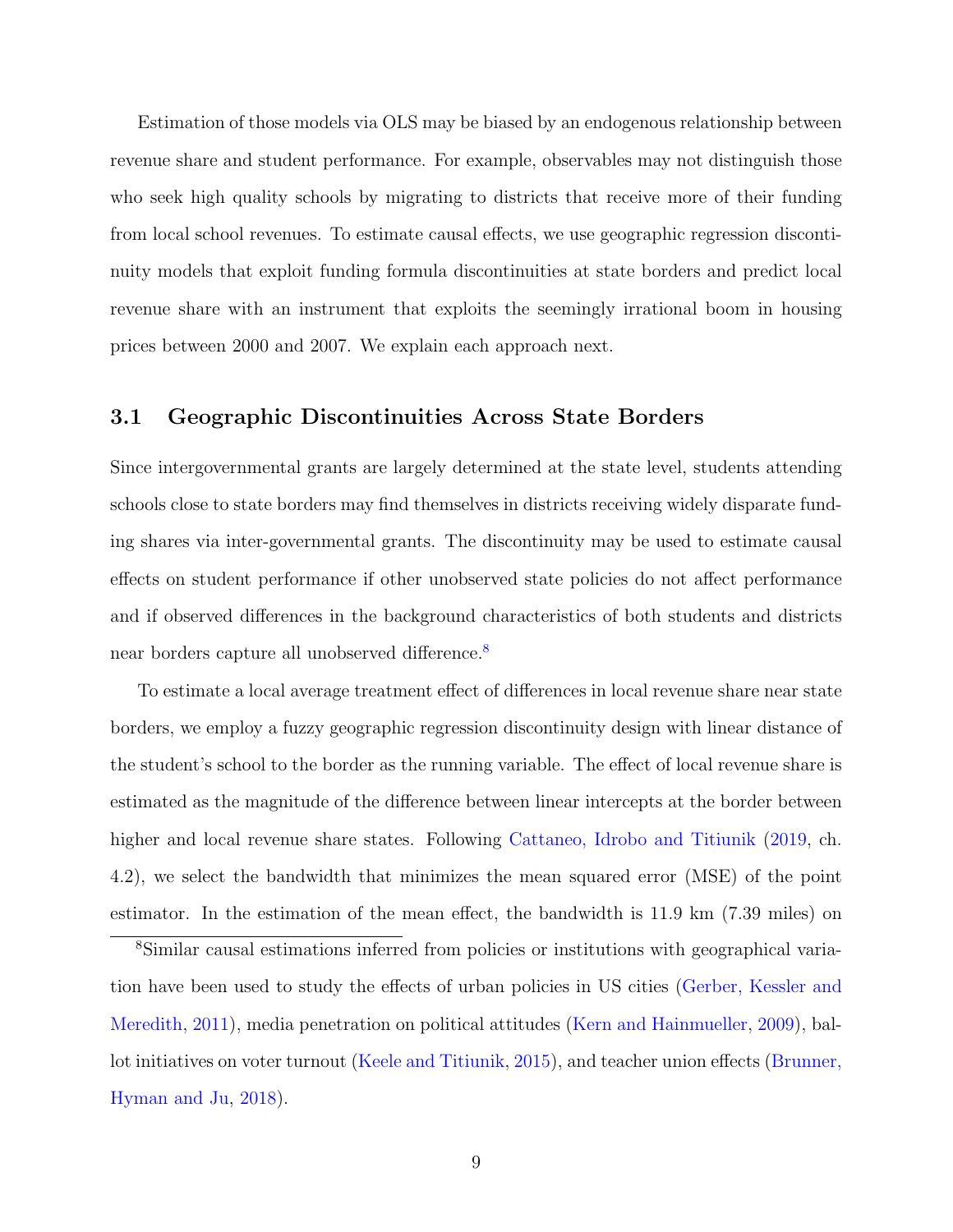Estimation of those models via OLS may be biased by an endogenous relationship between revenue share and student performance. For example, observables may not distinguish those who seek high quality schools by migrating to districts that receive more of their funding from local school revenues. To estimate causal effects, we use geographic regression discontinuity models that exploit funding formula discontinuities at state borders and predict local revenue share with an instrument that exploits the seemingly irrational boom in housing prices between 2000 and 2007. We explain each approach next.

## 3.1 Geographic Discontinuities Across State Borders

Since intergovernmental grants are largely determined at the state level, students attending schools close to state borders may find themselves in districts receiving widely disparate funding shares via inter-governmental grants. The discontinuity may be used to estimate causal effects on student performance if other unobserved state policies do not affect performance and if observed differences in the background characteristics of both students and districts near borders capture all unobserved difference.[8]

To estimate a local average treatment effect of differences in local revenue share near state borders, we employ a fuzzy geographic regression discontinuity design with linear distance of the student's school to the border as the running variable. The effect of local revenue share is estimated as the magnitude of the difference between linear intercepts at the border between higher and local revenue share states. Following Cattaneo, Idrobo and Titiunik (2019, ch. 4.2), we select the bandwidth that minimizes the mean squared error (MSE) of the point estimator. In the estimation of the mean effect, the bandwidth is 11.9 km (7.39 miles) on

[8]Similar causal estimations inferred from policies or institutions with geographical variation have been used to study the effects of urban policies in US cities (Gerber, Kessler and Meredith, 2011), media penetration on political attitudes (Kern and Hainmueller, 2009), ballot initiatives on voter turnout (Keele and Titiunik, 2015), and teacher union effects (Brunner, Hyman and Ju, 2018).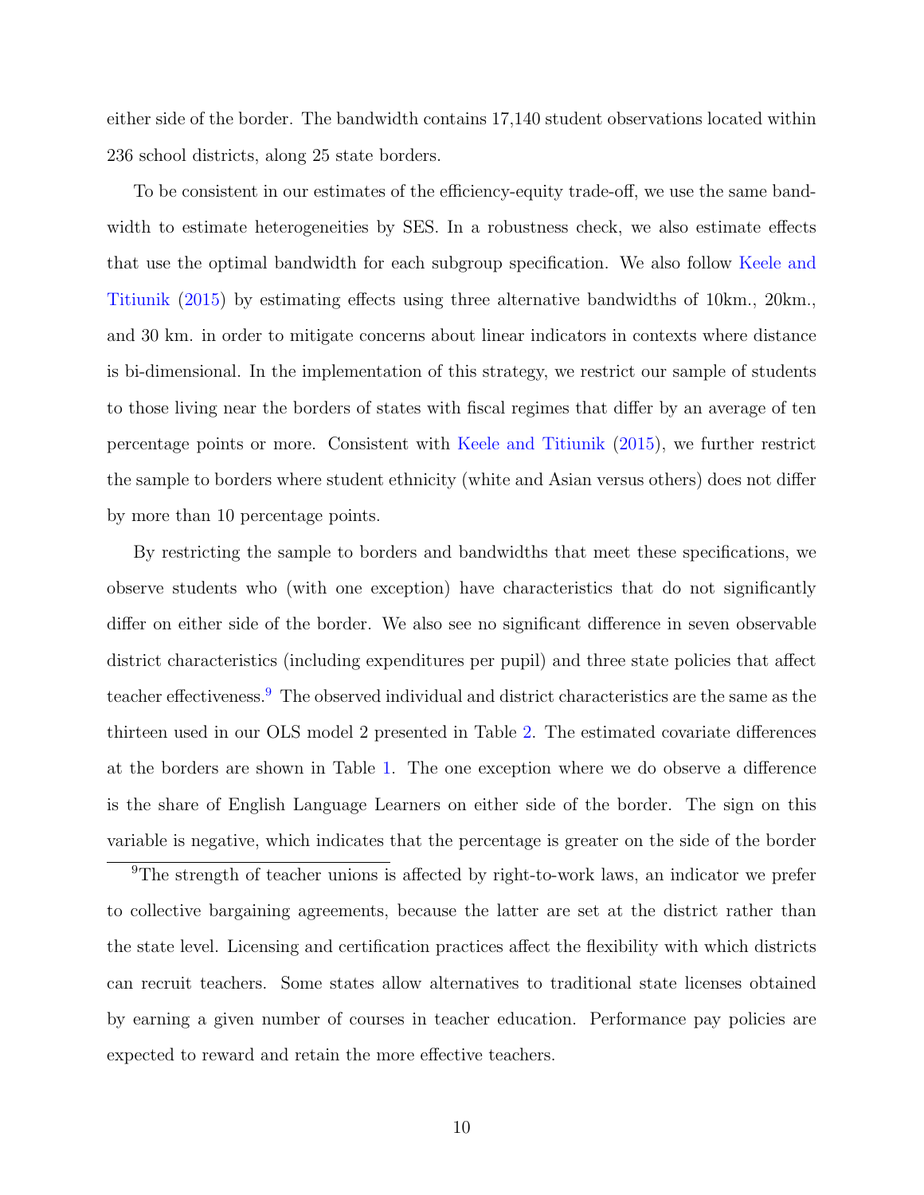either side of the border. The bandwidth contains 17,140 student observations located within 236 school districts, along 25 state borders.

To be consistent in our estimates of the efficiency-equity trade-off, we use the same bandwidth to estimate heterogeneities by SES. In a robustness check, we also estimate effects that use the optimal bandwidth for each subgroup specification. We also follow Keele and Titiunik (2015) by estimating effects using three alternative bandwidths of 10km., 20km., and 30 km. in order to mitigate concerns about linear indicators in contexts where distance is bi-dimensional. In the implementation of this strategy, we restrict our sample of students to those living near the borders of states with fiscal regimes that differ by an average of ten percentage points or more. Consistent with Keele and Titiunik (2015), we further restrict the sample to borders where student ethnicity (white and Asian versus others) does not differ by more than 10 percentage points.

By restricting the sample to borders and bandwidths that meet these specifications, we observe students who (with one exception) have characteristics that do not significantly differ on either side of the border. We also see no significant difference in seven observable district characteristics (including expenditures per pupil) and three state policies that affect teacher effectiveness.[9] The observed individual and district characteristics are the same as the thirteen used in our OLS model 2 presented in Table 2. The estimated covariate differences at the borders are shown in Table 1. The one exception where we do observe a difference is the share of English Language Learners on either side of the border. The sign on this variable is negative, which indicates that the percentage is greater on the side of the border

[9] The strength of teacher unions is affected by right-to-work laws, an indicator we prefer to collective bargaining agreements, because the latter are set at the district rather than the state level. Licensing and certification practices affect the flexibility with which districts can recruit teachers. Some states allow alternatives to traditional state licenses obtained by earning a given number of courses in teacher education. Performance pay policies are expected to reward and retain the more effective teachers.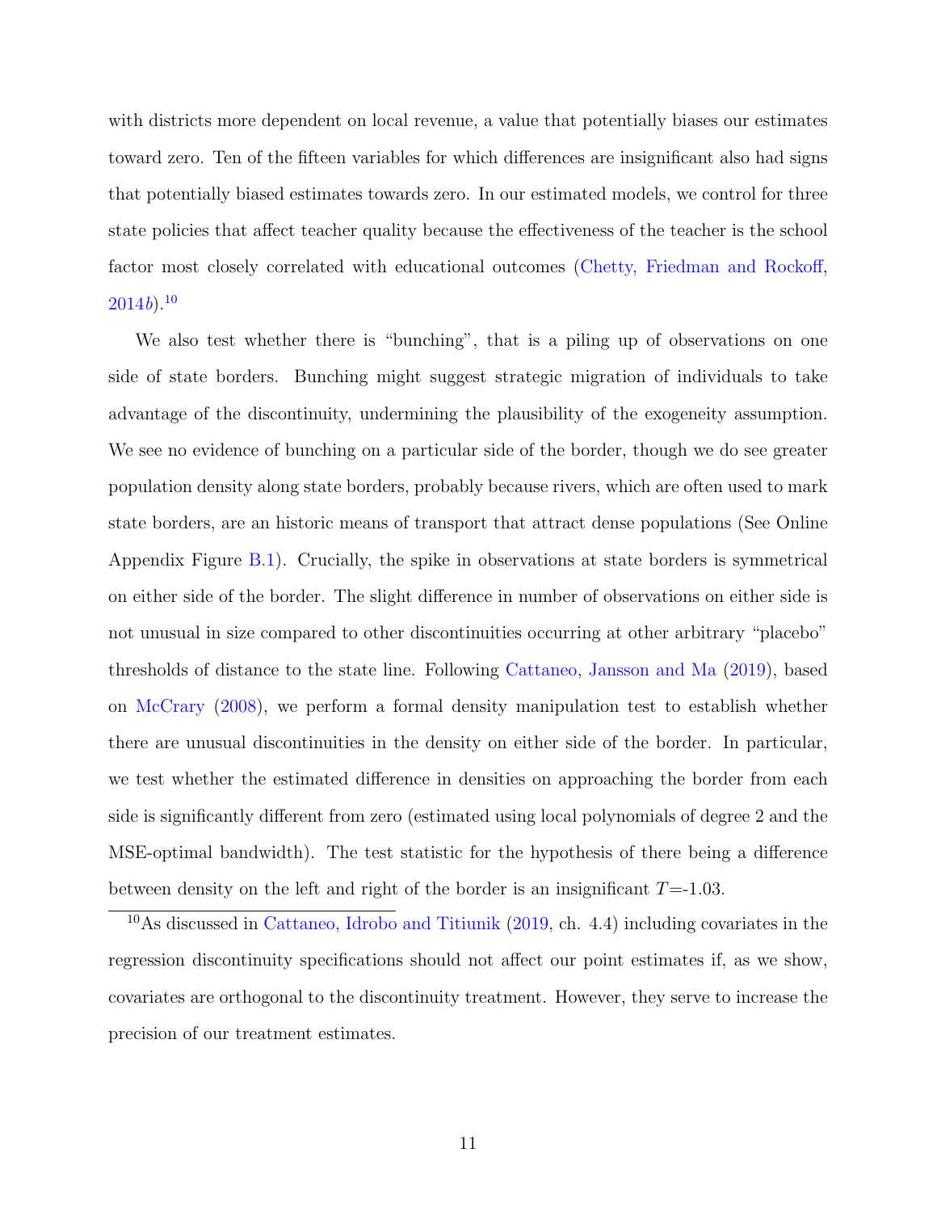with districts more dependent on local revenue, a value that potentially biases our estimates toward zero. Ten of the fifteen variables for which differences are insignificant also had signs that potentially biased estimates towards zero. In our estimated models, we control for three state policies that affect teacher quality because the effectiveness of the teacher is the school factor most closely correlated with educational outcomes (Chetty, Friedman and Rockoff, 2014*b*).[10]

We also test whether there is "bunching", that is a piling up of observations on one side of state borders. Bunching might suggest strategic migration of individuals to take advantage of the discontinuity, undermining the plausibility of the exogeneity assumption. We see no evidence of bunching on a particular side of the border, though we do see greater population density along state borders, probably because rivers, which are often used to mark state borders, are an historic means of transport that attract dense populations (See Online Appendix Figure B.1). Crucially, the spike in observations at state borders is symmetrical on either side of the border. The slight difference in number of observations on either side is not unusual in size compared to other discontinuities occurring at other arbitrary "placebo" thresholds of distance to the state line. Following Cattaneo, Jansson and Ma (2019), based on McCrary (2008), we perform a formal density manipulation test to establish whether there are unusual discontinuities in the density on either side of the border. In particular, we test whether the estimated difference in densities on approaching the border from each side is significantly different from zero (estimated using local polynomials of degree 2 and the MSE-optimal bandwidth). The test statistic for the hypothesis of there being a difference between density on the left and right of the border is an insignificant $T$=-1.03.

[10] As discussed in Cattaneo, Idrobo and Titiunik (2019, ch. 4.4) including covariates in the regression discontinuity specifications should not affect our point estimates if, as we show, covariates are orthogonal to the discontinuity treatment. However, they serve to increase the precision of our treatment estimates.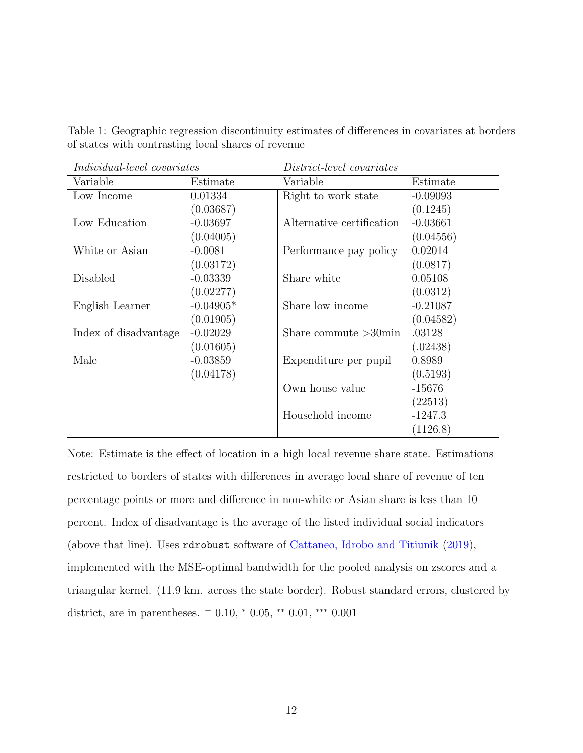Table 1: Geographic regression discontinuity estimates of differences in covariates at borders of states with contrasting local shares of revenue

| *Individual-level covariates* | | *District-level covariates* | |
|---|---|---|---|
| Variable | Estimate | Variable | Estimate |
| Low Income | 0.01334 | Right to work state | -0.09093 |
| | (0.03687) | | (0.1245) |
| Low Education | -0.03697 | Alternative certification | -0.03661 |
| | (0.04005) | | (0.04556) |
| White or Asian | -0.0081 | Performance pay policy | 0.02014 |
| | (0.03172) | | (0.0817) |
| Disabled | -0.03339 | Share white | 0.05108 |
| | (0.02277) | | (0.0312) |
| English Learner | -0.04905* | Share low income | -0.21087 |
| | (0.01905) | | (0.04582) |
| Index of disadvantage | -0.02029 | Share commute >30min | .03128 |
| | (0.01605) | | (.02438) |
| Male | -0.03859 | Expenditure per pupil | 0.8989 |
| | (0.04178) | | (0.5193) |
| | | Own house value | -15676 |
| | | | (22513) |
| | | Household income | -1247.3 |
| | | | (1126.8) |

Note: Estimate is the effect of location in a high local revenue share state. Estimations restricted to borders of states with differences in average local share of revenue of ten percentage points or more and difference in non-white or Asian share is less than 10 percent. Index of disadvantage is the average of the listed individual social indicators (above that line). Uses `rdrobust` software of Cattaneo, Idrobo and Titiunik (2019), implemented with the MSE-optimal bandwidth for the pooled analysis on zscores and a triangular kernel. (11.9 km. across the state border). Robust standard errors, clustered by district, are in parentheses. $^{+}$ 0.10, $^{*}$ 0.05, $^{**}$ 0.01, $^{***}$ 0.001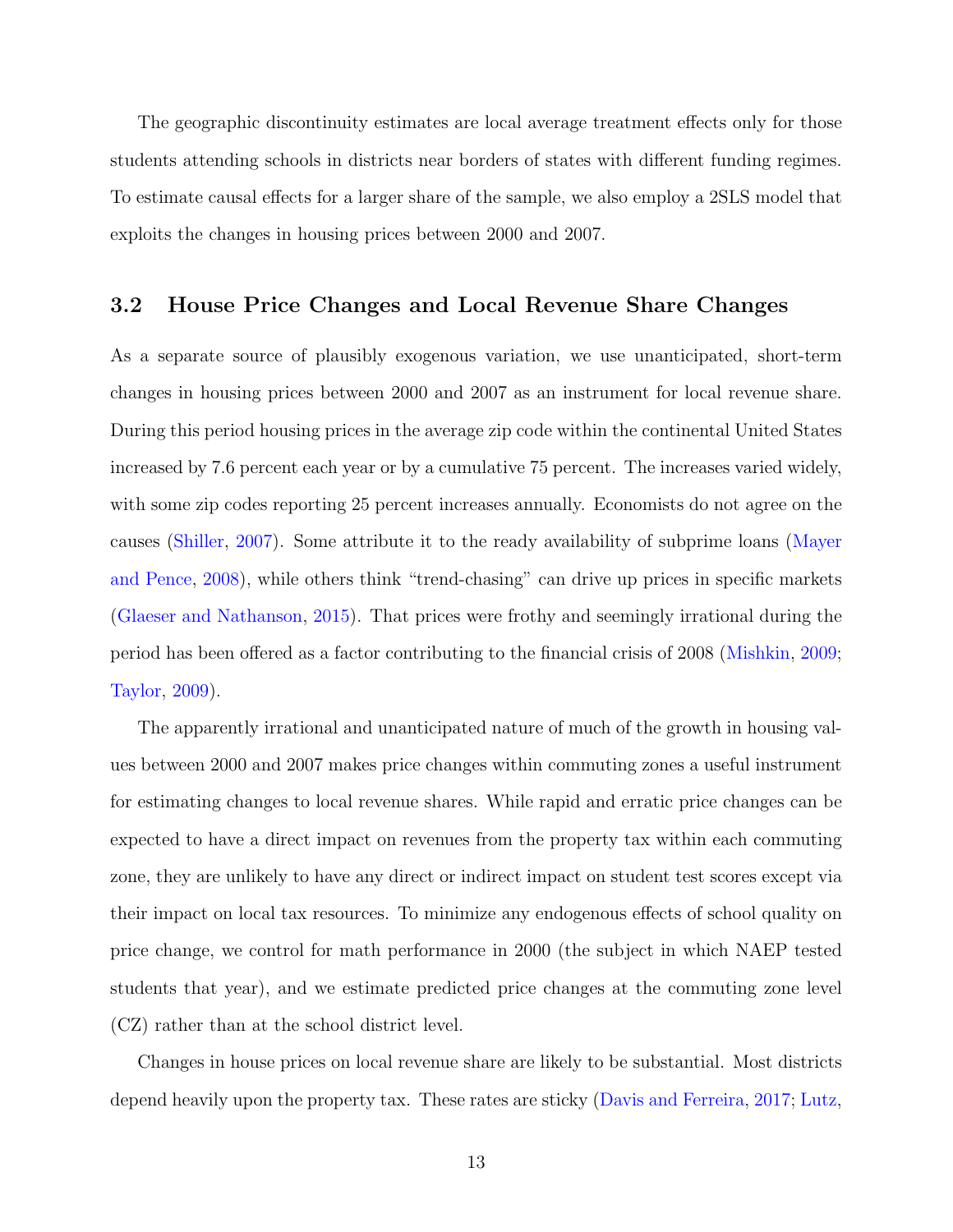The geographic discontinuity estimates are local average treatment effects only for those students attending schools in districts near borders of states with different funding regimes. To estimate causal effects for a larger share of the sample, we also employ a 2SLS model that exploits the changes in housing prices between 2000 and 2007.

### 3.2 House Price Changes and Local Revenue Share Changes

As a separate source of plausibly exogenous variation, we use unanticipated, short-term changes in housing prices between 2000 and 2007 as an instrument for local revenue share. During this period housing prices in the average zip code within the continental United States increased by 7.6 percent each year or by a cumulative 75 percent. The increases varied widely, with some zip codes reporting 25 percent increases annually. Economists do not agree on the causes (Shiller, 2007). Some attribute it to the ready availability of subprime loans (Mayer and Pence, 2008), while others think "trend-chasing" can drive up prices in specific markets (Glaeser and Nathanson, 2015). That prices were frothy and seemingly irrational during the period has been offered as a factor contributing to the financial crisis of 2008 (Mishkin, 2009; Taylor, 2009).

The apparently irrational and unanticipated nature of much of the growth in housing values between 2000 and 2007 makes price changes within commuting zones a useful instrument for estimating changes to local revenue shares. While rapid and erratic price changes can be expected to have a direct impact on revenues from the property tax within each commuting zone, they are unlikely to have any direct or indirect impact on student test scores except via their impact on local tax resources. To minimize any endogenous effects of school quality on price change, we control for math performance in 2000 (the subject in which NAEP tested students that year), and we estimate predicted price changes at the commuting zone level (CZ) rather than at the school district level.

Changes in house prices on local revenue share are likely to be substantial. Most districts depend heavily upon the property tax. These rates are sticky (Davis and Ferreira, 2017; Lutz,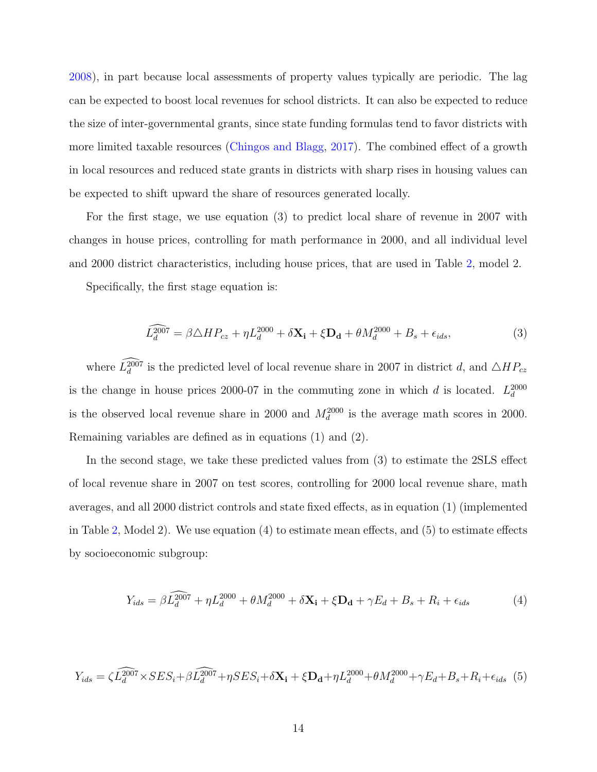2008), in part because local assessments of property values typically are periodic. The lag can be expected to boost local revenues for school districts. It can also be expected to reduce the size of inter-governmental grants, since state funding formulas tend to favor districts with more limited taxable resources (Chingos and Blagg, 2017). The combined effect of a growth in local resources and reduced state grants in districts with sharp rises in housing values can be expected to shift upward the share of resources generated locally.

For the first stage, we use equation (3) to predict local share of revenue in 2007 with changes in house prices, controlling for math performance in 2000, and all individual level and 2000 district characteristics, including house prices, that are used in Table 2, model 2.

Specifically, the first stage equation is:

$$\widehat{L_d^{2007}} = \beta \triangle HP_{cz} + \eta L_d^{2000} + \delta \mathbf{X_i} + \xi \mathbf{D_d} + \theta M_d^{2000} + B_s + \epsilon_{ids}, \tag{3}$$

where $\widehat{L_d^{2007}}$ is the predicted level of local revenue share in 2007 in district $d$, and $\triangle HP_{cz}$ is the change in house prices 2000-07 in the commuting zone in which $d$ is located. $L_d^{2000}$ is the observed local revenue share in 2000 and $M_d^{2000}$ is the average math scores in 2000. Remaining variables are defined as in equations (1) and (2).

In the second stage, we take these predicted values from (3) to estimate the 2SLS effect of local revenue share in 2007 on test scores, controlling for 2000 local revenue share, math averages, and all 2000 district controls and state fixed effects, as in equation (1) (implemented in Table 2, Model 2). We use equation (4) to estimate mean effects, and (5) to estimate effects by socioeconomic subgroup:

$$Y_{ids} = \beta \widehat{L_d^{2007}} + \eta L_d^{2000} + \theta M_d^{2000} + \delta \mathbf{X_i} + \xi \mathbf{D_d} + \gamma E_d + B_s + R_i + \epsilon_{ids} \tag{4}$$

$$Y_{ids} = \zeta \widehat{L_d^{2007}} \times SES_i + \beta \widehat{L_d^{2007}} + \eta SES_i + \delta \mathbf{X_i} + \xi \mathbf{D_d} + \eta L_d^{2000} + \theta M_d^{2000} + \gamma E_d + B_s + R_i + \epsilon_{ids} \tag{5}$$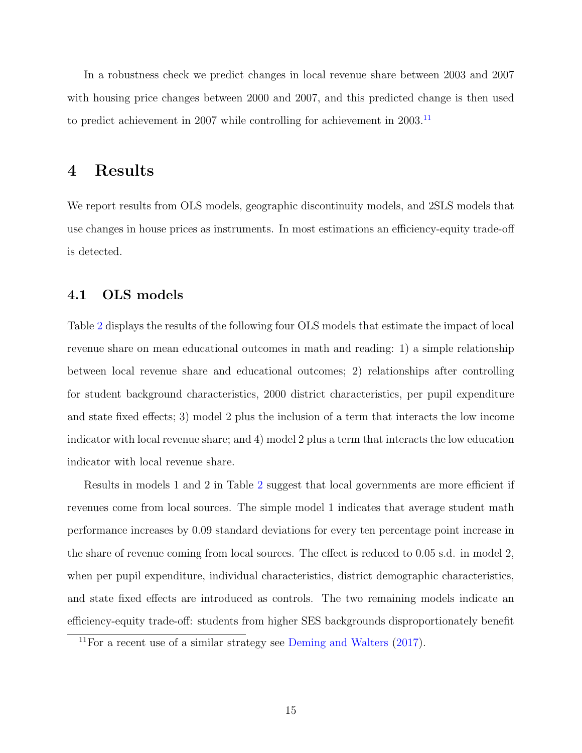In a robustness check we predict changes in local revenue share between 2003 and 2007 with housing price changes between 2000 and 2007, and this predicted change is then used to predict achievement in 2007 while controlling for achievement in 2003.[11]

# 4 Results

We report results from OLS models, geographic discontinuity models, and 2SLS models that use changes in house prices as instruments. In most estimations an efficiency-equity trade-off is detected.

## 4.1 OLS models

Table 2 displays the results of the following four OLS models that estimate the impact of local revenue share on mean educational outcomes in math and reading: 1) a simple relationship between local revenue share and educational outcomes; 2) relationships after controlling for student background characteristics, 2000 district characteristics, per pupil expenditure and state fixed effects; 3) model 2 plus the inclusion of a term that interacts the low income indicator with local revenue share; and 4) model 2 plus a term that interacts the low education indicator with local revenue share.

Results in models 1 and 2 in Table 2 suggest that local governments are more efficient if revenues come from local sources. The simple model 1 indicates that average student math performance increases by 0.09 standard deviations for every ten percentage point increase in the share of revenue coming from local sources. The effect is reduced to 0.05 s.d. in model 2, when per pupil expenditure, individual characteristics, district demographic characteristics, and state fixed effects are introduced as controls. The two remaining models indicate an efficiency-equity trade-off: students from higher SES backgrounds disproportionately benefit

[11] For a recent use of a similar strategy see Deming and Walters (2017).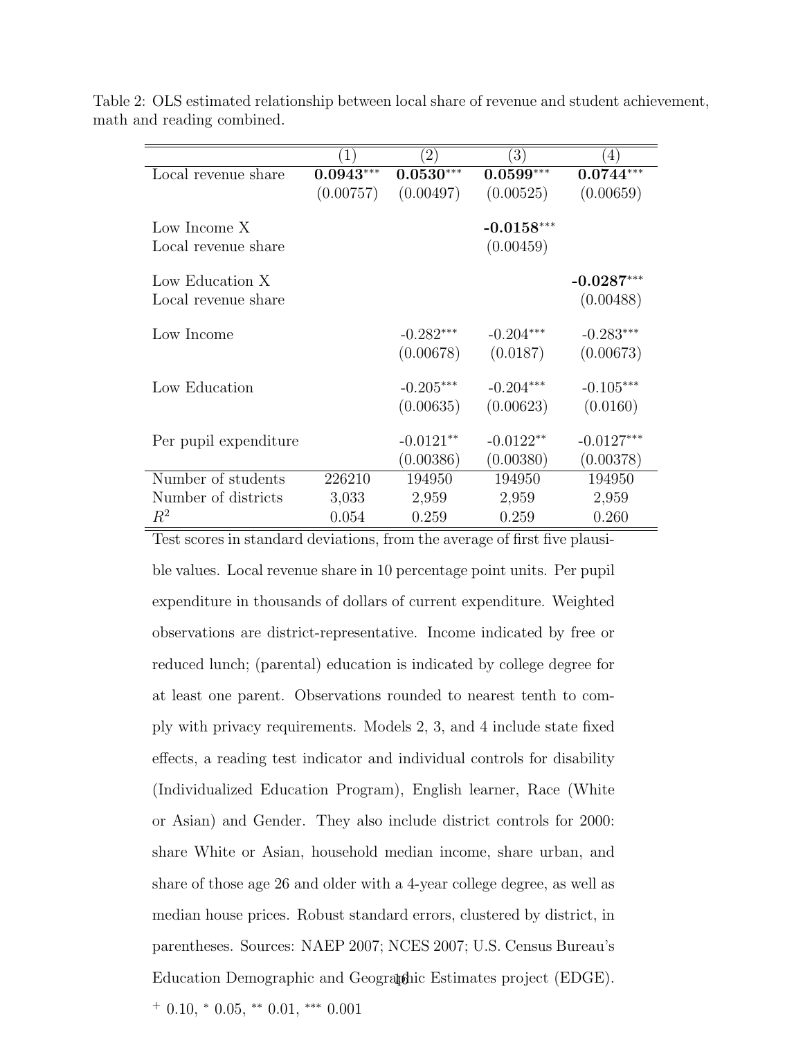Table 2: OLS estimated relationship between local share of revenue and student achievement, math and reading combined.

| | (1) | (2) | (3) | (4) |
|---|---|---|---|---|
| Local revenue share | **0.0943**$^{***}$ | **0.0530**$^{***}$ | **0.0599**$^{***}$ | **0.0744**$^{***}$ |
| | (0.00757) | (0.00497) | (0.00525) | (0.00659) |
| Low Income X Local revenue share | | | **-0.0158**$^{***}$ | |
| | | | (0.00459) | |
| Low Education X Local revenue share | | | | **-0.0287**$^{***}$ |
| | | | | (0.00488) |
| Low Income | | -0.282$^{***}$ | -0.204$^{***}$ | -0.283$^{***}$ |
| | | (0.00678) | (0.0187) | (0.00673) |
| Low Education | | -0.205$^{***}$ | -0.204$^{***}$ | -0.105$^{***}$ |
| | | (0.00635) | (0.00623) | (0.0160) |
| Per pupil expenditure | | -0.0121$^{**}$ | -0.0122$^{**}$ | -0.0127$^{***}$ |
| | | (0.00386) | (0.00380) | (0.00378) |
| Number of students | 226210 | 194950 | 194950 | 194950 |
| Number of districts | 3,033 | 2,959 | 2,959 | 2,959 |
| $R^2$ | 0.054 | 0.259 | 0.259 | 0.260 |

Test scores in standard deviations, from the average of first five plausible values. Local revenue share in 10 percentage point units. Per pupil expenditure in thousands of dollars of current expenditure. Weighted observations are district-representative. Income indicated by free or reduced lunch; (parental) education is indicated by college degree for at least one parent. Observations rounded to nearest tenth to comply with privacy requirements. Models 2, 3, and 4 include state fixed effects, a reading test indicator and individual controls for disability (Individualized Education Program), English learner, Race (White or Asian) and Gender. They also include district controls for 2000: share White or Asian, household median income, share urban, and share of those age 26 and older with a 4-year college degree, as well as median house prices. Robust standard errors, clustered by district, in parentheses. Sources: NAEP 2007; NCES 2007; U.S. Census Bureau's Education Demographic and Geographic Estimates project (EDGE).

$^{+}$ 0.10, $^{*}$ 0.05, $^{**}$ 0.01, $^{***}$ 0.001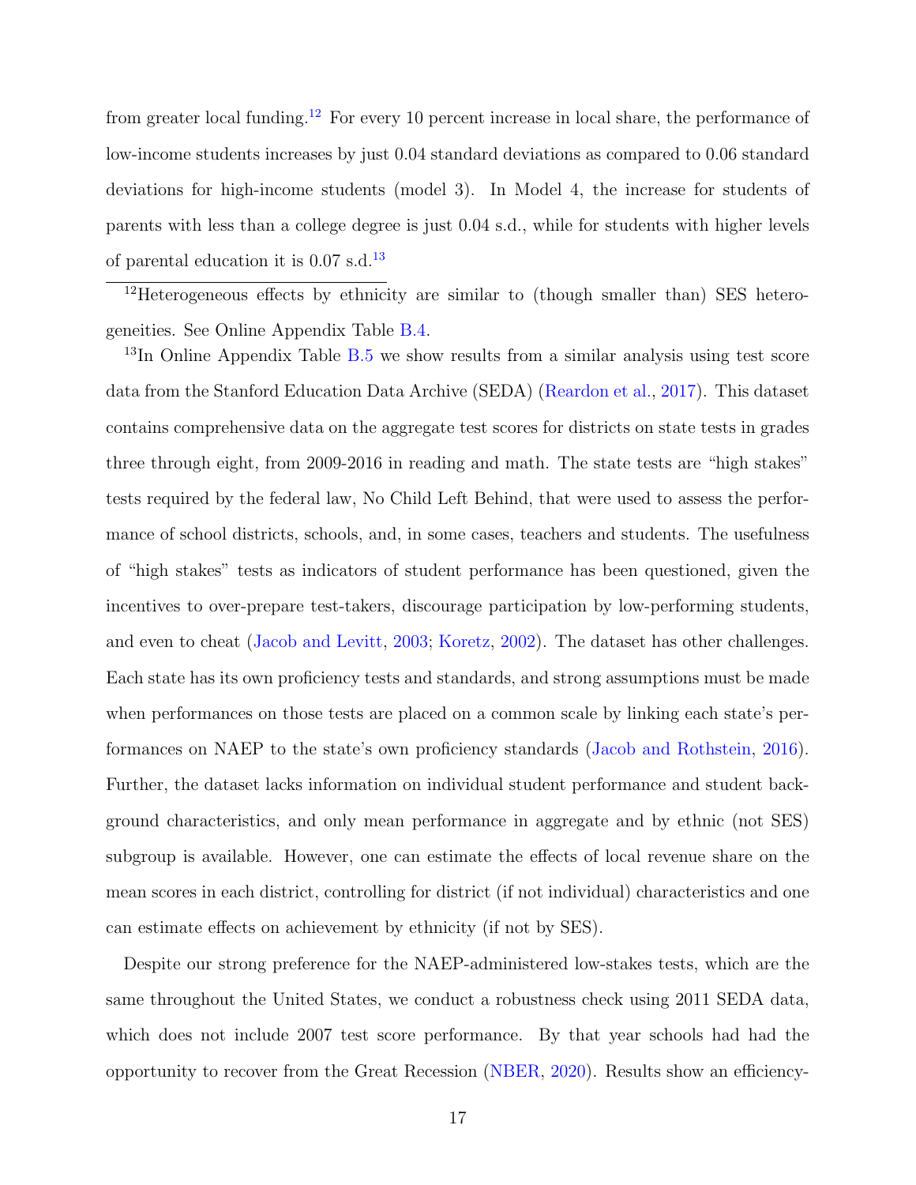from greater local funding.[12] For every 10 percent increase in local share, the performance of low-income students increases by just 0.04 standard deviations as compared to 0.06 standard deviations for high-income students (model 3). In Model 4, the increase for students of parents with less than a college degree is just 0.04 s.d., while for students with higher levels of parental education it is 0.07 s.d.[13]

Despite our strong preference for the NAEP-administered low-stakes tests, which are the same throughout the United States, we conduct a robustness check using 2011 SEDA data, which does not include 2007 test score performance. By that year schools had had the opportunity to recover from the Great Recession (NBER, 2020). Results show an efficiency-

---

[12] Heterogeneous effects by ethnicity are similar to (though smaller than) SES heterogeneities. See Online Appendix Table B.4.

[13] In Online Appendix Table B.5 we show results from a similar analysis using test score data from the Stanford Education Data Archive (SEDA) (Reardon et al., 2017). This dataset contains comprehensive data on the aggregate test scores for districts on state tests in grades three through eight, from 2009-2016 in reading and math. The state tests are "high stakes" tests required by the federal law, No Child Left Behind, that were used to assess the performance of school districts, schools, and, in some cases, teachers and students. The usefulness of "high stakes" tests as indicators of student performance has been questioned, given the incentives to over-prepare test-takers, discourage participation by low-performing students, and even to cheat (Jacob and Levitt, 2003; Koretz, 2002). The dataset has other challenges. Each state has its own proficiency tests and standards, and strong assumptions must be made when performances on those tests are placed on a common scale by linking each state's performances on NAEP to the state's own proficiency standards (Jacob and Rothstein, 2016). Further, the dataset lacks information on individual student performance and student background characteristics, and only mean performance in aggregate and by ethnic (not SES) subgroup is available. However, one can estimate the effects of local revenue share on the mean scores in each district, controlling for district (if not individual) characteristics and one can estimate effects on achievement by ethnicity (if not by SES).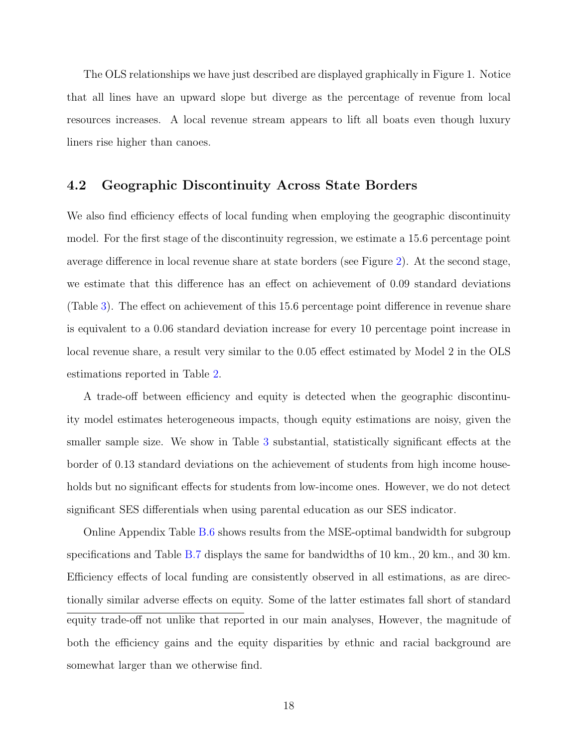The OLS relationships we have just described are displayed graphically in Figure 1. Notice that all lines have an upward slope but diverge as the percentage of revenue from local resources increases. A local revenue stream appears to lift all boats even though luxury liners rise higher than canoes.

### 4.2 Geographic Discontinuity Across State Borders

We also find efficiency effects of local funding when employing the geographic discontinuity model. For the first stage of the discontinuity regression, we estimate a 15.6 percentage point average difference in local revenue share at state borders (see Figure 2). At the second stage, we estimate that this difference has an effect on achievement of 0.09 standard deviations (Table 3). The effect on achievement of this 15.6 percentage point difference in revenue share is equivalent to a 0.06 standard deviation increase for every 10 percentage point increase in local revenue share, a result very similar to the 0.05 effect estimated by Model 2 in the OLS estimations reported in Table 2.

A trade-off between efficiency and equity is detected when the geographic discontinuity model estimates heterogeneous impacts, though equity estimations are noisy, given the smaller sample size. We show in Table 3 substantial, statistically significant effects at the border of 0.13 standard deviations on the achievement of students from high income households but no significant effects for students from low-income ones. However, we do not detect significant SES differentials when using parental education as our SES indicator.

Online Appendix Table B.6 shows results from the MSE-optimal bandwidth for subgroup specifications and Table B.7 displays the same for bandwidths of 10 km., 20 km., and 30 km. Efficiency effects of local funding are consistently observed in all estimations, as are directionally similar adverse effects on equity. Some of the latter estimates fall short of standard

---

equity trade-off not unlike that reported in our main analyses, However, the magnitude of both the efficiency gains and the equity disparities by ethnic and racial background are somewhat larger than we otherwise find.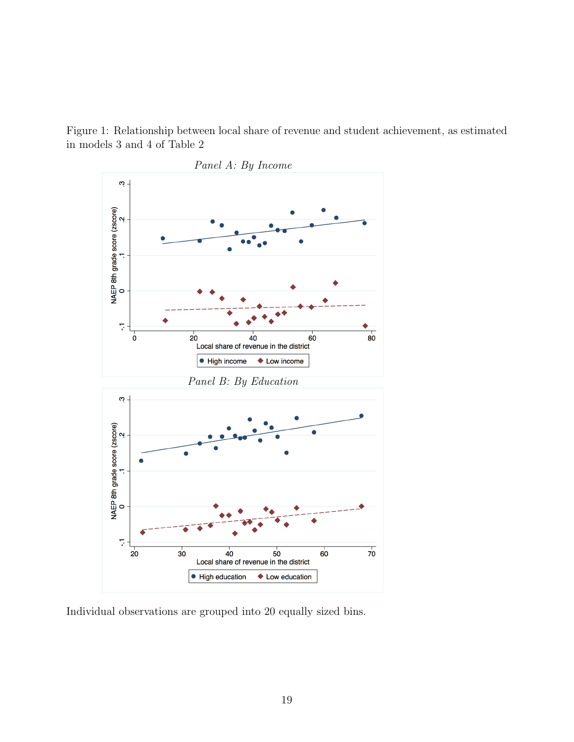Figure 1: Relationship between local share of revenue and student achievement, as estimated in models 3 and 4 of Table 2

*Panel A: By Income*

*Panel B: By Education*

Individual observations are grouped into 20 equally sized bins.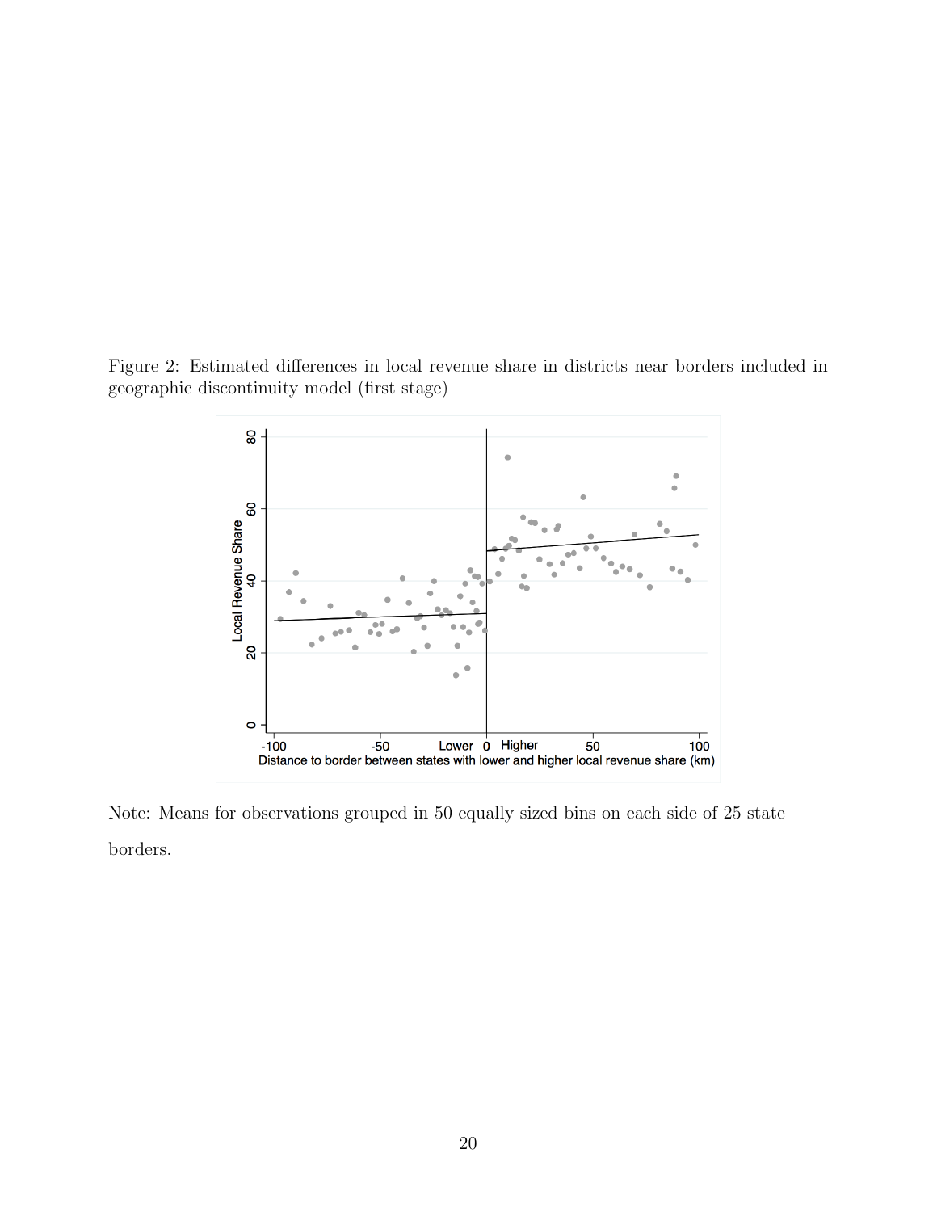Figure 2: Estimated differences in local revenue share in districts near borders included in geographic discontinuity model (first stage)

Note: Means for observations grouped in 50 equally sized bins on each side of 25 state borders.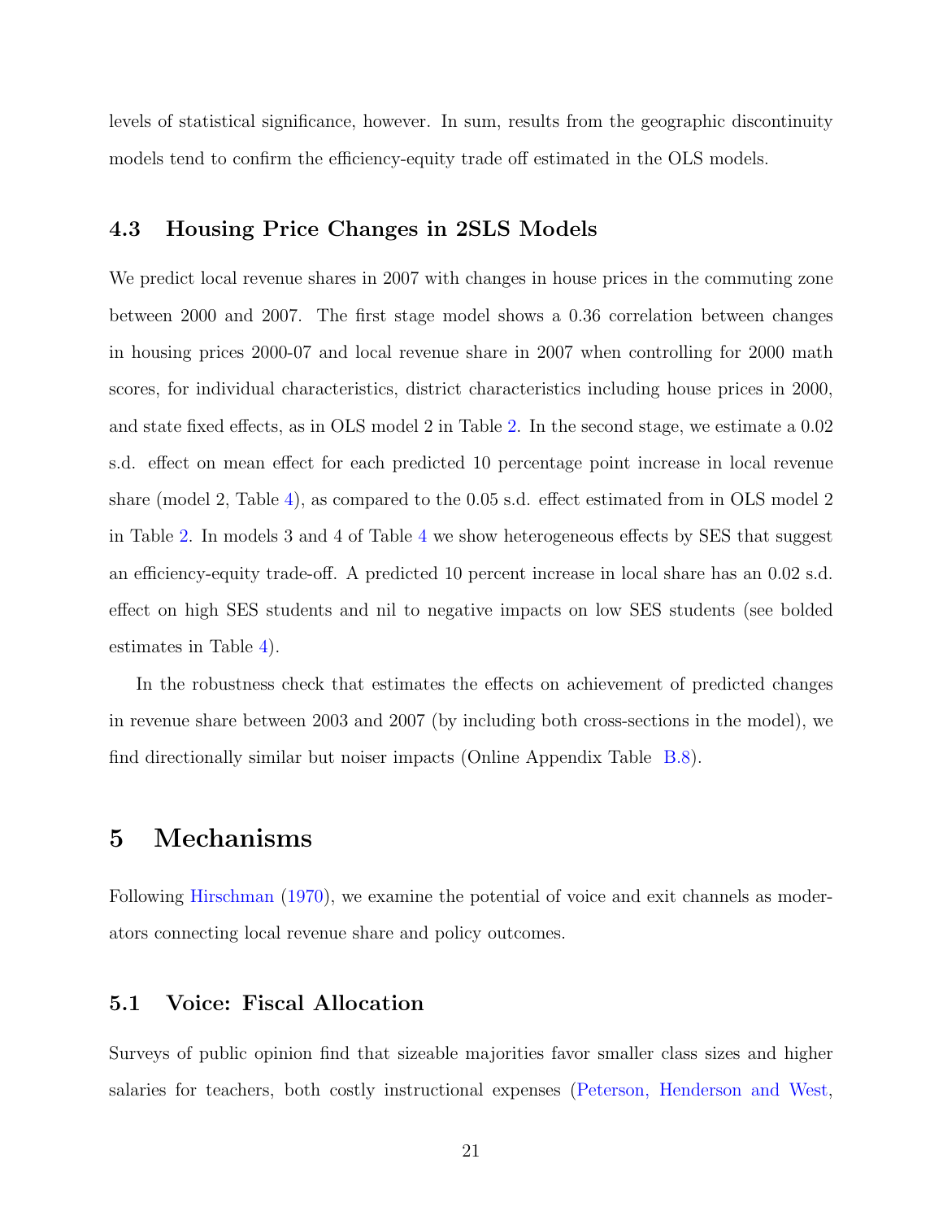levels of statistical significance, however. In sum, results from the geographic discontinuity models tend to confirm the efficiency-equity trade off estimated in the OLS models.

### 4.3 Housing Price Changes in 2SLS Models

We predict local revenue shares in 2007 with changes in house prices in the commuting zone between 2000 and 2007. The first stage model shows a 0.36 correlation between changes in housing prices 2000-07 and local revenue share in 2007 when controlling for 2000 math scores, for individual characteristics, district characteristics including house prices in 2000, and state fixed effects, as in OLS model 2 in Table 2. In the second stage, we estimate a 0.02 s.d. effect on mean effect for each predicted 10 percentage point increase in local revenue share (model 2, Table 4), as compared to the 0.05 s.d. effect estimated from in OLS model 2 in Table 2. In models 3 and 4 of Table 4 we show heterogeneous effects by SES that suggest an efficiency-equity trade-off. A predicted 10 percent increase in local share has an 0.02 s.d. effect on high SES students and nil to negative impacts on low SES students (see bolded estimates in Table 4).

In the robustness check that estimates the effects on achievement of predicted changes in revenue share between 2003 and 2007 (by including both cross-sections in the model), we find directionally similar but noiser impacts (Online Appendix Table B.8).

## 5 Mechanisms

Following Hirschman (1970), we examine the potential of voice and exit channels as moderators connecting local revenue share and policy outcomes.

### 5.1 Voice: Fiscal Allocation

Surveys of public opinion find that sizeable majorities favor smaller class sizes and higher salaries for teachers, both costly instructional expenses (Peterson, Henderson and West,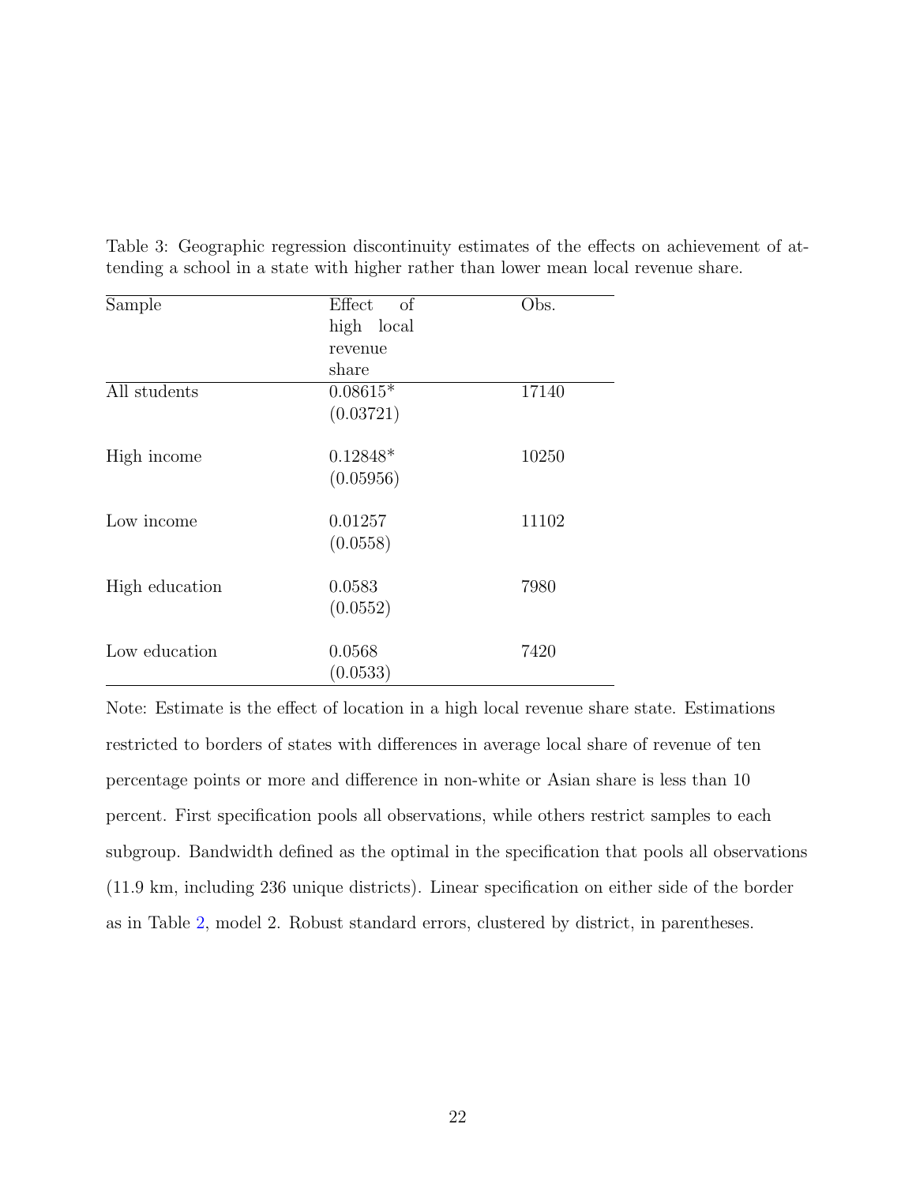Table 3: Geographic regression discontinuity estimates of the effects on achievement of attending a school in a state with higher rather than lower mean local revenue share.

| Sample | Effect of high local revenue share | Obs. |
|---|---|---|
| All students | 0.08615* | 17140 |
| | (0.03721) | |
| High income | 0.12848* | 10250 |
| | (0.05956) | |
| Low income | 0.01257 | 11102 |
| | (0.0558) | |
| High education | 0.0583 | 7980 |
| | (0.0552) | |
| Low education | 0.0568 | 7420 |
| | (0.0533) | |

Note: Estimate is the effect of location in a high local revenue share state. Estimations restricted to borders of states with differences in average local share of revenue of ten percentage points or more and difference in non-white or Asian share is less than 10 percent. First specification pools all observations, while others restrict samples to each subgroup. Bandwidth defined as the optimal in the specification that pools all observations (11.9 km, including 236 unique districts). Linear specification on either side of the border as in Table 2, model 2. Robust standard errors, clustered by district, in parentheses.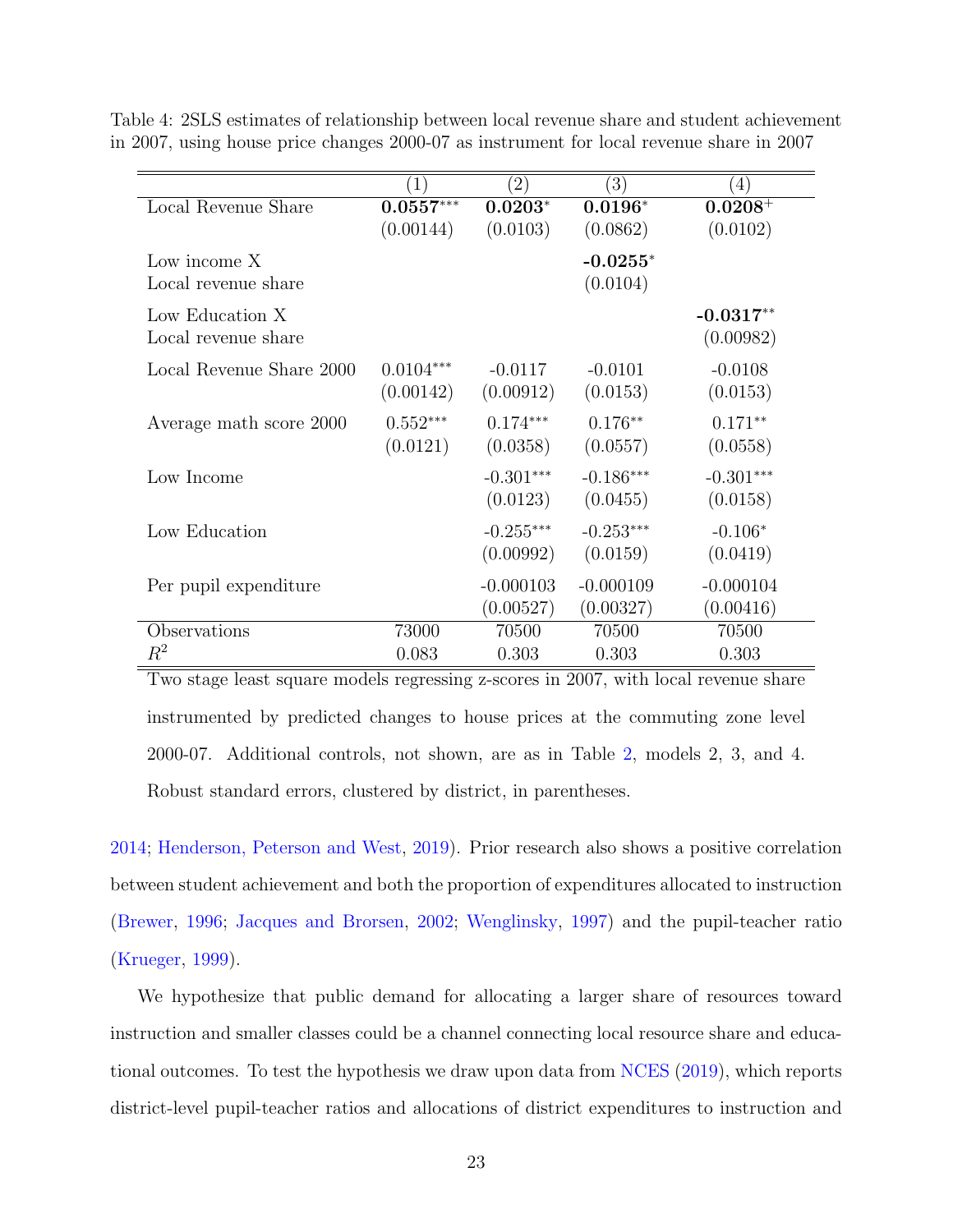Table 4: 2SLS estimates of relationship between local revenue share and student achievement in 2007, using house price changes 2000-07 as instrument for local revenue share in 2007

| | (1) | (2) | (3) | (4) |
|---|---|---|---|---|
| Local Revenue Share | **0.0557**\*\*\* | **0.0203**\* | **0.0196**\* | **0.0208**+ |
| | (0.00144) | (0.0103) | (0.0862) | (0.0102) |
| Low income X Local revenue share | | | **-0.0255**\* | |
| | | | (0.0104) | |
| Low Education X Local revenue share | | | | **-0.0317**\*\* |
| | | | | (0.00982) |
| Local Revenue Share 2000 | 0.0104\*\*\* | -0.0117 | -0.0101 | -0.0108 |
| | (0.00142) | (0.00912) | (0.0153) | (0.0153) |
| Average math score 2000 | 0.552\*\*\* | 0.174\*\*\* | 0.176\*\* | 0.171\*\* |
| | (0.0121) | (0.0358) | (0.0557) | (0.0558) |
| Low Income | | -0.301\*\*\* | -0.186\*\*\* | -0.301\*\*\* |
| | | (0.0123) | (0.0455) | (0.0158) |
| Low Education | | -0.255\*\*\* | -0.253\*\*\* | -0.106\* |
| | | (0.00992) | (0.0159) | (0.0419) |
| Per pupil expenditure | | -0.000103 | -0.000109 | -0.000104 |
| | | (0.00527) | (0.00327) | (0.00416) |
| Observations | 73000 | 70500 | 70500 | 70500 |
| $R^2$ | 0.083 | 0.303 | 0.303 | 0.303 |

Two stage least square models regressing z-scores in 2007, with local revenue share instrumented by predicted changes to house prices at the commuting zone level 2000-07. Additional controls, not shown, are as in Table 2, models 2, 3, and 4. Robust standard errors, clustered by district, in parentheses.

2014; Henderson, Peterson and West, 2019). Prior research also shows a positive correlation between student achievement and both the proportion of expenditures allocated to instruction (Brewer, 1996; Jacques and Brorsen, 2002; Wenglinsky, 1997) and the pupil-teacher ratio (Krueger, 1999).

We hypothesize that public demand for allocating a larger share of resources toward instruction and smaller classes could be a channel connecting local resource share and educational outcomes. To test the hypothesis we draw upon data from NCES (2019), which reports district-level pupil-teacher ratios and allocations of district expenditures to instruction and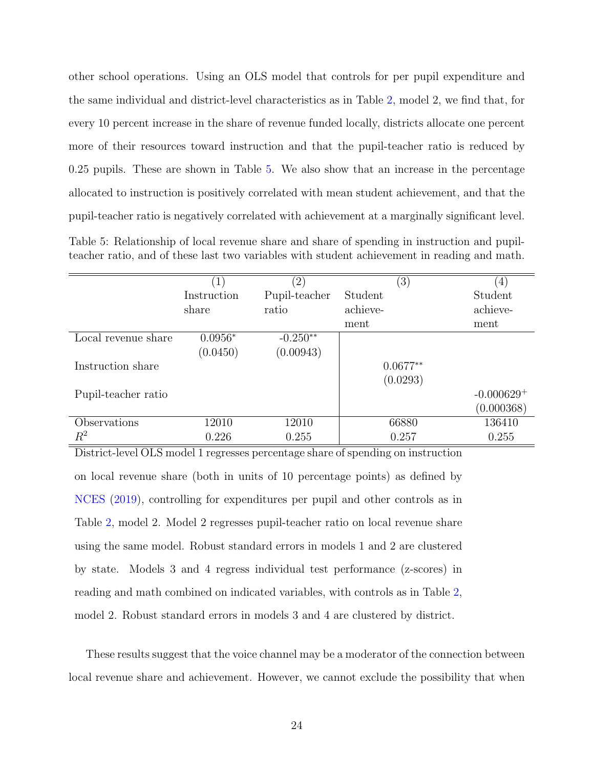other school operations. Using an OLS model that controls for per pupil expenditure and the same individual and district-level characteristics as in Table 2, model 2, we find that, for every 10 percent increase in the share of revenue funded locally, districts allocate one percent more of their resources toward instruction and that the pupil-teacher ratio is reduced by 0.25 pupils. These are shown in Table 5. We also show that an increase in the percentage allocated to instruction is positively correlated with mean student achievement, and that the pupil-teacher ratio is negatively correlated with achievement at a marginally significant level.

Table 5: Relationship of local revenue share and share of spending in instruction and pupil-teacher ratio, and of these last two variables with student achievement in reading and math.

| | (1) | (2) | (3) | (4) |
|---|---|---|---|---|
| | Instruction share | Pupil-teacher ratio | Student achievement | Student achievement |
| Local revenue share | $0.0956^{*}$ | $-0.250^{**}$ | | |
| | (0.0450) | (0.00943) | | |
| Instruction share | | | $0.0677^{**}$ | |
| | | | (0.0293) | |
| Pupil-teacher ratio | | | | $-0.000629^{+}$ |
| | | | | (0.000368) |
| Observations | 12010 | 12010 | 66880 | 136410 |
| $R^2$ | 0.226 | 0.255 | 0.257 | 0.255 |

District-level OLS model 1 regresses percentage share of spending on instruction on local revenue share (both in units of 10 percentage points) as defined by NCES (2019), controlling for expenditures per pupil and other controls as in Table 2, model 2. Model 2 regresses pupil-teacher ratio on local revenue share using the same model. Robust standard errors in models 1 and 2 are clustered by state. Models 3 and 4 regress individual test performance (z-scores) in reading and math combined on indicated variables, with controls as in Table 2, model 2. Robust standard errors in models 3 and 4 are clustered by district.

These results suggest that the voice channel may be a moderator of the connection between local revenue share and achievement. However, we cannot exclude the possibility that when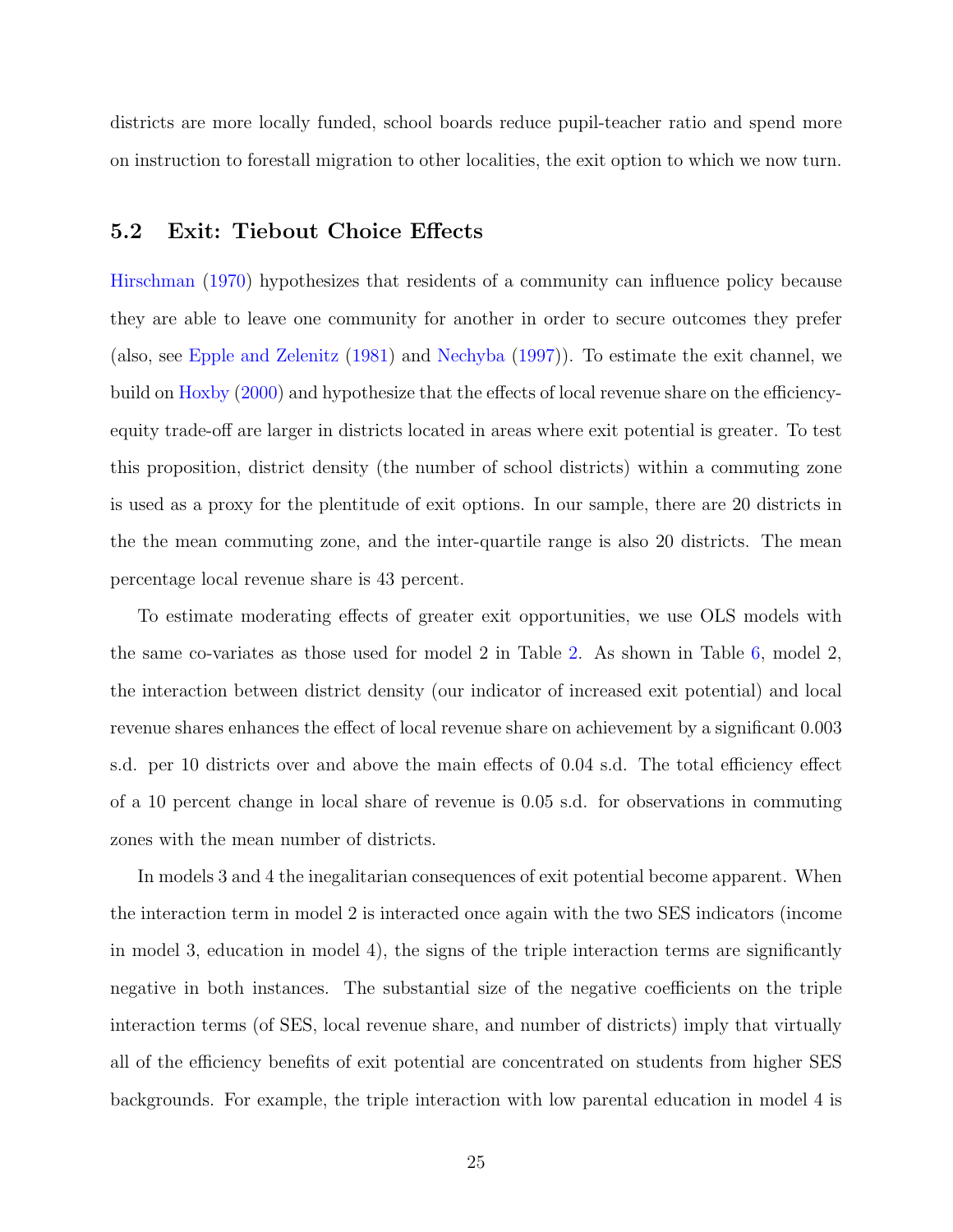districts are more locally funded, school boards reduce pupil-teacher ratio and spend more on instruction to forestall migration to other localities, the exit option to which we now turn.

## 5.2 Exit: Tiebout Choice Effects

Hirschman (1970) hypothesizes that residents of a community can influence policy because they are able to leave one community for another in order to secure outcomes they prefer (also, see Epple and Zelenitz (1981) and Nechyba (1997)). To estimate the exit channel, we build on Hoxby (2000) and hypothesize that the effects of local revenue share on the efficiency-equity trade-off are larger in districts located in areas where exit potential is greater. To test this proposition, district density (the number of school districts) within a commuting zone is used as a proxy for the plentitude of exit options. In our sample, there are 20 districts in the the mean commuting zone, and the inter-quartile range is also 20 districts. The mean percentage local revenue share is 43 percent.

To estimate moderating effects of greater exit opportunities, we use OLS models with the same co-variates as those used for model 2 in Table 2. As shown in Table 6, model 2, the interaction between district density (our indicator of increased exit potential) and local revenue shares enhances the effect of local revenue share on achievement by a significant 0.003 s.d. per 10 districts over and above the main effects of 0.04 s.d. The total efficiency effect of a 10 percent change in local share of revenue is 0.05 s.d. for observations in commuting zones with the mean number of districts.

In models 3 and 4 the inegalitarian consequences of exit potential become apparent. When the interaction term in model 2 is interacted once again with the two SES indicators (income in model 3, education in model 4), the signs of the triple interaction terms are significantly negative in both instances. The substantial size of the negative coefficients on the triple interaction terms (of SES, local revenue share, and number of districts) imply that virtually all of the efficiency benefits of exit potential are concentrated on students from higher SES backgrounds. For example, the triple interaction with low parental education in model 4 is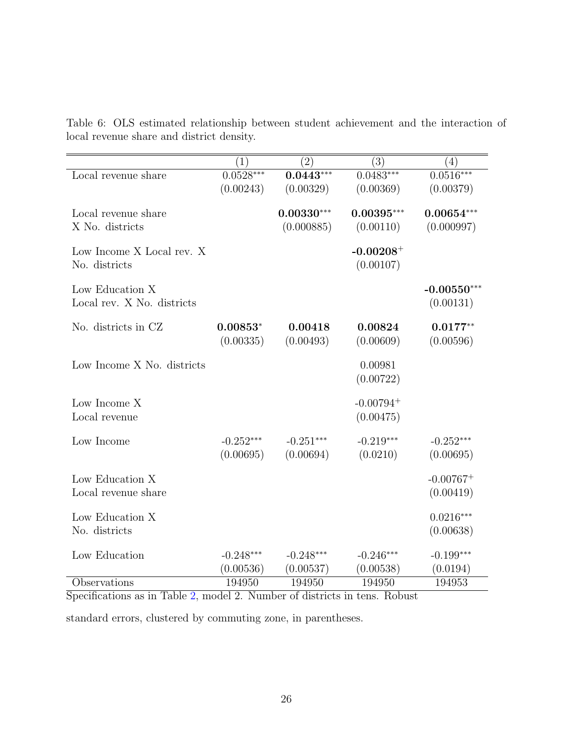Table 6: OLS estimated relationship between student achievement and the interaction of local revenue share and district density.

| | (1) | (2) | (3) | (4) |
|---|---|---|---|---|
| Local revenue share | 0.0528*** | **0.0443*** ** | 0.0483*** | 0.0516*** |
| | (0.00243) | (0.00329) | (0.00369) | (0.00379) |
| Local revenue share X No. districts | | **0.00330*** ** | **0.00395*** ** | **0.00654*** ** |
| | | (0.000885) | (0.00110) | (0.000997) |
| Low Income X Local rev. X No. districts | | | **-0.00208+** | |
| | | | (0.00107) | |
| Low Education X Local rev. X No. districts | | | | **-0.00550*** ** |
| | | | | (0.00131) |
| No. districts in CZ | **0.00853*** | **0.00418** | **0.00824** | **0.0177**** |
| | (0.00335) | (0.00493) | (0.00609) | (0.00596) |
| Low Income X No. districts | | | 0.00981 | |
| | | | (0.00722) | |
| Low Income X Local revenue | | | -0.00794+ | |
| | | | (0.00475) | |
| Low Income | -0.252*** | -0.251*** | -0.219*** | -0.252*** |
| | (0.00695) | (0.00694) | (0.0210) | (0.00695) |
| Low Education X Local revenue share | | | | -0.00767+ |
| | | | | (0.00419) |
| Low Education X No. districts | | | | 0.0216*** |
| | | | | (0.00638) |
| Low Education | -0.248*** | -0.248*** | -0.246*** | -0.199*** |
| | (0.00536) | (0.00537) | (0.00538) | (0.0194) |
| Observations | 194950 | 194950 | 194950 | 194953 |

Specifications as in Table 2, model 2. Number of districts in tens. Robust standard errors, clustered by commuting zone, in parentheses.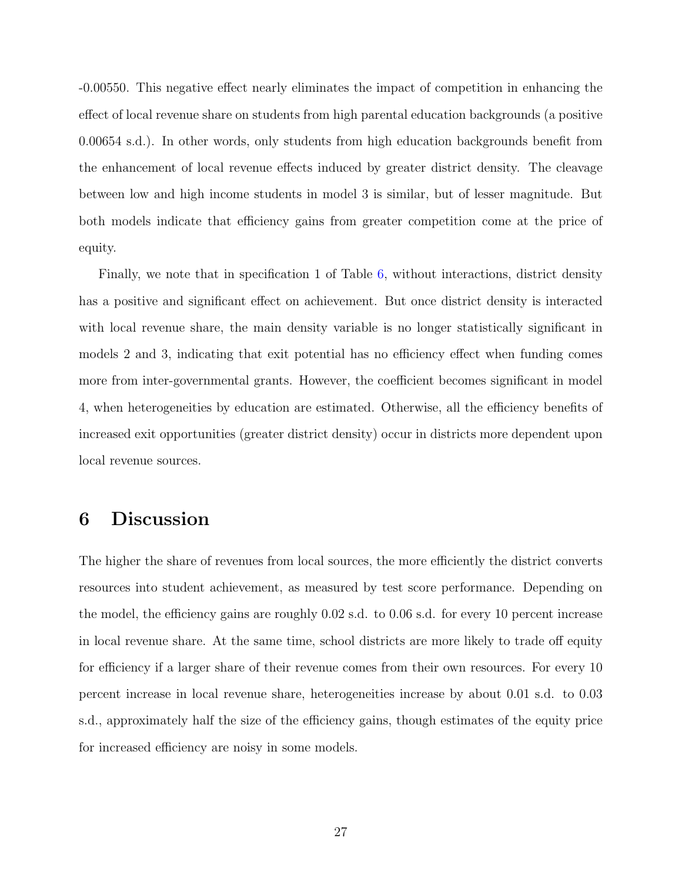-0.00550. This negative effect nearly eliminates the impact of competition in enhancing the effect of local revenue share on students from high parental education backgrounds (a positive 0.00654 s.d.). In other words, only students from high education backgrounds benefit from the enhancement of local revenue effects induced by greater district density. The cleavage between low and high income students in model 3 is similar, but of lesser magnitude. But both models indicate that efficiency gains from greater competition come at the price of equity.

Finally, we note that in specification 1 of Table 6, without interactions, district density has a positive and significant effect on achievement. But once district density is interacted with local revenue share, the main density variable is no longer statistically significant in models 2 and 3, indicating that exit potential has no efficiency effect when funding comes more from inter-governmental grants. However, the coefficient becomes significant in model 4, when heterogeneities by education are estimated. Otherwise, all the efficiency benefits of increased exit opportunities (greater district density) occur in districts more dependent upon local revenue sources.

# 6 Discussion

The higher the share of revenues from local sources, the more efficiently the district converts resources into student achievement, as measured by test score performance. Depending on the model, the efficiency gains are roughly 0.02 s.d. to 0.06 s.d. for every 10 percent increase in local revenue share. At the same time, school districts are more likely to trade off equity for efficiency if a larger share of their revenue comes from their own resources. For every 10 percent increase in local revenue share, heterogeneities increase by about 0.01 s.d. to 0.03 s.d., approximately half the size of the efficiency gains, though estimates of the equity price for increased efficiency are noisy in some models.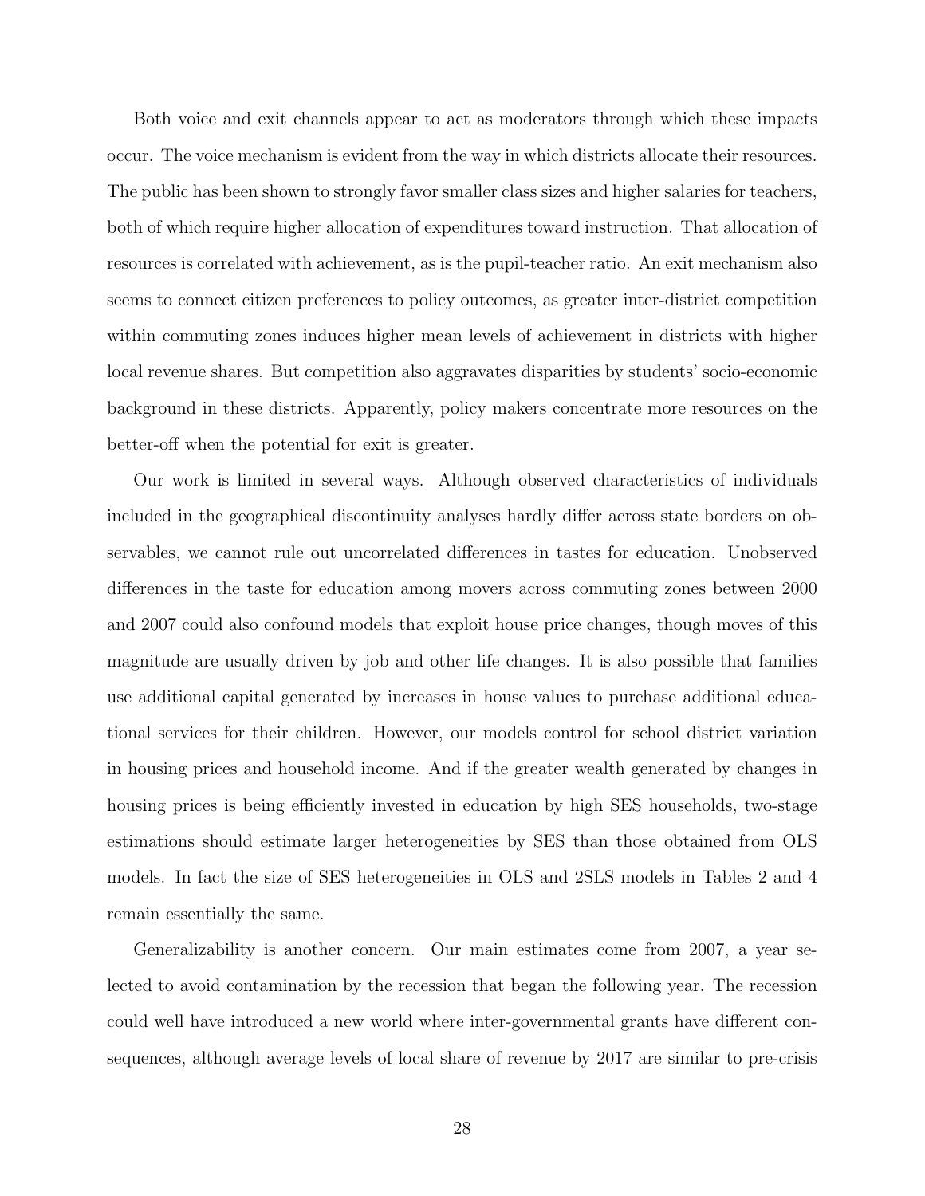Both voice and exit channels appear to act as moderators through which these impacts occur. The voice mechanism is evident from the way in which districts allocate their resources. The public has been shown to strongly favor smaller class sizes and higher salaries for teachers, both of which require higher allocation of expenditures toward instruction. That allocation of resources is correlated with achievement, as is the pupil-teacher ratio. An exit mechanism also seems to connect citizen preferences to policy outcomes, as greater inter-district competition within commuting zones induces higher mean levels of achievement in districts with higher local revenue shares. But competition also aggravates disparities by students' socio-economic background in these districts. Apparently, policy makers concentrate more resources on the better-off when the potential for exit is greater.

Our work is limited in several ways. Although observed characteristics of individuals included in the geographical discontinuity analyses hardly differ across state borders on observables, we cannot rule out uncorrelated differences in tastes for education. Unobserved differences in the taste for education among movers across commuting zones between 2000 and 2007 could also confound models that exploit house price changes, though moves of this magnitude are usually driven by job and other life changes. It is also possible that families use additional capital generated by increases in house values to purchase additional educational services for their children. However, our models control for school district variation in housing prices and household income. And if the greater wealth generated by changes in housing prices is being efficiently invested in education by high SES households, two-stage estimations should estimate larger heterogeneities by SES than those obtained from OLS models. In fact the size of SES heterogeneities in OLS and 2SLS models in Tables 2 and 4 remain essentially the same.

Generalizability is another concern. Our main estimates come from 2007, a year selected to avoid contamination by the recession that began the following year. The recession could well have introduced a new world where inter-governmental grants have different consequences, although average levels of local share of revenue by 2017 are similar to pre-crisis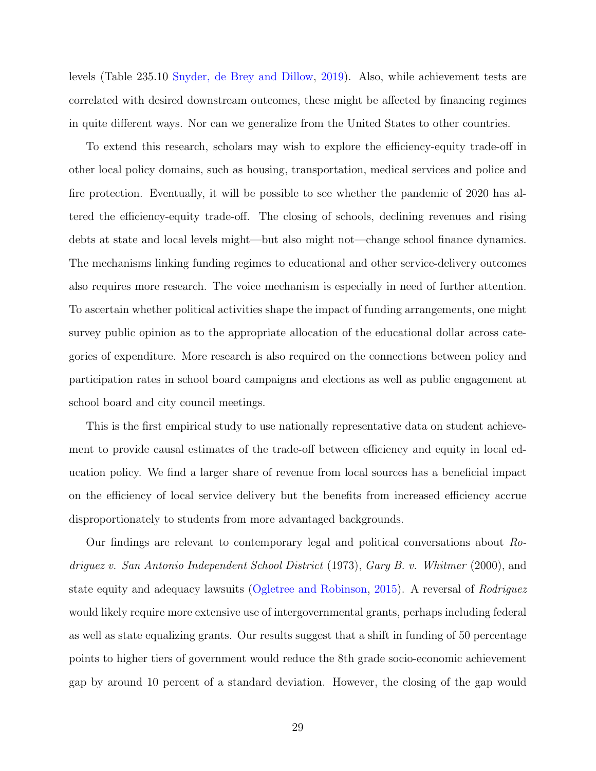levels (Table 235.10 Snyder, de Brey and Dillow, 2019). Also, while achievement tests are correlated with desired downstream outcomes, these might be affected by financing regimes in quite different ways. Nor can we generalize from the United States to other countries.

To extend this research, scholars may wish to explore the efficiency-equity trade-off in other local policy domains, such as housing, transportation, medical services and police and fire protection. Eventually, it will be possible to see whether the pandemic of 2020 has altered the efficiency-equity trade-off. The closing of schools, declining revenues and rising debts at state and local levels might—but also might not—change school finance dynamics. The mechanisms linking funding regimes to educational and other service-delivery outcomes also requires more research. The voice mechanism is especially in need of further attention. To ascertain whether political activities shape the impact of funding arrangements, one might survey public opinion as to the appropriate allocation of the educational dollar across categories of expenditure. More research is also required on the connections between policy and participation rates in school board campaigns and elections as well as public engagement at school board and city council meetings.

This is the first empirical study to use nationally representative data on student achievement to provide causal estimates of the trade-off between efficiency and equity in local education policy. We find a larger share of revenue from local sources has a beneficial impact on the efficiency of local service delivery but the benefits from increased efficiency accrue disproportionately to students from more advantaged backgrounds.

Our findings are relevant to contemporary legal and political conversations about *Rodriguez v. San Antonio Independent School District* (1973), *Gary B. v. Whitmer* (2000), and state equity and adequacy lawsuits (Ogletree and Robinson, 2015). A reversal of *Rodriguez* would likely require more extensive use of intergovernmental grants, perhaps including federal as well as state equalizing grants. Our results suggest that a shift in funding of 50 percentage points to higher tiers of government would reduce the 8th grade socio-economic achievement gap by around 10 percent of a standard deviation. However, the closing of the gap would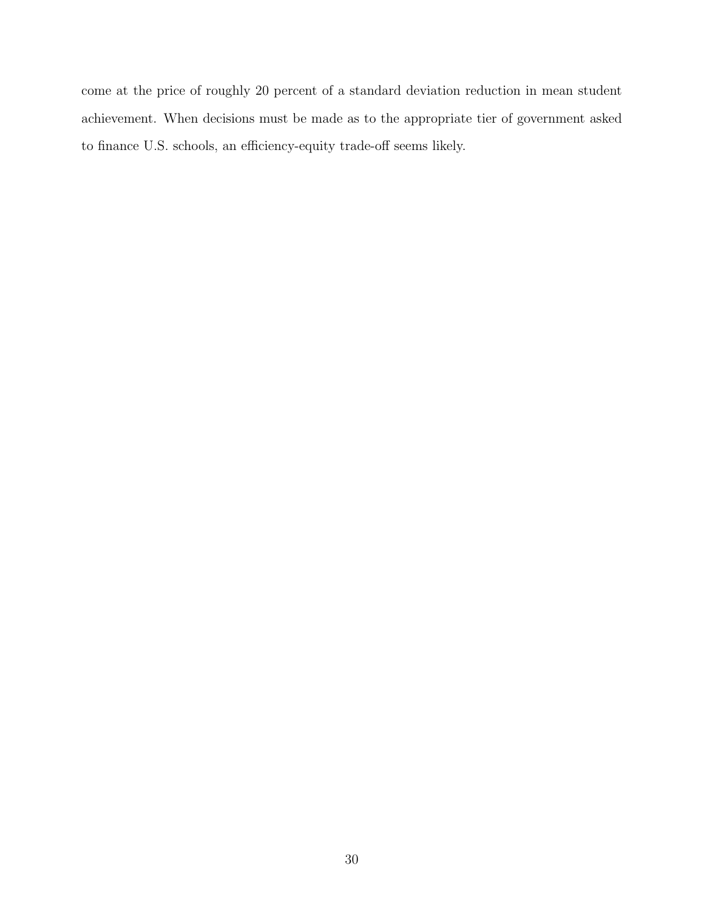come at the price of roughly 20 percent of a standard deviation reduction in mean student achievement. When decisions must be made as to the appropriate tier of government asked to finance U.S. schools, an efficiency-equity trade-off seems likely.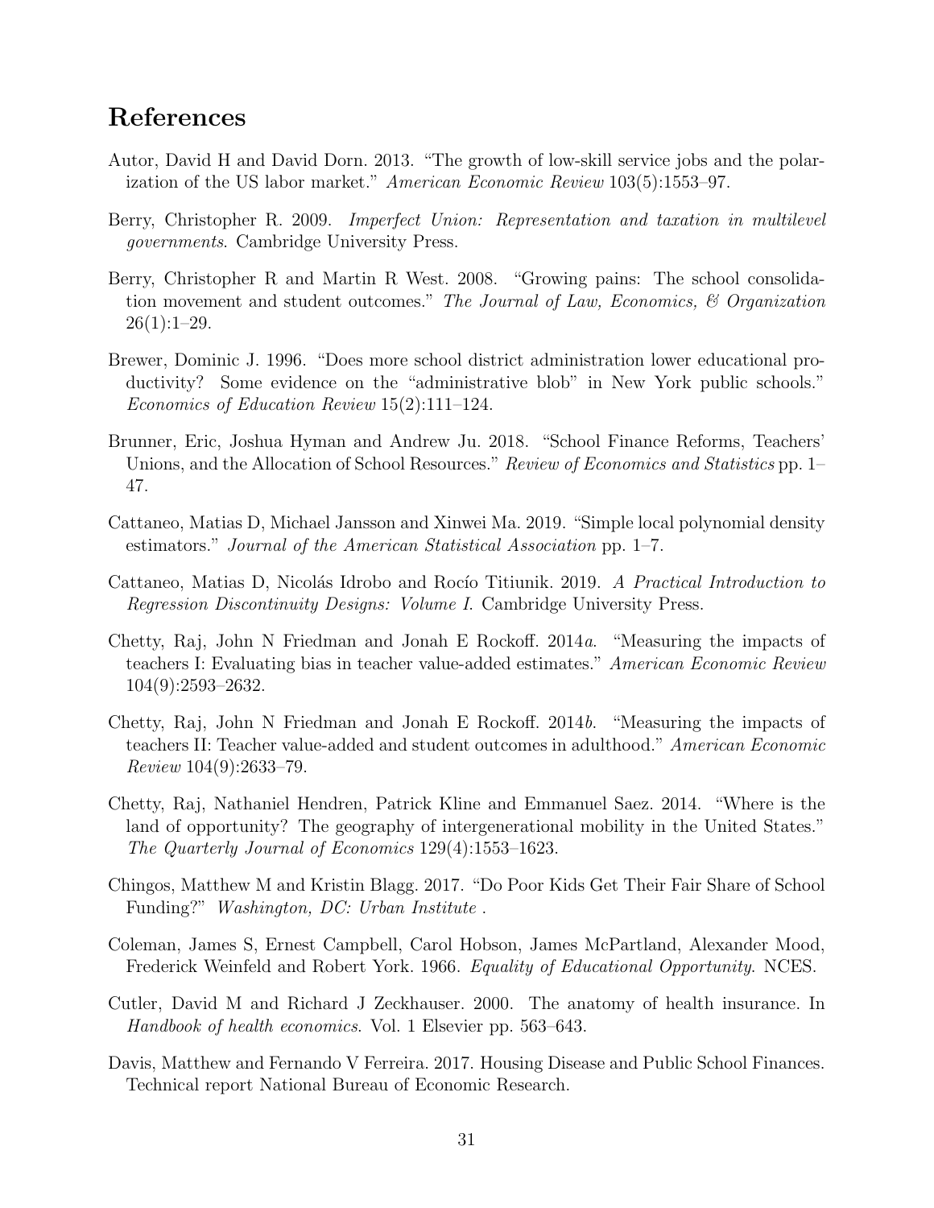# References

Autor, David H and David Dorn. 2013. "The growth of low-skill service jobs and the polarization of the US labor market." *American Economic Review* 103(5):1553–97.

Berry, Christopher R. 2009. *Imperfect Union: Representation and taxation in multilevel governments*. Cambridge University Press.

Berry, Christopher R and Martin R West. 2008. "Growing pains: The school consolidation movement and student outcomes." *The Journal of Law, Economics, & Organization* 26(1):1–29.

Brewer, Dominic J. 1996. "Does more school district administration lower educational productivity? Some evidence on the "administrative blob" in New York public schools." *Economics of Education Review* 15(2):111–124.

Brunner, Eric, Joshua Hyman and Andrew Ju. 2018. "School Finance Reforms, Teachers' Unions, and the Allocation of School Resources." *Review of Economics and Statistics* pp. 1–47.

Cattaneo, Matias D, Michael Jansson and Xinwei Ma. 2019. "Simple local polynomial density estimators." *Journal of the American Statistical Association* pp. 1–7.

Cattaneo, Matias D, Nicolás Idrobo and Rocío Titiunik. 2019. *A Practical Introduction to Regression Discontinuity Designs: Volume I*. Cambridge University Press.

Chetty, Raj, John N Friedman and Jonah E Rockoff. 2014*a*. "Measuring the impacts of teachers I: Evaluating bias in teacher value-added estimates." *American Economic Review* 104(9):2593–2632.

Chetty, Raj, John N Friedman and Jonah E Rockoff. 2014*b*. "Measuring the impacts of teachers II: Teacher value-added and student outcomes in adulthood." *American Economic Review* 104(9):2633–79.

Chetty, Raj, Nathaniel Hendren, Patrick Kline and Emmanuel Saez. 2014. "Where is the land of opportunity? The geography of intergenerational mobility in the United States." *The Quarterly Journal of Economics* 129(4):1553–1623.

Chingos, Matthew M and Kristin Blagg. 2017. "Do Poor Kids Get Their Fair Share of School Funding?" *Washington, DC: Urban Institute* .

Coleman, James S, Ernest Campbell, Carol Hobson, James McPartland, Alexander Mood, Frederick Weinfeld and Robert York. 1966. *Equality of Educational Opportunity*. NCES.

Cutler, David M and Richard J Zeckhauser. 2000. The anatomy of health insurance. In *Handbook of health economics*. Vol. 1 Elsevier pp. 563–643.

Davis, Matthew and Fernando V Ferreira. 2017. Housing Disease and Public School Finances. Technical report National Bureau of Economic Research.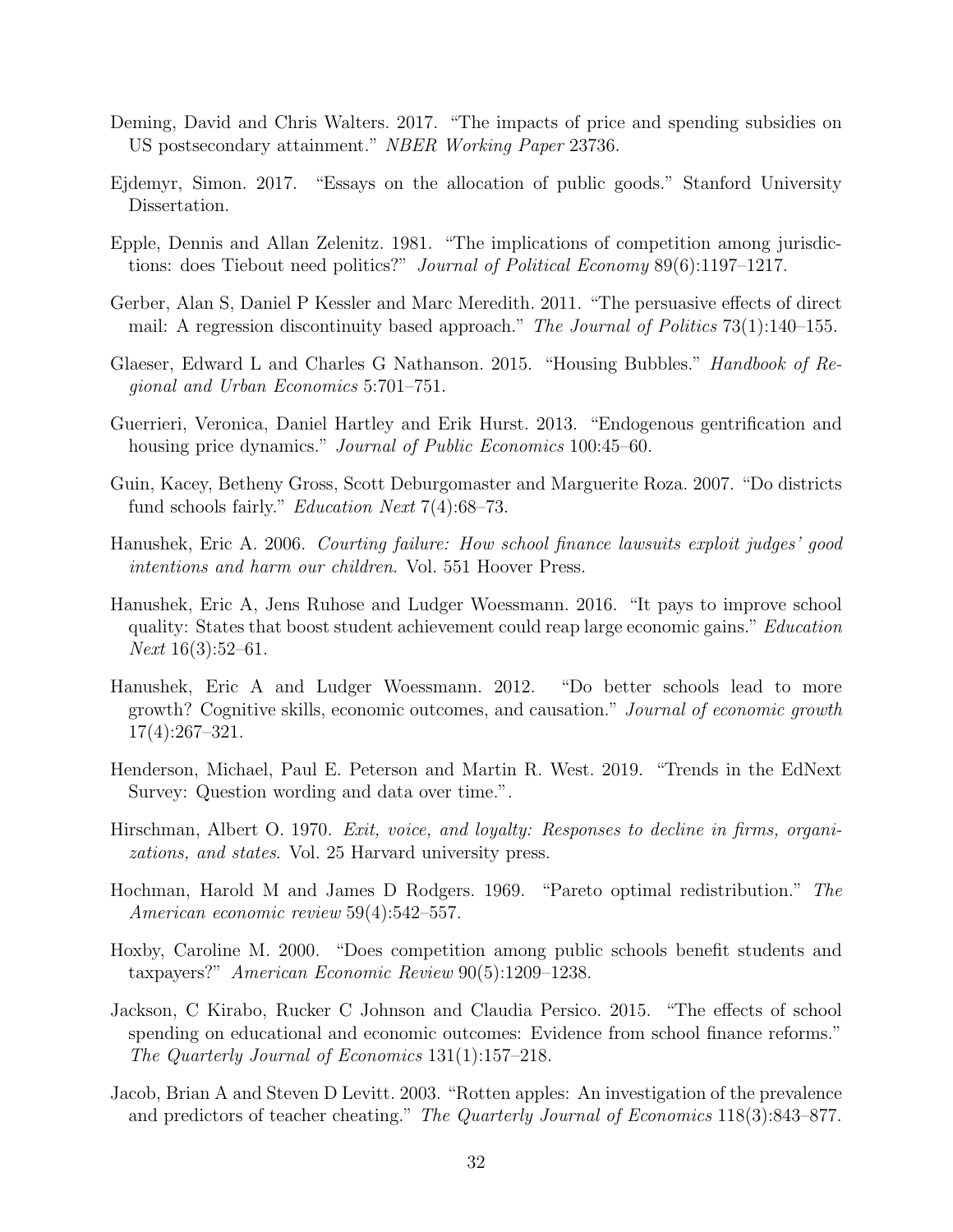Deming, David and Chris Walters. 2017. "The impacts of price and spending subsidies on US postsecondary attainment." *NBER Working Paper* 23736.

Ejdemyr, Simon. 2017. "Essays on the allocation of public goods." Stanford University Dissertation.

Epple, Dennis and Allan Zelenitz. 1981. "The implications of competition among jurisdictions: does Tiebout need politics?" *Journal of Political Economy* 89(6):1197–1217.

Gerber, Alan S, Daniel P Kessler and Marc Meredith. 2011. "The persuasive effects of direct mail: A regression discontinuity based approach." *The Journal of Politics* 73(1):140–155.

Glaeser, Edward L and Charles G Nathanson. 2015. "Housing Bubbles." *Handbook of Regional and Urban Economics* 5:701–751.

Guerrieri, Veronica, Daniel Hartley and Erik Hurst. 2013. "Endogenous gentrification and housing price dynamics." *Journal of Public Economics* 100:45–60.

Guin, Kacey, Betheny Gross, Scott Deburgomaster and Marguerite Roza. 2007. "Do districts fund schools fairly." *Education Next* 7(4):68–73.

Hanushek, Eric A. 2006. *Courting failure: How school finance lawsuits exploit judges' good intentions and harm our children*. Vol. 551 Hoover Press.

Hanushek, Eric A, Jens Ruhose and Ludger Woessmann. 2016. "It pays to improve school quality: States that boost student achievement could reap large economic gains." *Education Next* 16(3):52–61.

Hanushek, Eric A and Ludger Woessmann. 2012. "Do better schools lead to more growth? Cognitive skills, economic outcomes, and causation." *Journal of economic growth* 17(4):267–321.

Henderson, Michael, Paul E. Peterson and Martin R. West. 2019. "Trends in the EdNext Survey: Question wording and data over time.".

Hirschman, Albert O. 1970. *Exit, voice, and loyalty: Responses to decline in firms, organizations, and states*. Vol. 25 Harvard university press.

Hochman, Harold M and James D Rodgers. 1969. "Pareto optimal redistribution." *The American economic review* 59(4):542–557.

Hoxby, Caroline M. 2000. "Does competition among public schools benefit students and taxpayers?" *American Economic Review* 90(5):1209–1238.

Jackson, C Kirabo, Rucker C Johnson and Claudia Persico. 2015. "The effects of school spending on educational and economic outcomes: Evidence from school finance reforms." *The Quarterly Journal of Economics* 131(1):157–218.

Jacob, Brian A and Steven D Levitt. 2003. "Rotten apples: An investigation of the prevalence and predictors of teacher cheating." *The Quarterly Journal of Economics* 118(3):843–877.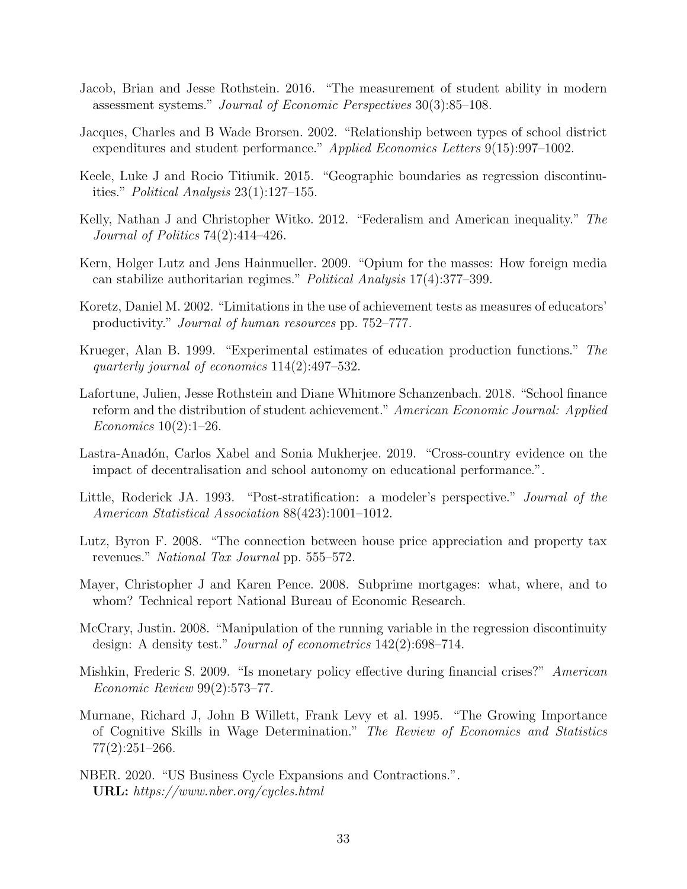Jacob, Brian and Jesse Rothstein. 2016. "The measurement of student ability in modern assessment systems." *Journal of Economic Perspectives* 30(3):85–108.

Jacques, Charles and B Wade Brorsen. 2002. "Relationship between types of school district expenditures and student performance." *Applied Economics Letters* 9(15):997–1002.

Keele, Luke J and Rocio Titiunik. 2015. "Geographic boundaries as regression discontinuities." *Political Analysis* 23(1):127–155.

Kelly, Nathan J and Christopher Witko. 2012. "Federalism and American inequality." *The Journal of Politics* 74(2):414–426.

Kern, Holger Lutz and Jens Hainmueller. 2009. "Opium for the masses: How foreign media can stabilize authoritarian regimes." *Political Analysis* 17(4):377–399.

Koretz, Daniel M. 2002. "Limitations in the use of achievement tests as measures of educators' productivity." *Journal of human resources* pp. 752–777.

Krueger, Alan B. 1999. "Experimental estimates of education production functions." *The quarterly journal of economics* 114(2):497–532.

Lafortune, Julien, Jesse Rothstein and Diane Whitmore Schanzenbach. 2018. "School finance reform and the distribution of student achievement." *American Economic Journal: Applied Economics* 10(2):1–26.

Lastra-Anadón, Carlos Xabel and Sonia Mukherjee. 2019. "Cross-country evidence on the impact of decentralisation and school autonomy on educational performance.".

Little, Roderick JA. 1993. "Post-stratification: a modeler's perspective." *Journal of the American Statistical Association* 88(423):1001–1012.

Lutz, Byron F. 2008. "The connection between house price appreciation and property tax revenues." *National Tax Journal* pp. 555–572.

Mayer, Christopher J and Karen Pence. 2008. Subprime mortgages: what, where, and to whom? Technical report National Bureau of Economic Research.

McCrary, Justin. 2008. "Manipulation of the running variable in the regression discontinuity design: A density test." *Journal of econometrics* 142(2):698–714.

Mishkin, Frederic S. 2009. "Is monetary policy effective during financial crises?" *American Economic Review* 99(2):573–77.

Murnane, Richard J, John B Willett, Frank Levy et al. 1995. "The Growing Importance of Cognitive Skills in Wage Determination." *The Review of Economics and Statistics* 77(2):251–266.

NBER. 2020. "US Business Cycle Expansions and Contractions.".
**URL:** *https://www.nber.org/cycles.html*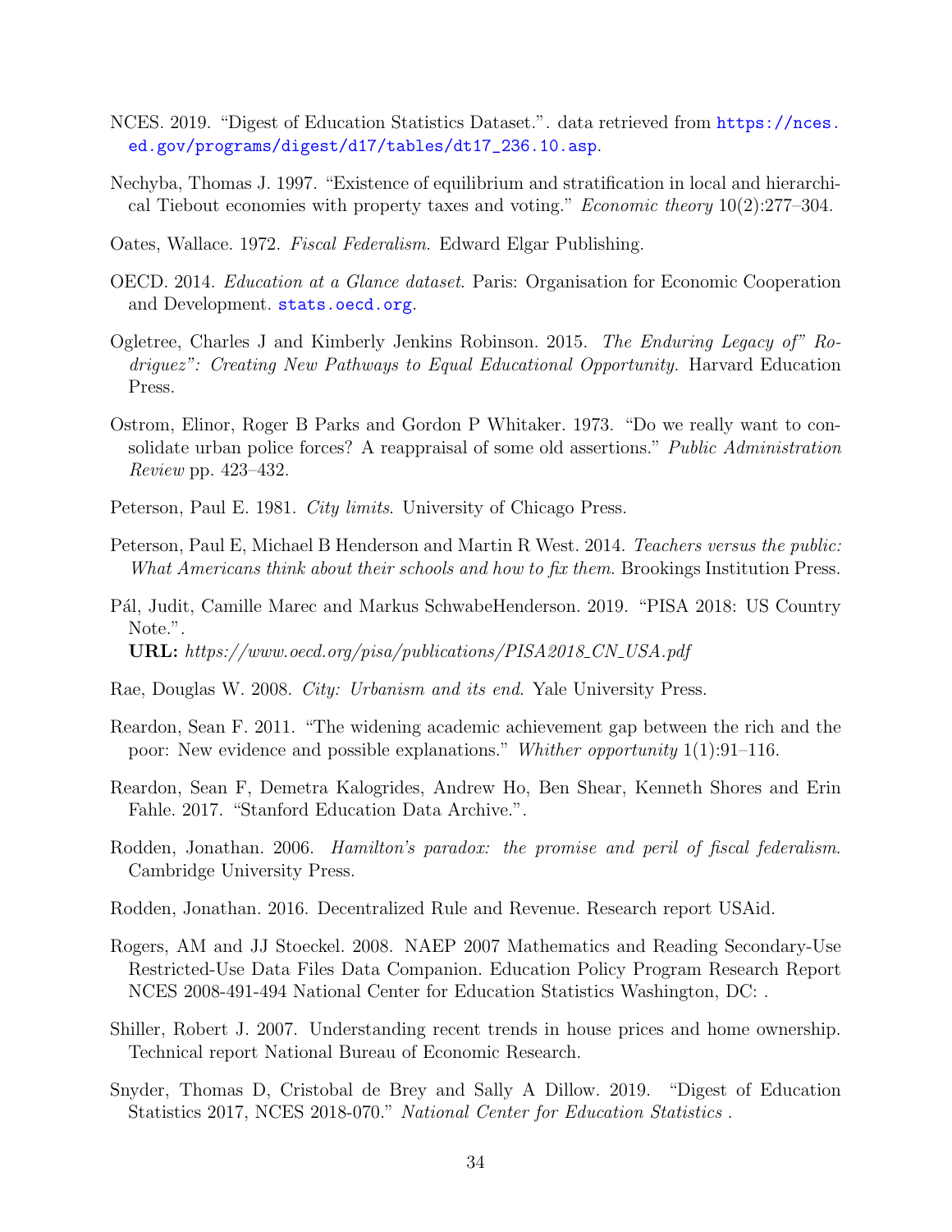NCES. 2019. "Digest of Education Statistics Dataset.". data retrieved from https://nces.ed.gov/programs/digest/d17/tables/dt17_236.10.asp.

Nechyba, Thomas J. 1997. "Existence of equilibrium and stratification in local and hierarchical Tiebout economies with property taxes and voting." *Economic theory* 10(2):277–304.

Oates, Wallace. 1972. *Fiscal Federalism*. Edward Elgar Publishing.

OECD. 2014. *Education at a Glance dataset*. Paris: Organisation for Economic Cooperation and Development. stats.oecd.org.

Ogletree, Charles J and Kimberly Jenkins Robinson. 2015. *The Enduring Legacy of" Rodriguez": Creating New Pathways to Equal Educational Opportunity.* Harvard Education Press.

Ostrom, Elinor, Roger B Parks and Gordon P Whitaker. 1973. "Do we really want to consolidate urban police forces? A reappraisal of some old assertions." *Public Administration Review* pp. 423–432.

Peterson, Paul E. 1981. *City limits*. University of Chicago Press.

Peterson, Paul E, Michael B Henderson and Martin R West. 2014. *Teachers versus the public: What Americans think about their schools and how to fix them*. Brookings Institution Press.

Pál, Judit, Camille Marec and Markus SchwabeHenderson. 2019. "PISA 2018: US Country Note.".
**URL:** *https://www.oecd.org/pisa/publications/PISA2018_CN_USA.pdf*

Rae, Douglas W. 2008. *City: Urbanism and its end*. Yale University Press.

Reardon, Sean F. 2011. "The widening academic achievement gap between the rich and the poor: New evidence and possible explanations." *Whither opportunity* 1(1):91–116.

Reardon, Sean F, Demetra Kalogrides, Andrew Ho, Ben Shear, Kenneth Shores and Erin Fahle. 2017. "Stanford Education Data Archive.".

Rodden, Jonathan. 2006. *Hamilton's paradox: the promise and peril of fiscal federalism*. Cambridge University Press.

Rodden, Jonathan. 2016. Decentralized Rule and Revenue. Research report USAid.

Rogers, AM and JJ Stoeckel. 2008. NAEP 2007 Mathematics and Reading Secondary-Use Restricted-Use Data Files Data Companion. Education Policy Program Research Report NCES 2008-491-494 National Center for Education Statistics Washington, DC: .

Shiller, Robert J. 2007. Understanding recent trends in house prices and home ownership. Technical report National Bureau of Economic Research.

Snyder, Thomas D, Cristobal de Brey and Sally A Dillow. 2019. "Digest of Education Statistics 2017, NCES 2018-070." *National Center for Education Statistics* .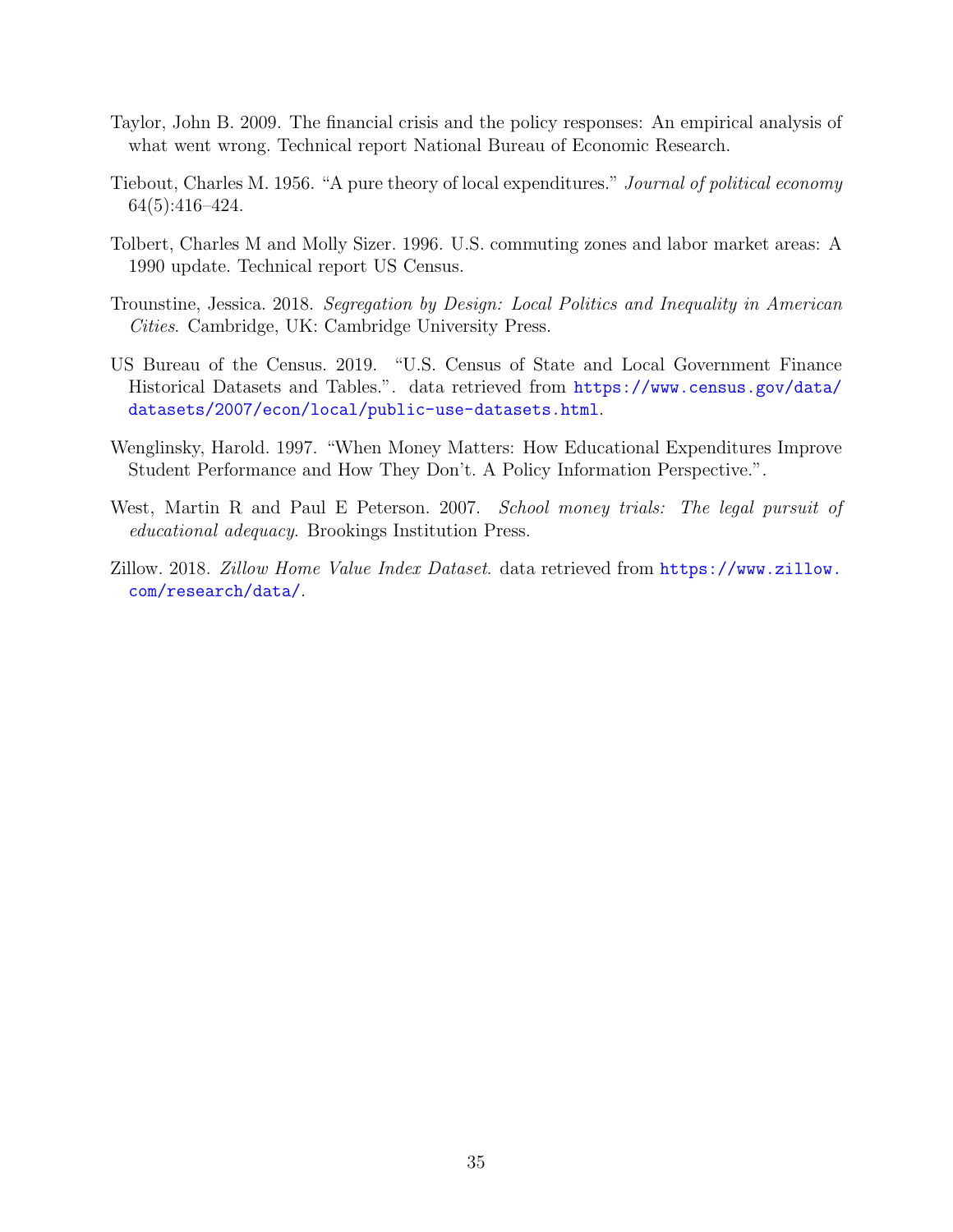Taylor, John B. 2009. The financial crisis and the policy responses: An empirical analysis of what went wrong. Technical report National Bureau of Economic Research.

Tiebout, Charles M. 1956. "A pure theory of local expenditures." *Journal of political economy* 64(5):416–424.

Tolbert, Charles M and Molly Sizer. 1996. U.S. commuting zones and labor market areas: A 1990 update. Technical report US Census.

Trounstine, Jessica. 2018. *Segregation by Design: Local Politics and Inequality in American Cities*. Cambridge, UK: Cambridge University Press.

US Bureau of the Census. 2019. "U.S. Census of State and Local Government Finance Historical Datasets and Tables.". data retrieved from https://www.census.gov/data/datasets/2007/econ/local/public-use-datasets.html.

Wenglinsky, Harold. 1997. "When Money Matters: How Educational Expenditures Improve Student Performance and How They Don't. A Policy Information Perspective.".

West, Martin R and Paul E Peterson. 2007. *School money trials: The legal pursuit of educational adequacy*. Brookings Institution Press.

Zillow. 2018. *Zillow Home Value Index Dataset*. data retrieved from https://www.zillow.com/research/data/.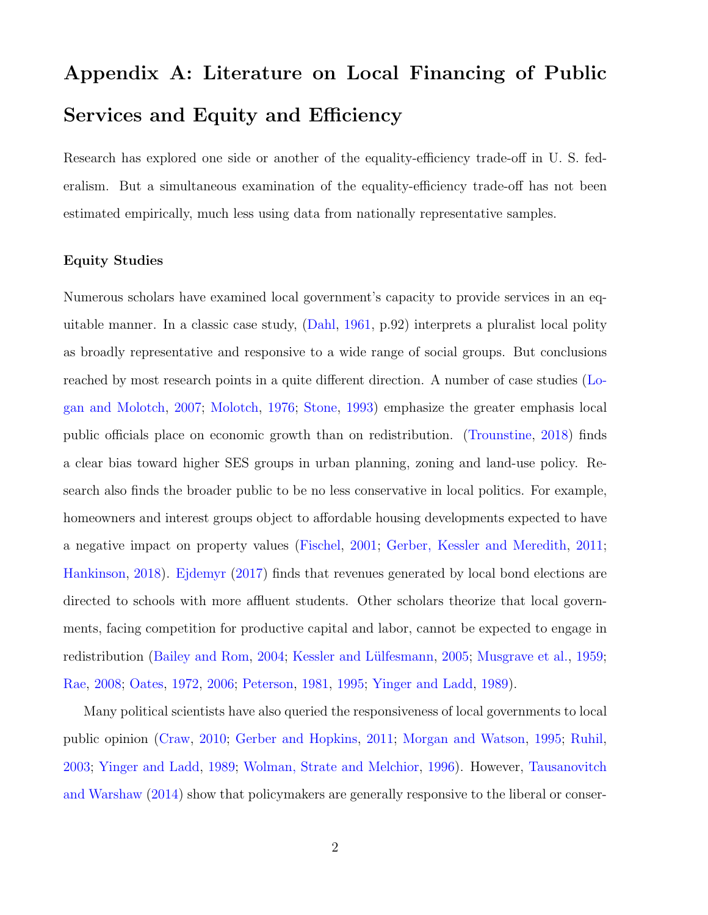# Appendix A: Literature on Local Financing of Public Services and Equity and Efficiency

Research has explored one side or another of the equality-efficiency trade-off in U. S. federalism. But a simultaneous examination of the equality-efficiency trade-off has not been estimated empirically, much less using data from nationally representative samples.

### Equity Studies

Numerous scholars have examined local government's capacity to provide services in an equitable manner. In a classic case study, (Dahl, 1961, p.92) interprets a pluralist local polity as broadly representative and responsive to a wide range of social groups. But conclusions reached by most research points in a quite different direction. A number of case studies (Logan and Molotch, 2007; Molotch, 1976; Stone, 1993) emphasize the greater emphasis local public officials place on economic growth than on redistribution. (Trounstine, 2018) finds a clear bias toward higher SES groups in urban planning, zoning and land-use policy. Research also finds the broader public to be no less conservative in local politics. For example, homeowners and interest groups object to affordable housing developments expected to have a negative impact on property values (Fischel, 2001; Gerber, Kessler and Meredith, 2011; Hankinson, 2018). Ejdemyr (2017) finds that revenues generated by local bond elections are directed to schools with more affluent students. Other scholars theorize that local governments, facing competition for productive capital and labor, cannot be expected to engage in redistribution (Bailey and Rom, 2004; Kessler and Lülfesmann, 2005; Musgrave et al., 1959; Rae, 2008; Oates, 1972, 2006; Peterson, 1981, 1995; Yinger and Ladd, 1989).

Many political scientists have also queried the responsiveness of local governments to local public opinion (Craw, 2010; Gerber and Hopkins, 2011; Morgan and Watson, 1995; Ruhil, 2003; Yinger and Ladd, 1989; Wolman, Strate and Melchior, 1996). However, Tausanovitch and Warshaw (2014) show that policymakers are generally responsive to the liberal or conser-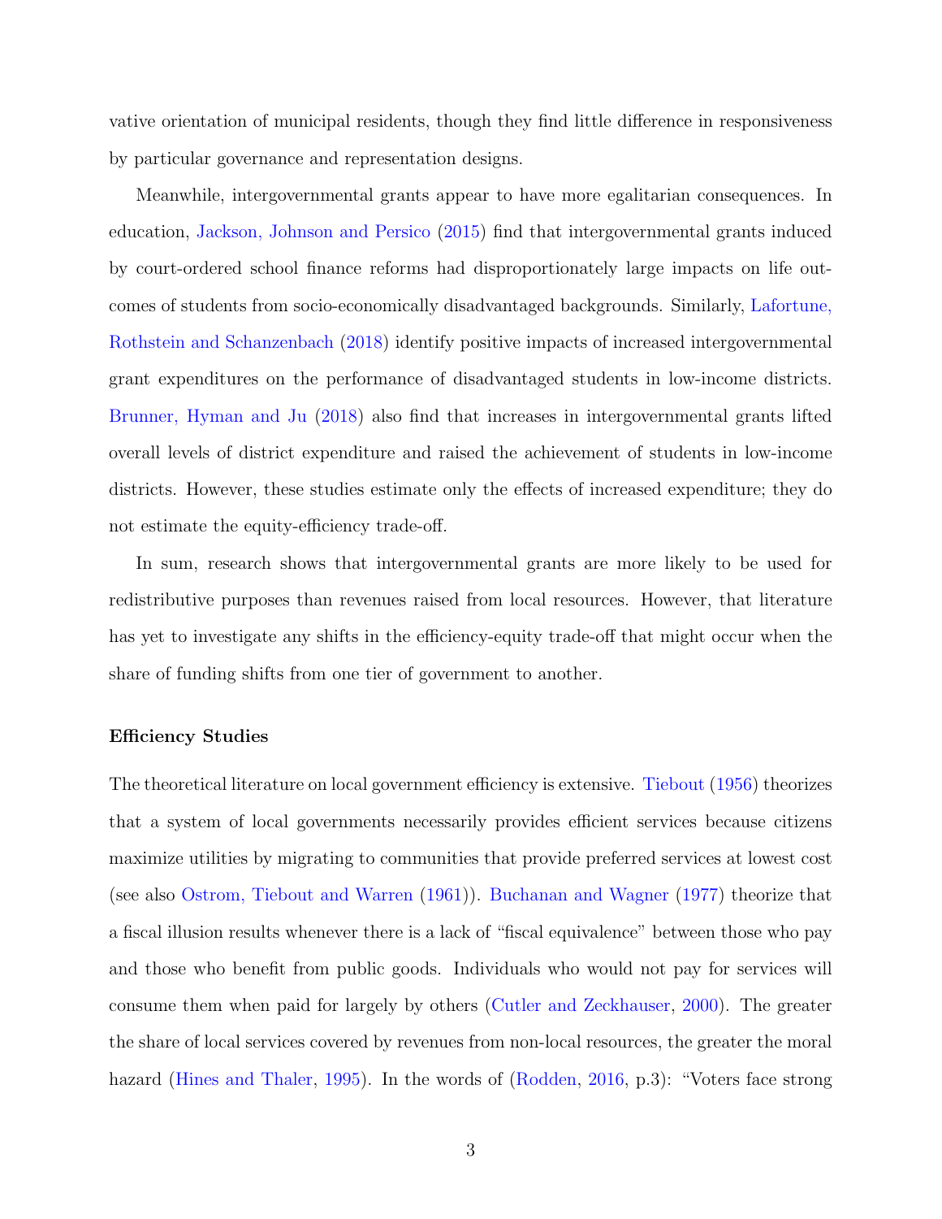vative orientation of municipal residents, though they find little difference in responsiveness by particular governance and representation designs.

Meanwhile, intergovernmental grants appear to have more egalitarian consequences. In education, Jackson, Johnson and Persico (2015) find that intergovernmental grants induced by court-ordered school finance reforms had disproportionately large impacts on life outcomes of students from socio-economically disadvantaged backgrounds. Similarly, Lafortune, Rothstein and Schanzenbach (2018) identify positive impacts of increased intergovernmental grant expenditures on the performance of disadvantaged students in low-income districts. Brunner, Hyman and Ju (2018) also find that increases in intergovernmental grants lifted overall levels of district expenditure and raised the achievement of students in low-income districts. However, these studies estimate only the effects of increased expenditure; they do not estimate the equity-efficiency trade-off.

In sum, research shows that intergovernmental grants are more likely to be used for redistributive purposes than revenues raised from local resources. However, that literature has yet to investigate any shifts in the efficiency-equity trade-off that might occur when the share of funding shifts from one tier of government to another.

### Efficiency Studies

The theoretical literature on local government efficiency is extensive. Tiebout (1956) theorizes that a system of local governments necessarily provides efficient services because citizens maximize utilities by migrating to communities that provide preferred services at lowest cost (see also Ostrom, Tiebout and Warren (1961)). Buchanan and Wagner (1977) theorize that a fiscal illusion results whenever there is a lack of "fiscal equivalence" between those who pay and those who benefit from public goods. Individuals who would not pay for services will consume them when paid for largely by others (Cutler and Zeckhauser, 2000). The greater the share of local services covered by revenues from non-local resources, the greater the moral hazard (Hines and Thaler, 1995). In the words of (Rodden, 2016, p.3): "Voters face strong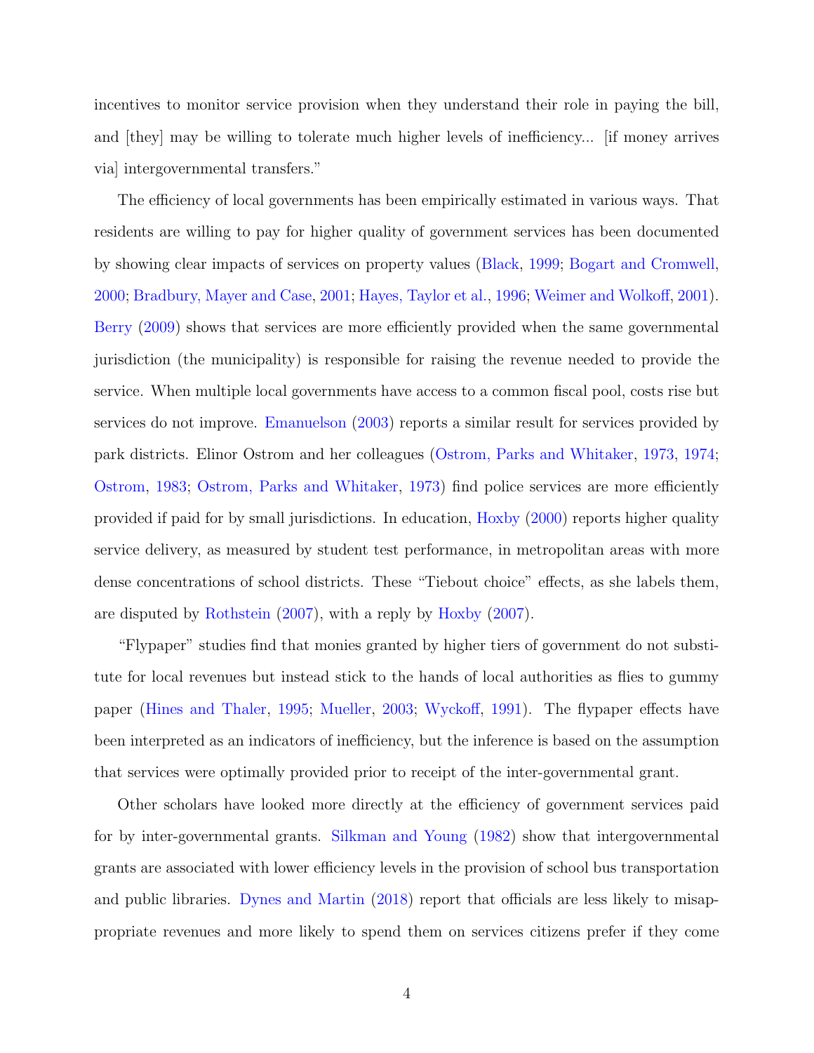incentives to monitor service provision when they understand their role in paying the bill, and [they] may be willing to tolerate much higher levels of inefficiency... [if money arrives via] intergovernmental transfers."

The efficiency of local governments has been empirically estimated in various ways. That residents are willing to pay for higher quality of government services has been documented by showing clear impacts of services on property values (Black, 1999; Bogart and Cromwell, 2000; Bradbury, Mayer and Case, 2001; Hayes, Taylor et al., 1996; Weimer and Wolkoff, 2001). Berry (2009) shows that services are more efficiently provided when the same governmental jurisdiction (the municipality) is responsible for raising the revenue needed to provide the service. When multiple local governments have access to a common fiscal pool, costs rise but services do not improve. Emanuelson (2003) reports a similar result for services provided by park districts. Elinor Ostrom and her colleagues (Ostrom, Parks and Whitaker, 1973, 1974; Ostrom, 1983; Ostrom, Parks and Whitaker, 1973) find police services are more efficiently provided if paid for by small jurisdictions. In education, Hoxby (2000) reports higher quality service delivery, as measured by student test performance, in metropolitan areas with more dense concentrations of school districts. These "Tiebout choice" effects, as she labels them, are disputed by Rothstein (2007), with a reply by Hoxby (2007).

"Flypaper" studies find that monies granted by higher tiers of government do not substitute for local revenues but instead stick to the hands of local authorities as flies to gummy paper (Hines and Thaler, 1995; Mueller, 2003; Wyckoff, 1991). The flypaper effects have been interpreted as an indicators of inefficiency, but the inference is based on the assumption that services were optimally provided prior to receipt of the inter-governmental grant.

Other scholars have looked more directly at the efficiency of government services paid for by inter-governmental grants. Silkman and Young (1982) show that intergovernmental grants are associated with lower efficiency levels in the provision of school bus transportation and public libraries. Dynes and Martin (2018) report that officials are less likely to misappropriate revenues and more likely to spend them on services citizens prefer if they come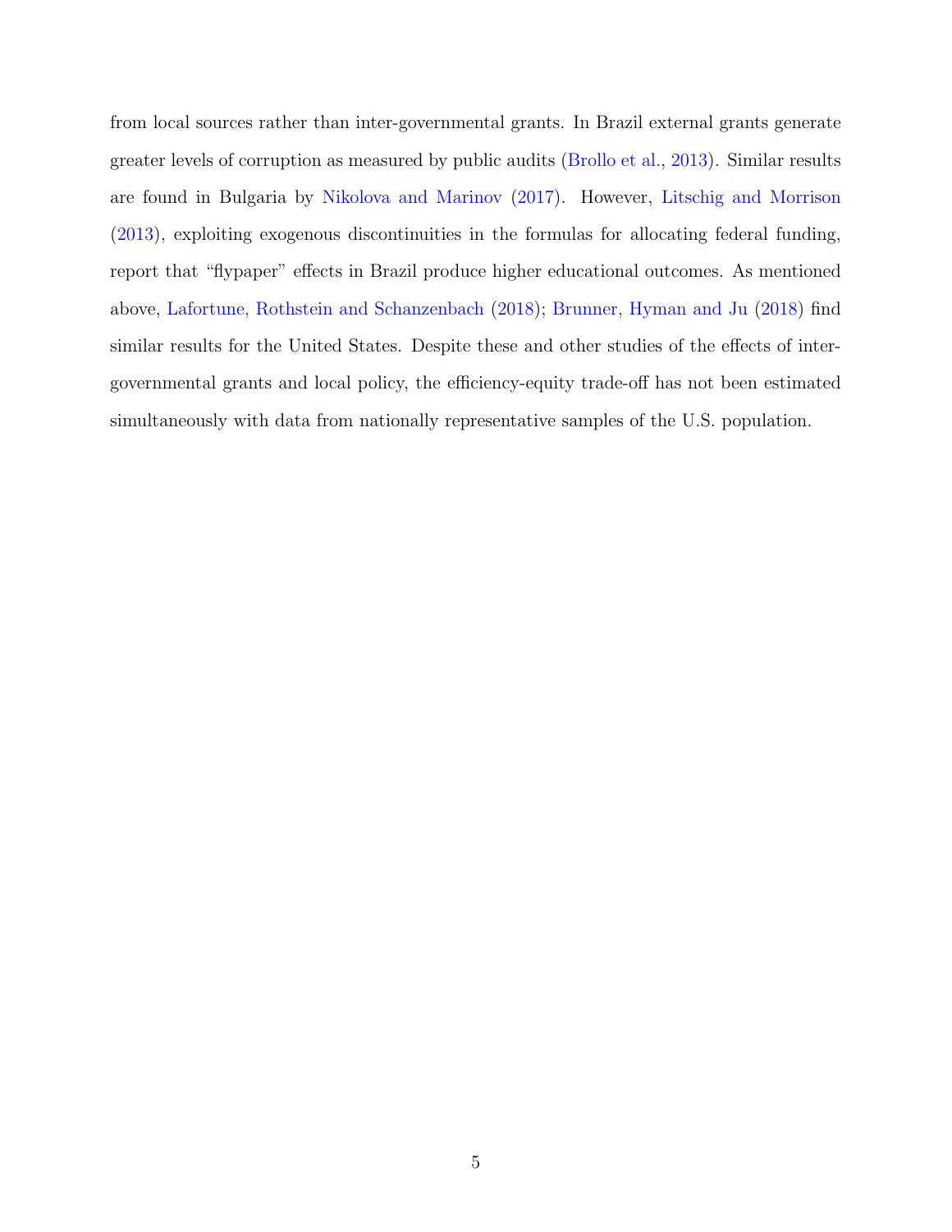from local sources rather than inter-governmental grants. In Brazil external grants generate greater levels of corruption as measured by public audits (Brollo et al., 2013). Similar results are found in Bulgaria by Nikolova and Marinov (2017). However, Litschig and Morrison (2013), exploiting exogenous discontinuities in the formulas for allocating federal funding, report that "flypaper" effects in Brazil produce higher educational outcomes. As mentioned above, Lafortune, Rothstein and Schanzenbach (2018); Brunner, Hyman and Ju (2018) find similar results for the United States. Despite these and other studies of the effects of inter-governmental grants and local policy, the efficiency-equity trade-off has not been estimated simultaneously with data from nationally representative samples of the U.S. population.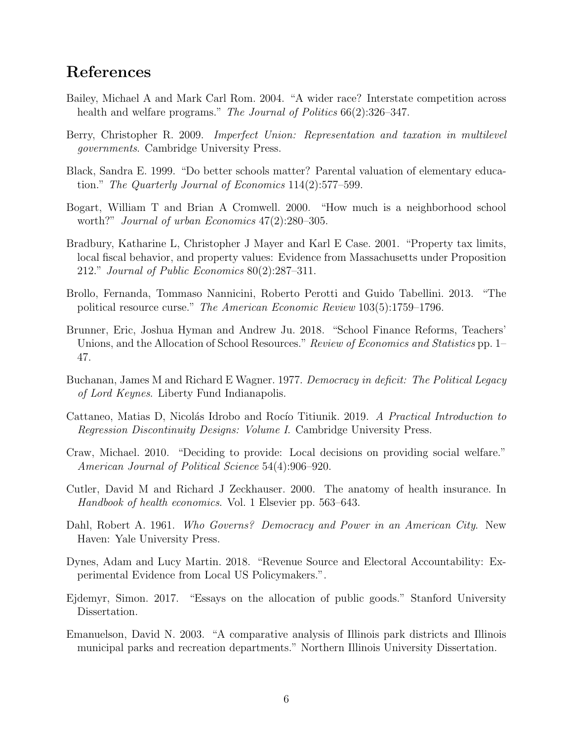# References

Bailey, Michael A and Mark Carl Rom. 2004. "A wider race? Interstate competition across health and welfare programs." *The Journal of Politics* 66(2):326–347.

Berry, Christopher R. 2009. *Imperfect Union: Representation and taxation in multilevel governments*. Cambridge University Press.

Black, Sandra E. 1999. "Do better schools matter? Parental valuation of elementary education." *The Quarterly Journal of Economics* 114(2):577–599.

Bogart, William T and Brian A Cromwell. 2000. "How much is a neighborhood school worth?" *Journal of urban Economics* 47(2):280–305.

Bradbury, Katharine L, Christopher J Mayer and Karl E Case. 2001. "Property tax limits, local fiscal behavior, and property values: Evidence from Massachusetts under Proposition 212." *Journal of Public Economics* 80(2):287–311.

Brollo, Fernanda, Tommaso Nannicini, Roberto Perotti and Guido Tabellini. 2013. "The political resource curse." *The American Economic Review* 103(5):1759–1796.

Brunner, Eric, Joshua Hyman and Andrew Ju. 2018. "School Finance Reforms, Teachers' Unions, and the Allocation of School Resources." *Review of Economics and Statistics* pp. 1–47.

Buchanan, James M and Richard E Wagner. 1977. *Democracy in deficit: The Political Legacy of Lord Keynes*. Liberty Fund Indianapolis.

Cattaneo, Matias D, Nicolás Idrobo and Rocío Titiunik. 2019. *A Practical Introduction to Regression Discontinuity Designs: Volume I*. Cambridge University Press.

Craw, Michael. 2010. "Deciding to provide: Local decisions on providing social welfare." *American Journal of Political Science* 54(4):906–920.

Cutler, David M and Richard J Zeckhauser. 2000. The anatomy of health insurance. In *Handbook of health economics*. Vol. 1 Elsevier pp. 563–643.

Dahl, Robert A. 1961. *Who Governs? Democracy and Power in an American City*. New Haven: Yale University Press.

Dynes, Adam and Lucy Martin. 2018. "Revenue Source and Electoral Accountability: Experimental Evidence from Local US Policymakers.".

Ejdemyr, Simon. 2017. "Essays on the allocation of public goods." Stanford University Dissertation.

Emanuelson, David N. 2003. "A comparative analysis of Illinois park districts and Illinois municipal parks and recreation departments." Northern Illinois University Dissertation.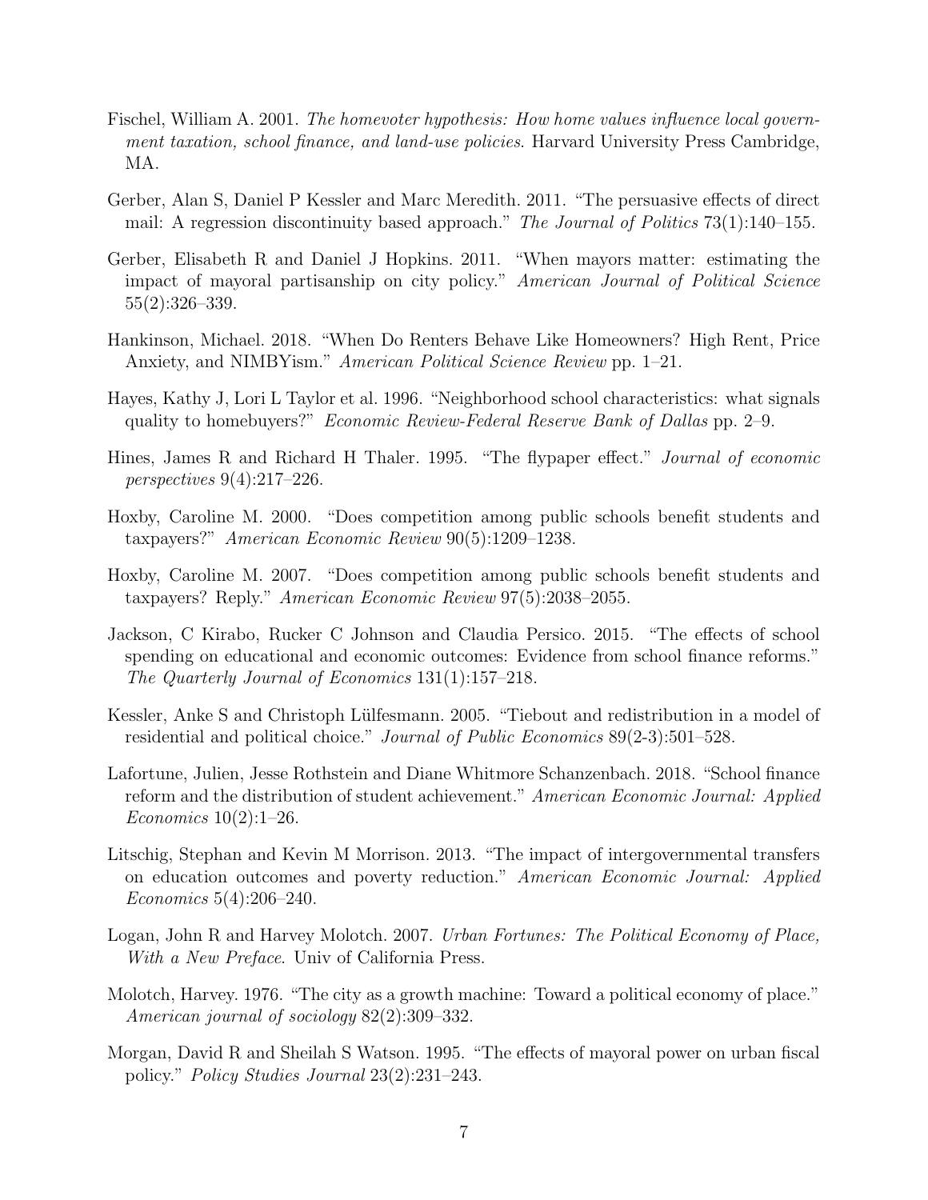Fischel, William A. 2001. *The homevoter hypothesis: How home values influence local government taxation, school finance, and land-use policies*. Harvard University Press Cambridge, MA.

Gerber, Alan S, Daniel P Kessler and Marc Meredith. 2011. "The persuasive effects of direct mail: A regression discontinuity based approach." *The Journal of Politics* 73(1):140–155.

Gerber, Elisabeth R and Daniel J Hopkins. 2011. "When mayors matter: estimating the impact of mayoral partisanship on city policy." *American Journal of Political Science* 55(2):326–339.

Hankinson, Michael. 2018. "When Do Renters Behave Like Homeowners? High Rent, Price Anxiety, and NIMBYism." *American Political Science Review* pp. 1–21.

Hayes, Kathy J, Lori L Taylor et al. 1996. "Neighborhood school characteristics: what signals quality to homebuyers?" *Economic Review-Federal Reserve Bank of Dallas* pp. 2–9.

Hines, James R and Richard H Thaler. 1995. "The flypaper effect." *Journal of economic perspectives* 9(4):217–226.

Hoxby, Caroline M. 2000. "Does competition among public schools benefit students and taxpayers?" *American Economic Review* 90(5):1209–1238.

Hoxby, Caroline M. 2007. "Does competition among public schools benefit students and taxpayers? Reply." *American Economic Review* 97(5):2038–2055.

Jackson, C Kirabo, Rucker C Johnson and Claudia Persico. 2015. "The effects of school spending on educational and economic outcomes: Evidence from school finance reforms." *The Quarterly Journal of Economics* 131(1):157–218.

Kessler, Anke S and Christoph Lülfesmann. 2005. "Tiebout and redistribution in a model of residential and political choice." *Journal of Public Economics* 89(2-3):501–528.

Lafortune, Julien, Jesse Rothstein and Diane Whitmore Schanzenbach. 2018. "School finance reform and the distribution of student achievement." *American Economic Journal: Applied Economics* 10(2):1–26.

Litschig, Stephan and Kevin M Morrison. 2013. "The impact of intergovernmental transfers on education outcomes and poverty reduction." *American Economic Journal: Applied Economics* 5(4):206–240.

Logan, John R and Harvey Molotch. 2007. *Urban Fortunes: The Political Economy of Place, With a New Preface*. Univ of California Press.

Molotch, Harvey. 1976. "The city as a growth machine: Toward a political economy of place." *American journal of sociology* 82(2):309–332.

Morgan, David R and Sheilah S Watson. 1995. "The effects of mayoral power on urban fiscal policy." *Policy Studies Journal* 23(2):231–243.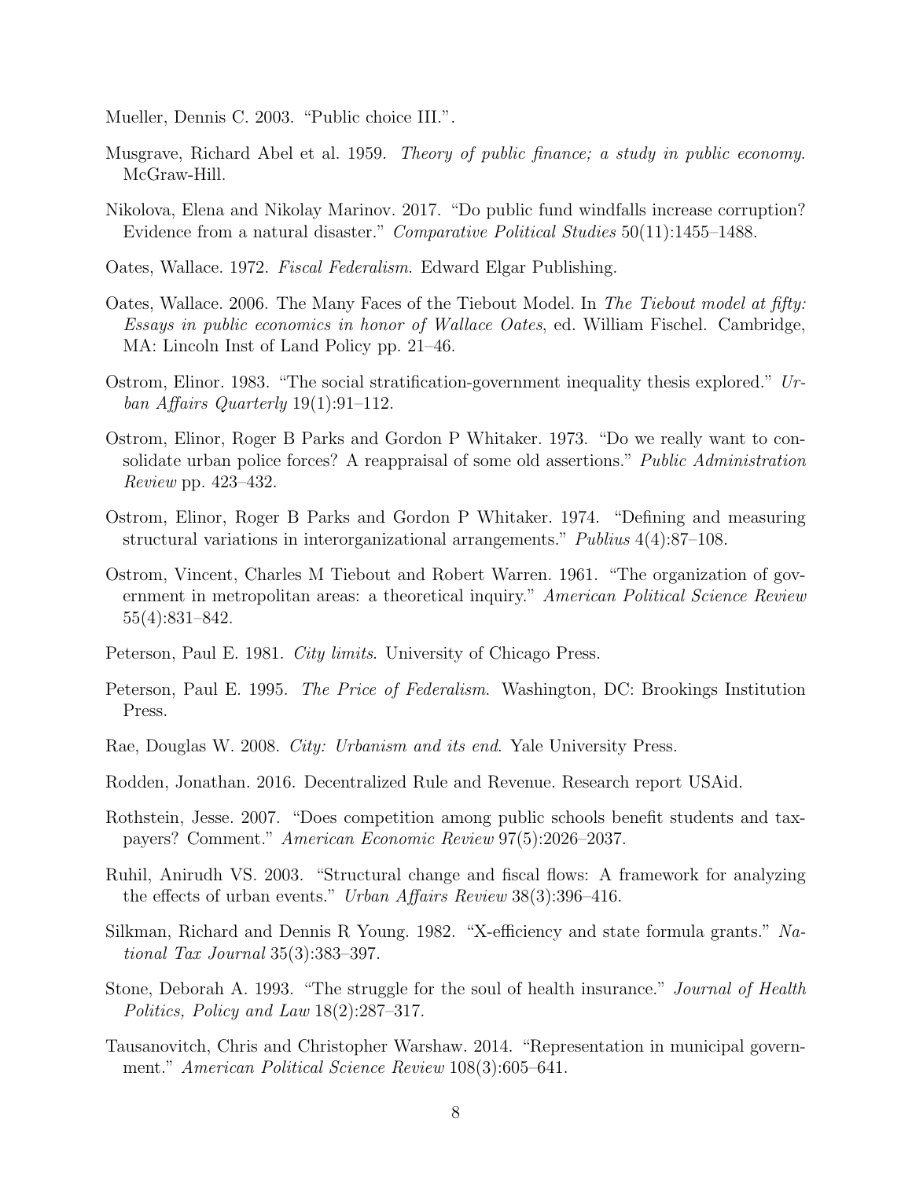Mueller, Dennis C. 2003. "Public choice III.".

Musgrave, Richard Abel et al. 1959. *Theory of public finance; a study in public economy*. McGraw-Hill.

Nikolova, Elena and Nikolay Marinov. 2017. "Do public fund windfalls increase corruption? Evidence from a natural disaster." *Comparative Political Studies* 50(11):1455–1488.

Oates, Wallace. 1972. *Fiscal Federalism*. Edward Elgar Publishing.

Oates, Wallace. 2006. The Many Faces of the Tiebout Model. In *The Tiebout model at fifty: Essays in public economics in honor of Wallace Oates*, ed. William Fischel. Cambridge, MA: Lincoln Inst of Land Policy pp. 21–46.

Ostrom, Elinor. 1983. "The social stratification-government inequality thesis explored." *Urban Affairs Quarterly* 19(1):91–112.

Ostrom, Elinor, Roger B Parks and Gordon P Whitaker. 1973. "Do we really want to consolidate urban police forces? A reappraisal of some old assertions." *Public Administration Review* pp. 423–432.

Ostrom, Elinor, Roger B Parks and Gordon P Whitaker. 1974. "Defining and measuring structural variations in interorganizational arrangements." *Publius* 4(4):87–108.

Ostrom, Vincent, Charles M Tiebout and Robert Warren. 1961. "The organization of government in metropolitan areas: a theoretical inquiry." *American Political Science Review* 55(4):831–842.

Peterson, Paul E. 1981. *City limits*. University of Chicago Press.

Peterson, Paul E. 1995. *The Price of Federalism*. Washington, DC: Brookings Institution Press.

Rae, Douglas W. 2008. *City: Urbanism and its end*. Yale University Press.

Rodden, Jonathan. 2016. Decentralized Rule and Revenue. Research report USAid.

Rothstein, Jesse. 2007. "Does competition among public schools benefit students and taxpayers? Comment." *American Economic Review* 97(5):2026–2037.

Ruhil, Anirudh VS. 2003. "Structural change and fiscal flows: A framework for analyzing the effects of urban events." *Urban Affairs Review* 38(3):396–416.

Silkman, Richard and Dennis R Young. 1982. "X-efficiency and state formula grants." *National Tax Journal* 35(3):383–397.

Stone, Deborah A. 1993. "The struggle for the soul of health insurance." *Journal of Health Politics, Policy and Law* 18(2):287–317.

Tausanovitch, Chris and Christopher Warshaw. 2014. "Representation in municipal government." *American Political Science Review* 108(3):605–641.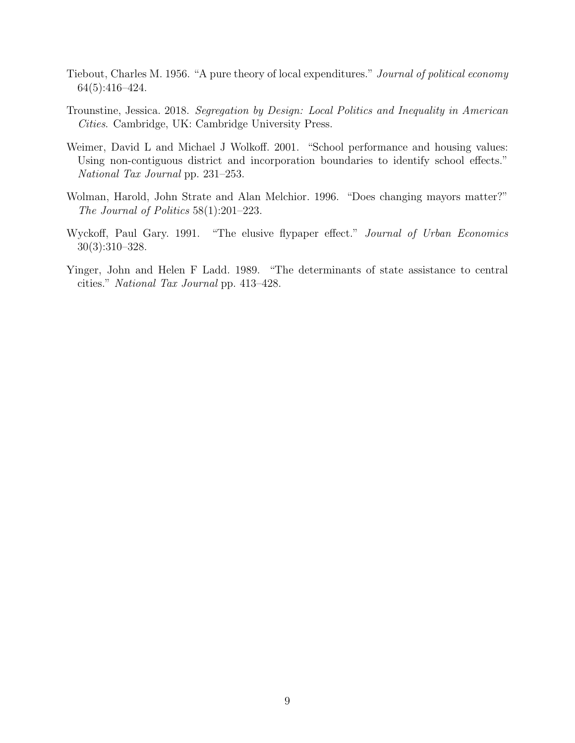Tiebout, Charles M. 1956. "A pure theory of local expenditures." *Journal of political economy* 64(5):416–424.

Trounstine, Jessica. 2018. *Segregation by Design: Local Politics and Inequality in American Cities*. Cambridge, UK: Cambridge University Press.

Weimer, David L and Michael J Wolkoff. 2001. "School performance and housing values: Using non-contiguous district and incorporation boundaries to identify school effects." *National Tax Journal* pp. 231–253.

Wolman, Harold, John Strate and Alan Melchior. 1996. "Does changing mayors matter?" *The Journal of Politics* 58(1):201–223.

Wyckoff, Paul Gary. 1991. "The elusive flypaper effect." *Journal of Urban Economics* 30(3):310–328.

Yinger, John and Helen F Ladd. 1989. "The determinants of state assistance to central cities." *National Tax Journal* pp. 413–428.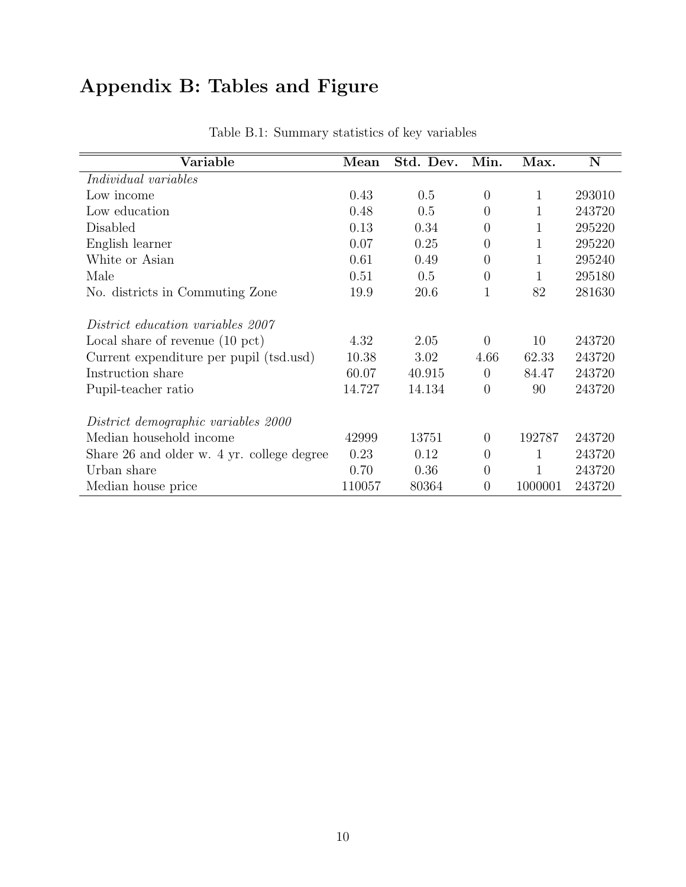# Appendix B: Tables and Figure

Table B.1: Summary statistics of key variables

| Variable | Mean | Std. Dev. | Min. | Max. | N |
|---|---|---|---|---|---|
| *Individual variables* | | | | | |
| Low income | 0.43 | 0.5 | 0 | 1 | 293010 |
| Low education | 0.48 | 0.5 | 0 | 1 | 243720 |
| Disabled | 0.13 | 0.34 | 0 | 1 | 295220 |
| English learner | 0.07 | 0.25 | 0 | 1 | 295220 |
| White or Asian | 0.61 | 0.49 | 0 | 1 | 295240 |
| Male | 0.51 | 0.5 | 0 | 1 | 295180 |
| No. districts in Commuting Zone | 19.9 | 20.6 | 1 | 82 | 281630 |
| | | | | | |
| *District education variables 2007* | | | | | |
| Local share of revenue (10 pct) | 4.32 | 2.05 | 0 | 10 | 243720 |
| Current expenditure per pupil (tsd.usd) | 10.38 | 3.02 | 4.66 | 62.33 | 243720 |
| Instruction share | 60.07 | 40.915 | 0 | 84.47 | 243720 |
| Pupil-teacher ratio | 14.727 | 14.134 | 0 | 90 | 243720 |
| | | | | | |
| *District demographic variables 2000* | | | | | |
| Median household income | 42999 | 13751 | 0 | 192787 | 243720 |
| Share 26 and older w. 4 yr. college degree | 0.23 | 0.12 | 0 | 1 | 243720 |
| Urban share | 0.70 | 0.36 | 0 | 1 | 243720 |
| Median house price | 110057 | 80364 | 0 | 1000001 | 243720 |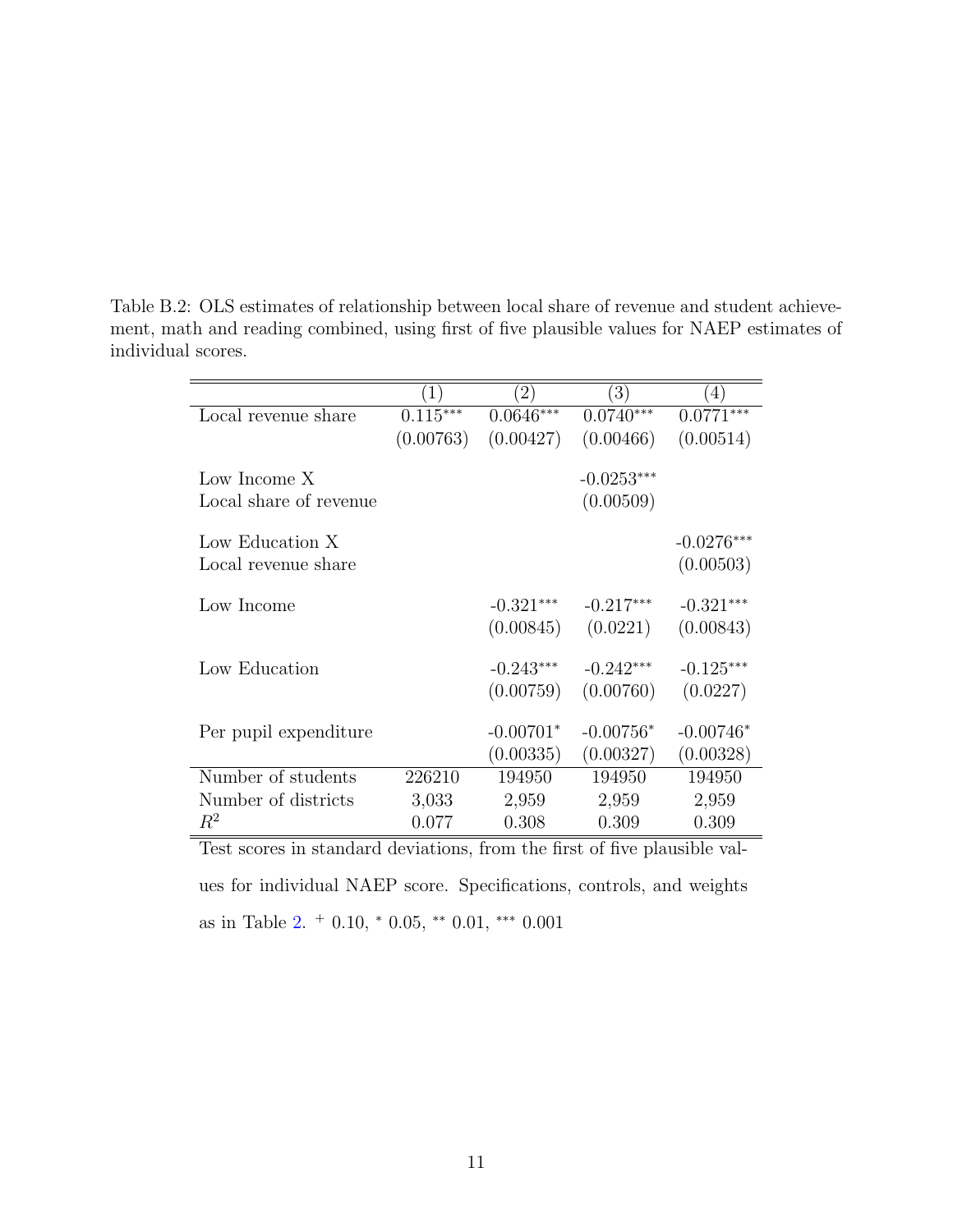Table B.2: OLS estimates of relationship between local share of revenue and student achievement, math and reading combined, using first of five plausible values for NAEP estimates of individual scores.

| | (1) | (2) | (3) | (4) |
|---|---|---|---|---|
| Local revenue share | $0.115^{***}$ | $0.0646^{***}$ | $0.0740^{***}$ | $0.0771^{***}$ |
| | (0.00763) | (0.00427) | (0.00466) | (0.00514) |
| Low Income X Local share of revenue | | | $-0.0253^{***}$ | |
| | | | (0.00509) | |
| Low Education X Local revenue share | | | | $-0.0276^{***}$ |
| | | | | (0.00503) |
| Low Income | | $-0.321^{***}$ | $-0.217^{***}$ | $-0.321^{***}$ |
| | | (0.00845) | (0.0221) | (0.00843) |
| Low Education | | $-0.243^{***}$ | $-0.242^{***}$ | $-0.125^{***}$ |
| | | (0.00759) | (0.00760) | (0.0227) |
| Per pupil expenditure | | $-0.00701^{*}$ | $-0.00756^{*}$ | $-0.00746^{*}$ |
| | | (0.00335) | (0.00327) | (0.00328) |
| Number of students | 226210 | 194950 | 194950 | 194950 |
| Number of districts | 3,033 | 2,959 | 2,959 | 2,959 |
| $R^2$ | 0.077 | 0.308 | 0.309 | 0.309 |

Test scores in standard deviations, from the first of five plausible values for individual NAEP score. Specifications, controls, and weights as in Table 2. $^{+}$ 0.10, $^{*}$ 0.05, $^{**}$ 0.01, $^{***}$ 0.001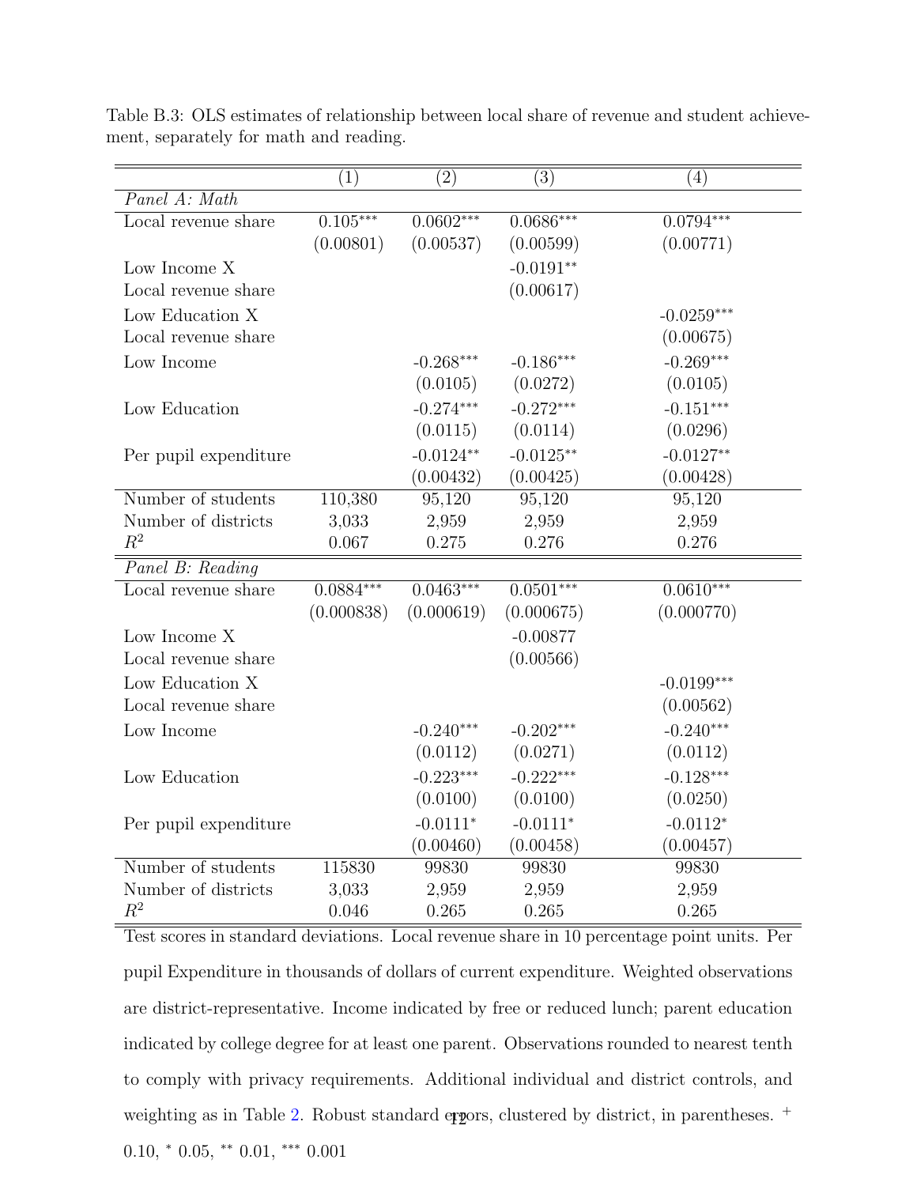Table B.3: OLS estimates of relationship between local share of revenue and student achievement, separately for math and reading.

| | (1) | (2) | (3) | (4) |
|---|---|---|---|---|
| *Panel A: Math* | | | | |
| Local revenue share | 0.105*** | 0.0602*** | 0.0686*** | 0.0794*** |
| | (0.00801) | (0.00537) | (0.00599) | (0.00771) |
| Low Income X Local revenue share | | | -0.0191** | |
| | | | (0.00617) | |
| Low Education X Local revenue share | | | | -0.0259*** |
| | | | | (0.00675) |
| Low Income | | -0.268*** | -0.186*** | -0.269*** |
| | | (0.0105) | (0.0272) | (0.0105) |
| Low Education | | -0.274*** | -0.272*** | -0.151*** |
| | | (0.0115) | (0.0114) | (0.0296) |
| Per pupil expenditure | | -0.0124** | -0.0125** | -0.0127** |
| | | (0.00432) | (0.00425) | (0.00428) |
| Number of students | 110,380 | 95,120 | 95,120 | 95,120 |
| Number of districts | 3,033 | 2,959 | 2,959 | 2,959 |
| $R^2$ | 0.067 | 0.275 | 0.276 | 0.276 |
| *Panel B: Reading* | | | | |
| Local revenue share | 0.0884*** | 0.0463*** | 0.0501*** | 0.0610*** |
| | (0.000838) | (0.000619) | (0.000675) | (0.000770) |
| Low Income X Local revenue share | | | -0.00877 | |
| | | | (0.00566) | |
| Low Education X Local revenue share | | | | -0.0199*** |
| | | | | (0.00562) |
| Low Income | | -0.240*** | -0.202*** | -0.240*** |
| | | (0.0112) | (0.0271) | (0.0112) |
| Low Education | | -0.223*** | -0.222*** | -0.128*** |
| | | (0.0100) | (0.0100) | (0.0250) |
| Per pupil expenditure | | -0.0111* | -0.0111* | -0.0112* |
| | | (0.00460) | (0.00458) | (0.00457) |
| Number of students | 115830 | 99830 | 99830 | 99830 |
| Number of districts | 3,033 | 2,959 | 2,959 | 2,959 |
| $R^2$ | 0.046 | 0.265 | 0.265 | 0.265 |

Test scores in standard deviations. Local revenue share in 10 percentage point units. Per pupil Expenditure in thousands of dollars of current expenditure. Weighted observations are district-representative. Income indicated by free or reduced lunch; parent education indicated by college degree for at least one parent. Observations rounded to nearest tenth to comply with privacy requirements. Additional individual and district controls, and weighting as in Table 2. Robust standard errors, clustered by district, in parentheses. + 0.10, * 0.05, ** 0.01, *** 0.001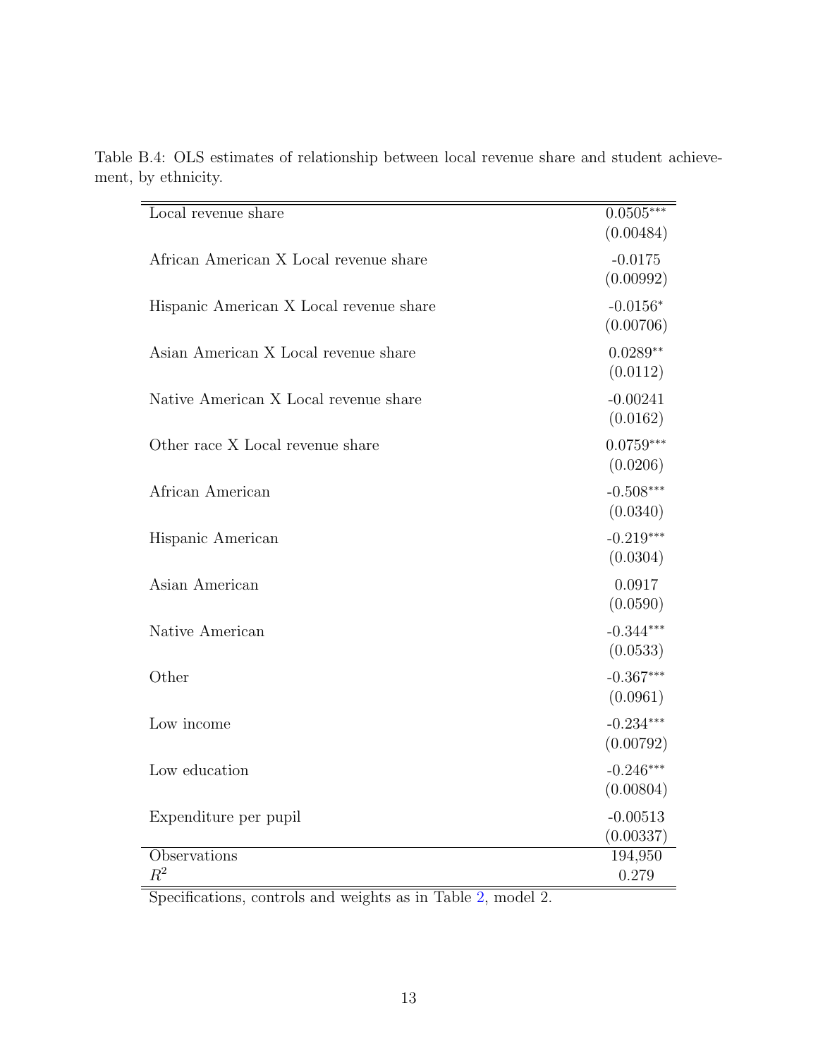Table B.4: OLS estimates of relationship between local revenue share and student achievement, by ethnicity.

| | |
|---|---|
| Local revenue share | 0.0505*** |
| | (0.00484) |
| African American X Local revenue share | -0.0175 |
| | (0.00992) |
| Hispanic American X Local revenue share | -0.0156* |
| | (0.00706) |
| Asian American X Local revenue share | 0.0289** |
| | (0.0112) |
| Native American X Local revenue share | -0.00241 |
| | (0.0162) |
| Other race X Local revenue share | 0.0759*** |
| | (0.0206) |
| African American | -0.508*** |
| | (0.0340) |
| Hispanic American | -0.219*** |
| | (0.0304) |
| Asian American | 0.0917 |
| | (0.0590) |
| Native American | -0.344*** |
| | (0.0533) |
| Other | -0.367*** |
| | (0.0961) |
| Low income | -0.234*** |
| | (0.00792) |
| Low education | -0.246*** |
| | (0.00804) |
| Expenditure per pupil | -0.00513 |
| | (0.00337) |
| Observations | 194,950 |
| $R^2$ | 0.279 |

Specifications, controls and weights as in Table 2, model 2.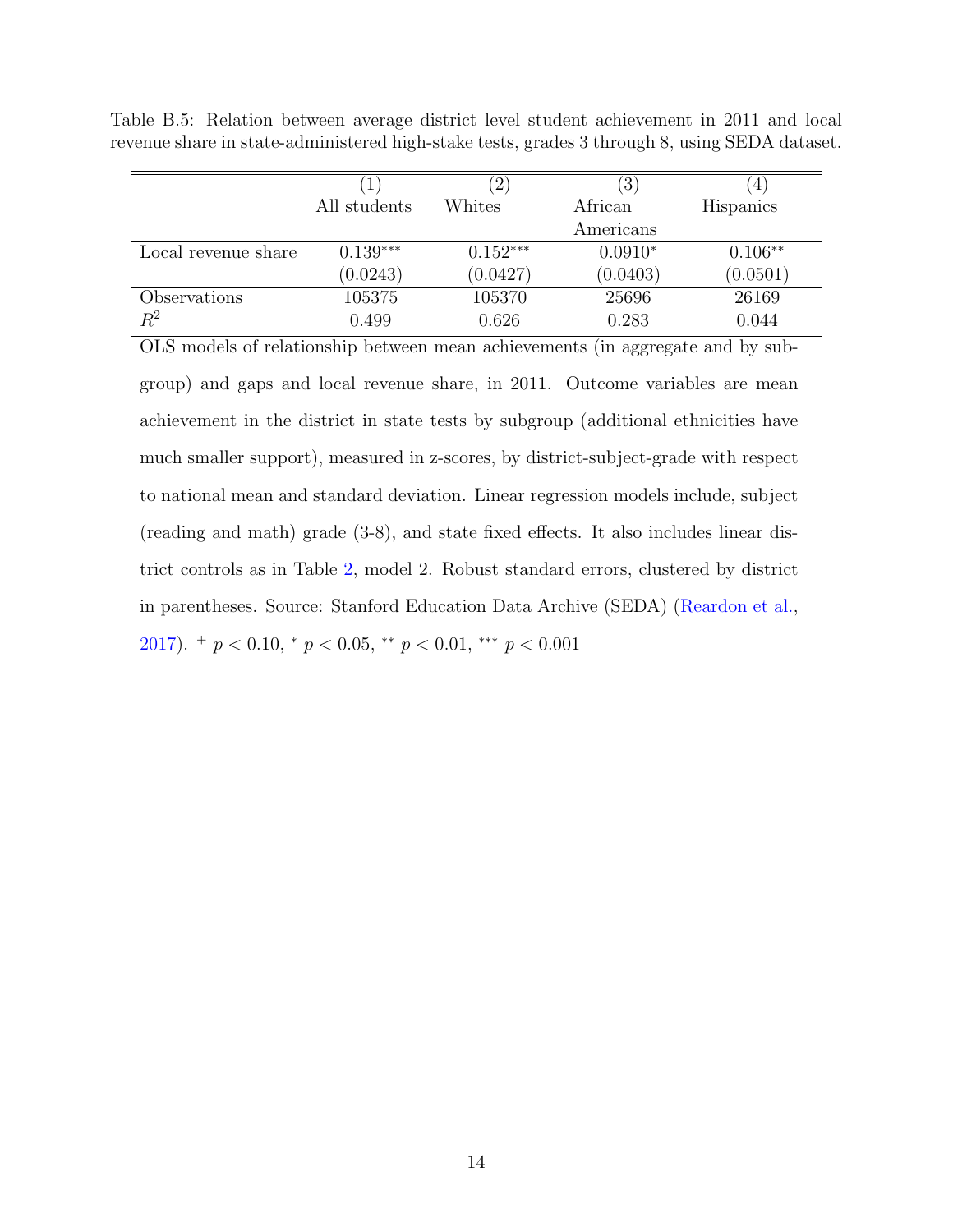Table B.5: Relation between average district level student achievement in 2011 and local revenue share in state-administered high-stake tests, grades 3 through 8, using SEDA dataset.

| | (1) | (2) | (3) | (4) |
|---|---|---|---|---|
| | All students | Whites | African Americans | Hispanics |
| Local revenue share | 0.139*** | 0.152*** | 0.0910* | 0.106** |
| | (0.0243) | (0.0427) | (0.0403) | (0.0501) |
| Observations | 105375 | 105370 | 25696 | 26169 |
| $R^2$ | 0.499 | 0.626 | 0.283 | 0.044 |

OLS models of relationship between mean achievements (in aggregate and by subgroup) and gaps and local revenue share, in 2011. Outcome variables are mean achievement in the district in state tests by subgroup (additional ethnicities have much smaller support), measured in z-scores, by district-subject-grade with respect to national mean and standard deviation. Linear regression models include, subject (reading and math) grade (3-8), and state fixed effects. It also includes linear district controls as in Table 2, model 2. Robust standard errors, clustered by district in parentheses. Source: Stanford Education Data Archive (SEDA) (Reardon et al., 2017). $^{+}$ $p < 0.10$, $^{*}$ $p < 0.05$, $^{**}$ $p < 0.01$, $^{***}$ $p < 0.001$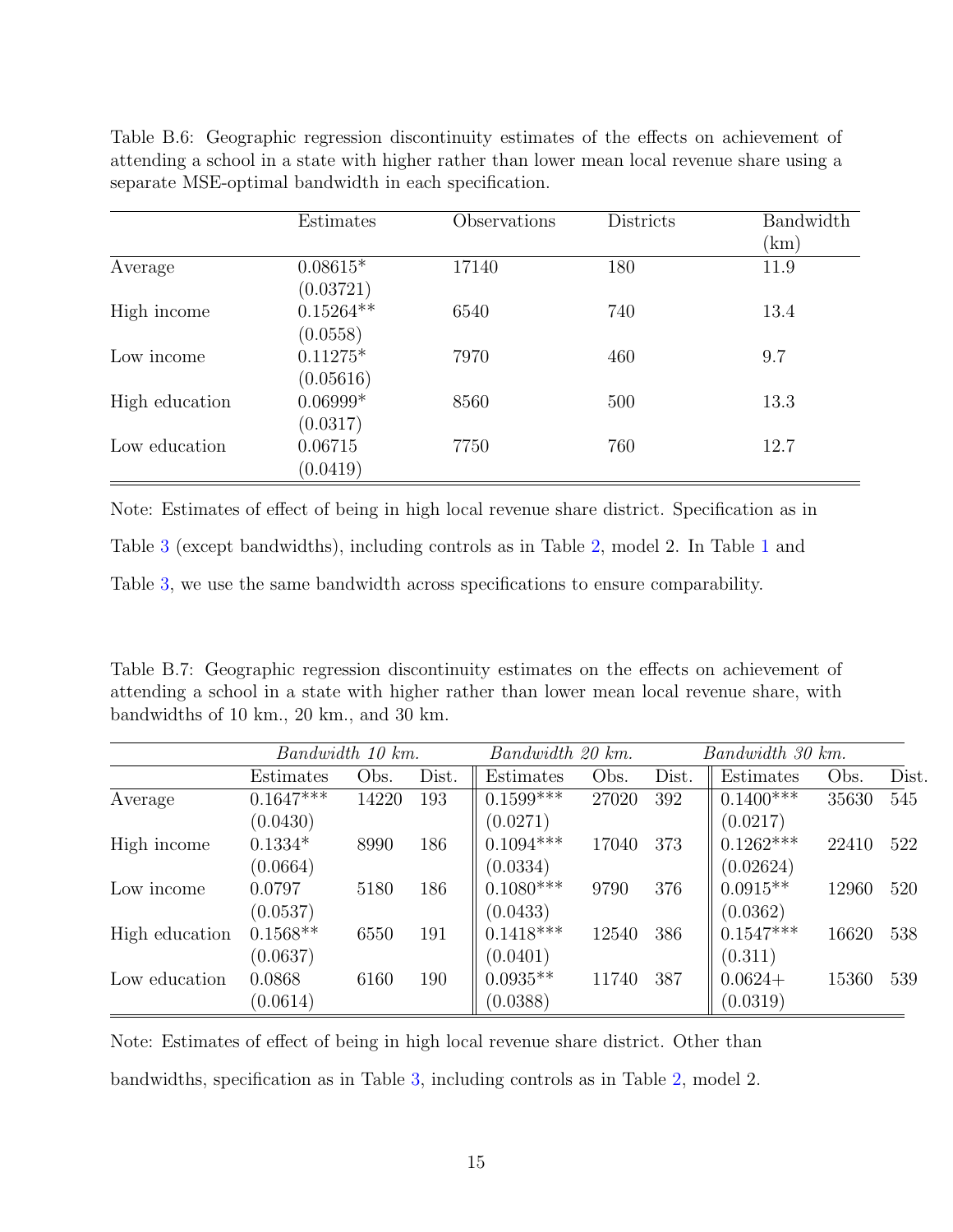Table B.6: Geographic regression discontinuity estimates of the effects on achievement of attending a school in a state with higher rather than lower mean local revenue share using a separate MSE-optimal bandwidth in each specification.

| | Estimates | Observations | Districts | Bandwidth (km) |
|---|---|---|---|---|
| Average | 0.08615* | 17140 | 180 | 11.9 |
| | (0.03721) | | | |
| High income | 0.15264** | 6540 | 740 | 13.4 |
| | (0.0558) | | | |
| Low income | 0.11275* | 7970 | 460 | 9.7 |
| | (0.05616) | | | |
| High education | 0.06999* | 8560 | 500 | 13.3 |
| | (0.0317) | | | |
| Low education | 0.06715 | 7750 | 760 | 12.7 |
| | (0.0419) | | | |

Note: Estimates of effect of being in high local revenue share district. Specification as in Table 3 (except bandwidths), including controls as in Table 2, model 2. In Table 1 and Table 3, we use the same bandwidth across specifications to ensure comparability.

Table B.7: Geographic regression discontinuity estimates on the effects on achievement of attending a school in a state with higher rather than lower mean local revenue share, with bandwidths of 10 km., 20 km., and 30 km.

| | *Bandwidth 10 km.* | | | *Bandwidth 20 km.* | | | *Bandwidth 30 km.* | | |
|---|---|---|---|---|---|---|---|---|---|
| | Estimates | Obs. | Dist. | Estimates | Obs. | Dist. | Estimates | Obs. | Dist. |
| Average | 0.1647*** | 14220 | 193 | 0.1599*** | 27020 | 392 | 0.1400*** | 35630 | 545 |
| | (0.0430) | | | (0.0271) | | | (0.0217) | | |
| High income | 0.1334* | 8990 | 186 | 0.1094*** | 17040 | 373 | 0.1262*** | 22410 | 522 |
| | (0.0664) | | | (0.0334) | | | (0.02624) | | |
| Low income | 0.0797 | 5180 | 186 | 0.1080*** | 9790 | 376 | 0.0915** | 12960 | 520 |
| | (0.0537) | | | (0.0433) | | | (0.0362) | | |
| High education | 0.1568** | 6550 | 191 | 0.1418*** | 12540 | 386 | 0.1547*** | 16620 | 538 |
| | (0.0637) | | | (0.0401) | | | (0.311) | | |
| Low education | 0.0868 | 6160 | 190 | 0.0935** | 11740 | 387 | 0.0624+ | 15360 | 539 |
| | (0.0614) | | | (0.0388) | | | (0.0319) | | |

Note: Estimates of effect of being in high local revenue share district. Other than bandwidths, specification as in Table 3, including controls as in Table 2, model 2.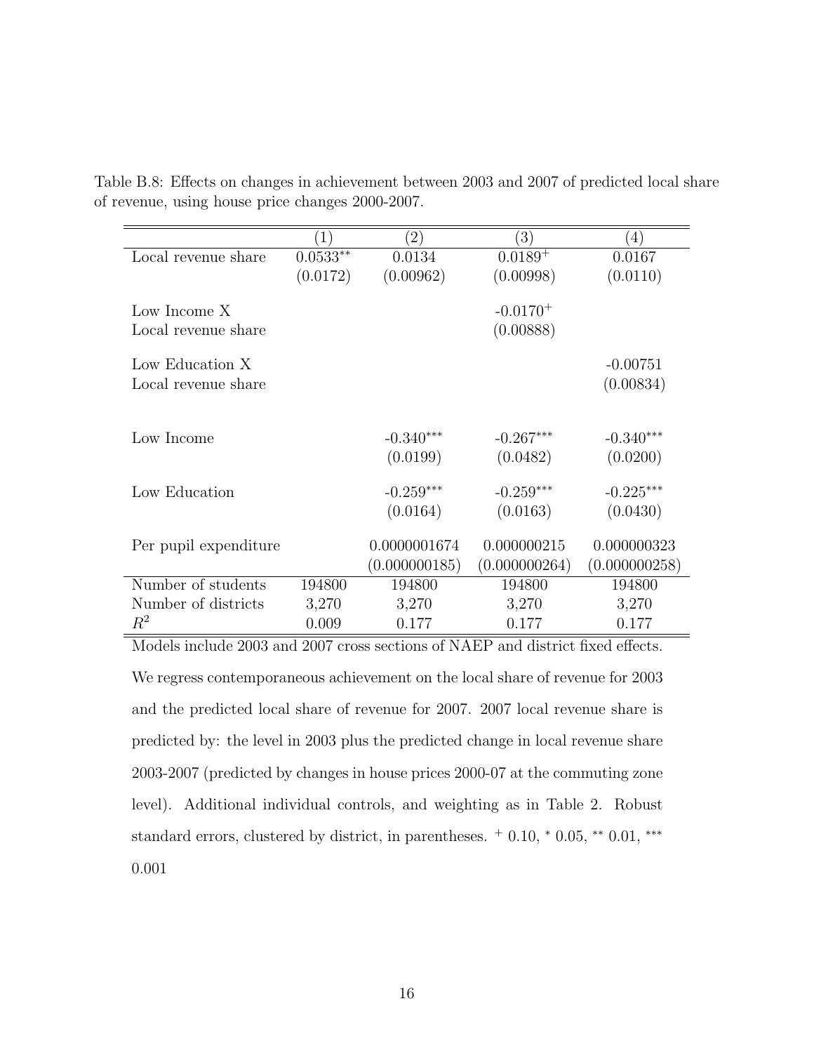Table B.8: Effects on changes in achievement between 2003 and 2007 of predicted local share of revenue, using house price changes 2000-2007.

| | (1) | (2) | (3) | (4) |
|---|---|---|---|---|
| Local revenue share | $0.0533^{**}$ | 0.0134 | $0.0189^{+}$ | 0.0167 |
| | (0.0172) | (0.00962) | (0.00998) | (0.0110) |
| Low Income X Local revenue share | | | $-0.0170^{+}$ | |
| | | | (0.00888) | |
| Low Education X Local revenue share | | | | -0.00751 |
| | | | | (0.00834) |
| Low Income | | $-0.340^{***}$ | $-0.267^{***}$ | $-0.340^{***}$ |
| | | (0.0199) | (0.0482) | (0.0200) |
| Low Education | | $-0.259^{***}$ | $-0.259^{***}$ | $-0.225^{***}$ |
| | | (0.0164) | (0.0163) | (0.0430) |
| Per pupil expenditure | | 0.0000001674 | 0.000000215 | 0.000000323 |
| | | (0.000000185) | (0.000000264) | (0.000000258) |
| Number of students | 194800 | 194800 | 194800 | 194800 |
| Number of districts | 3,270 | 3,270 | 3,270 | 3,270 |
| $R^2$ | 0.009 | 0.177 | 0.177 | 0.177 |

Models include 2003 and 2007 cross sections of NAEP and district fixed effects. We regress contemporaneous achievement on the local share of revenue for 2003 and the predicted local share of revenue for 2007. 2007 local revenue share is predicted by: the level in 2003 plus the predicted change in local revenue share 2003-2007 (predicted by changes in house prices 2000-07 at the commuting zone level). Additional individual controls, and weighting as in Table 2. Robust standard errors, clustered by district, in parentheses. $^{+}$ 0.10, $^{*}$ 0.05, $^{**}$ 0.01, $^{***}$ 0.001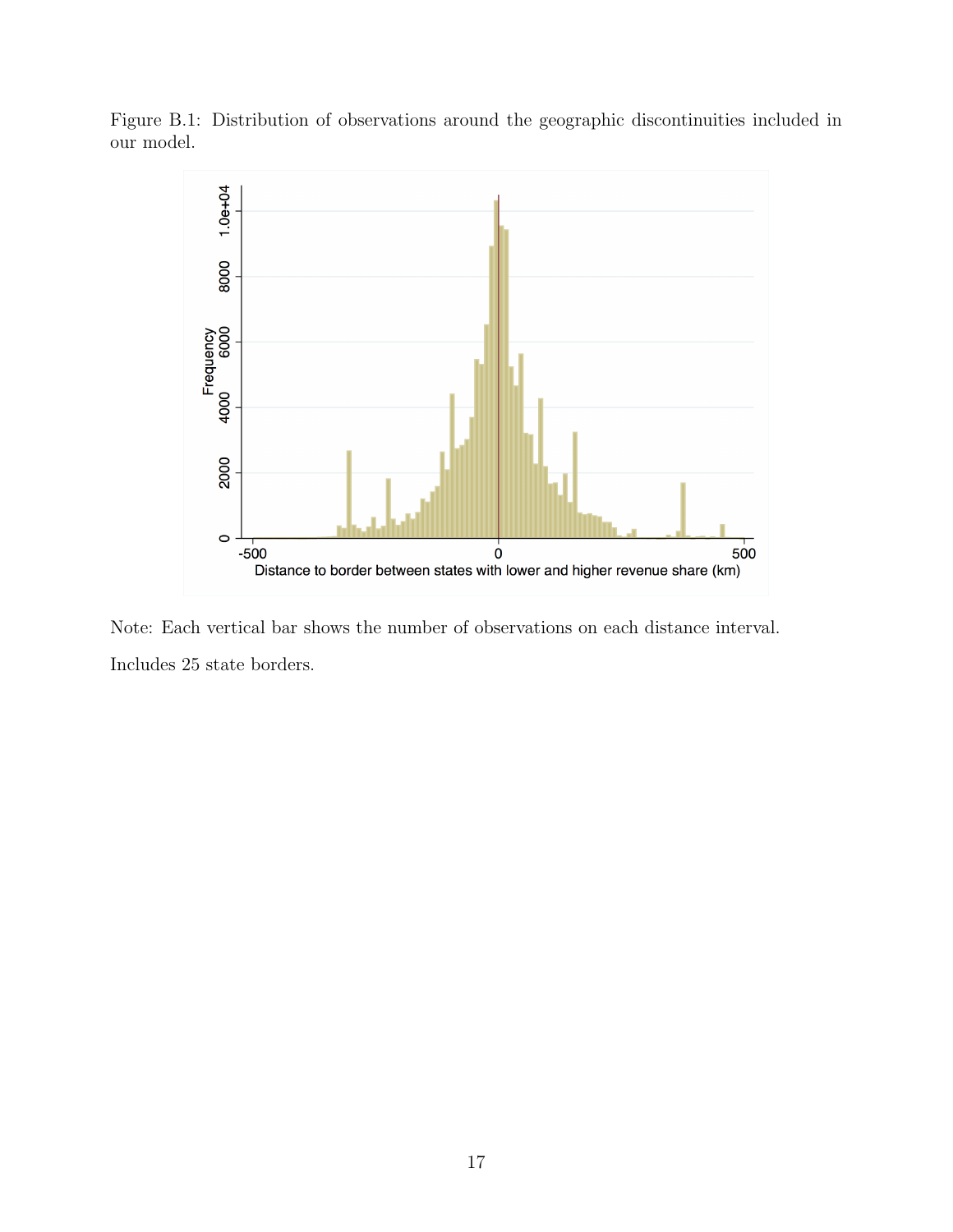Figure B.1: Distribution of observations around the geographic discontinuities included in our model.

Frequency

0
2000
4000
6000
8000
1.0e+04

-500
0
500

Distance to border between states with lower and higher revenue share (km)

Note: Each vertical bar shows the number of observations on each distance interval.

Includes 25 state borders.